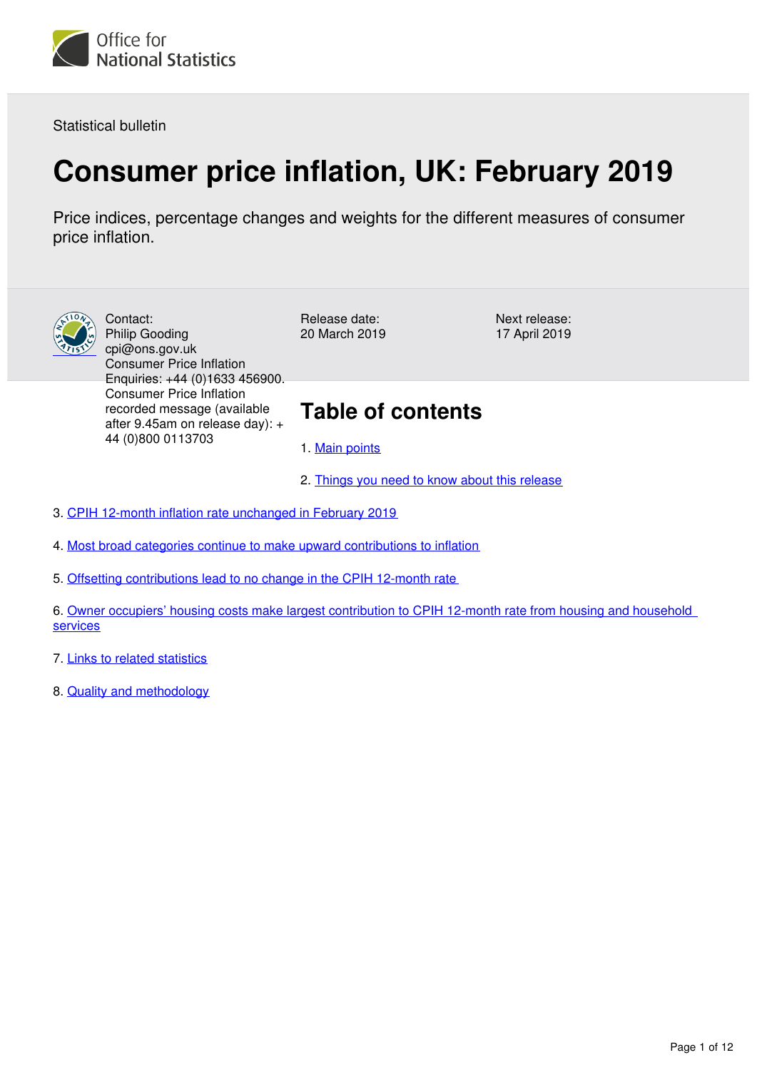Office for National Statistics

Statistical bulletin

# Consumer price inflation, UK: February 2019

Price indices, percentage changes and weights for the different measures of consumer price inflation.

Contact:
Philip Gooding
cpi@ons.gov.uk
Consumer Price Inflation Enquiries: +44 (0)1633 456900.
Consumer Price Inflation recorded message (available after 9.45am on release day): +44 (0)800 0113703

Release date:
20 March 2019

Next release:
17 April 2019

## Table of contents

1. Main points
2. Things you need to know about this release
3. CPIH 12-month inflation rate unchanged in February 2019
4. Most broad categories continue to make upward contributions to inflation
5. Offsetting contributions lead to no change in the CPIH 12-month rate
6. Owner occupiers' housing costs make largest contribution to CPIH 12-month rate from housing and household services
7. Links to related statistics
8. Quality and methodology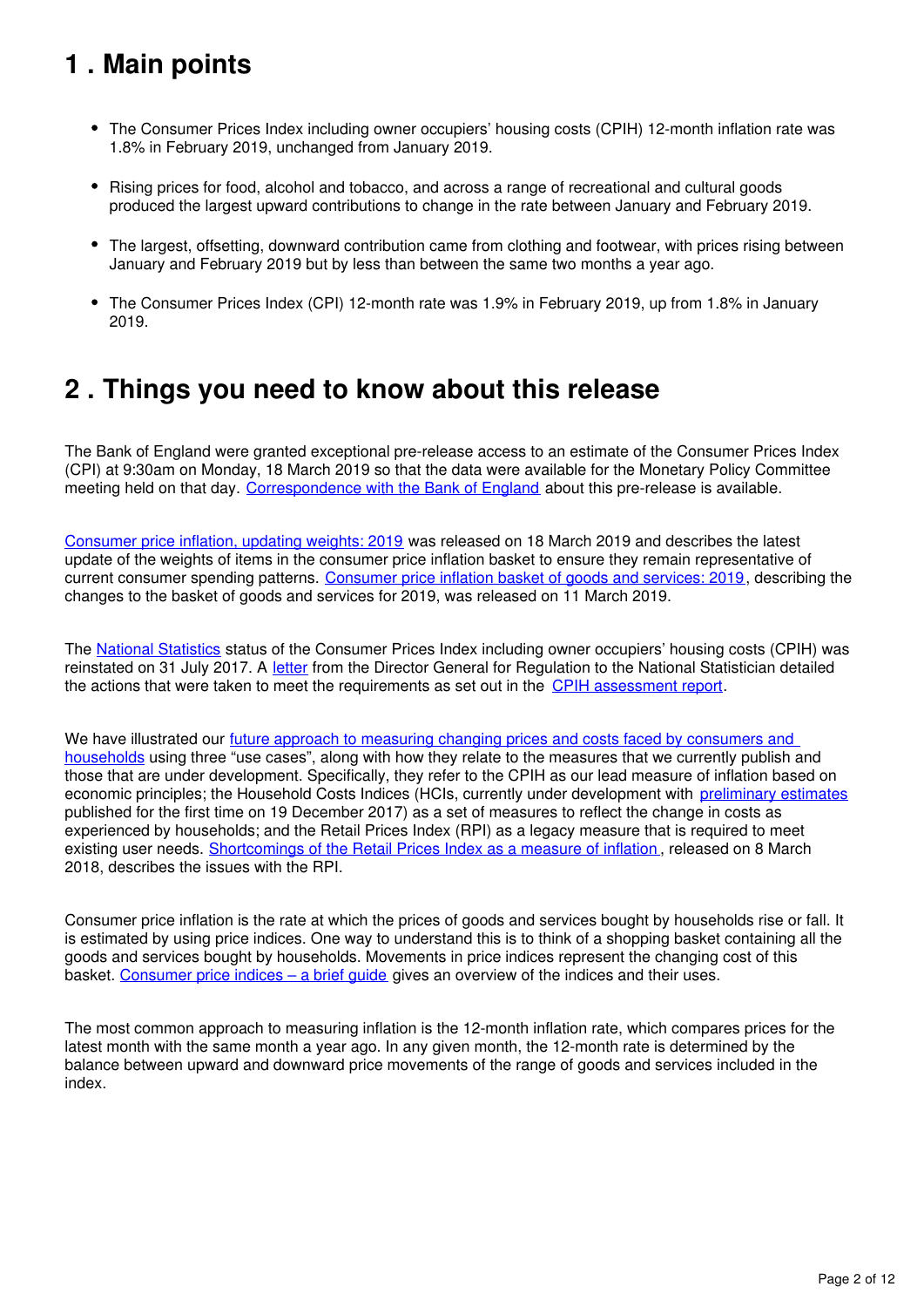## 1 . Main points

- The Consumer Prices Index including owner occupiers' housing costs (CPIH) 12-month inflation rate was 1.8% in February 2019, unchanged from January 2019.
- Rising prices for food, alcohol and tobacco, and across a range of recreational and cultural goods produced the largest upward contributions to change in the rate between January and February 2019.
- The largest, offsetting, downward contribution came from clothing and footwear, with prices rising between January and February 2019 but by less than between the same two months a year ago.
- The Consumer Prices Index (CPI) 12-month rate was 1.9% in February 2019, up from 1.8% in January 2019.

## 2 . Things you need to know about this release

The Bank of England were granted exceptional pre-release access to an estimate of the Consumer Prices Index (CPI) at 9:30am on Monday, 18 March 2019 so that the data were available for the Monetary Policy Committee meeting held on that day. Correspondence with the Bank of England about this pre-release is available.

Consumer price inflation, updating weights: 2019 was released on 18 March 2019 and describes the latest update of the weights of items in the consumer price inflation basket to ensure they remain representative of current consumer spending patterns. Consumer price inflation basket of goods and services: 2019, describing the changes to the basket of goods and services for 2019, was released on 11 March 2019.

The National Statistics status of the Consumer Prices Index including owner occupiers' housing costs (CPIH) was reinstated on 31 July 2017. A letter from the Director General for Regulation to the National Statistician detailed the actions that were taken to meet the requirements as set out in the CPIH assessment report.

We have illustrated our future approach to measuring changing prices and costs faced by consumers and households using three "use cases", along with how they relate to the measures that we currently publish and those that are under development. Specifically, they refer to the CPIH as our lead measure of inflation based on economic principles; the Household Costs Indices (HCIs, currently under development with preliminary estimates published for the first time on 19 December 2017) as a set of measures to reflect the change in costs as experienced by households; and the Retail Prices Index (RPI) as a legacy measure that is required to meet existing user needs. Shortcomings of the Retail Prices Index as a measure of inflation, released on 8 March 2018, describes the issues with the RPI.

Consumer price inflation is the rate at which the prices of goods and services bought by households rise or fall. It is estimated by using price indices. One way to understand this is to think of a shopping basket containing all the goods and services bought by households. Movements in price indices represent the changing cost of this basket. Consumer price indices – a brief guide gives an overview of the indices and their uses.

The most common approach to measuring inflation is the 12-month inflation rate, which compares prices for the latest month with the same month a year ago. In any given month, the 12-month rate is determined by the balance between upward and downward price movements of the range of goods and services included in the index.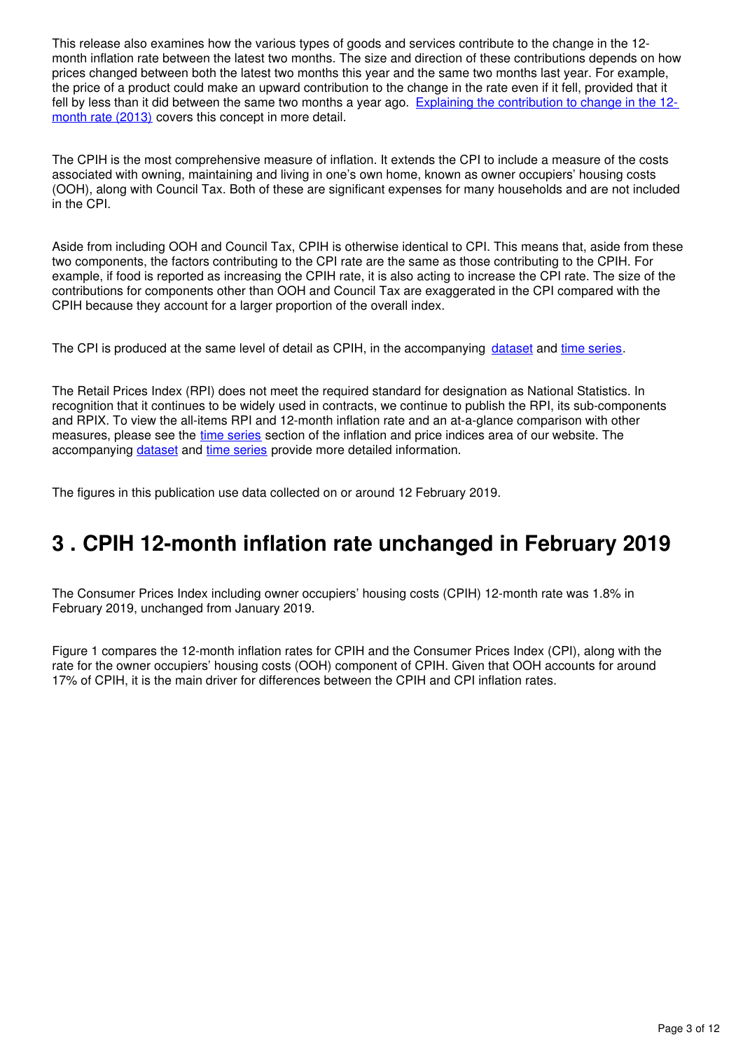This release also examines how the various types of goods and services contribute to the change in the 12-month inflation rate between the latest two months. The size and direction of these contributions depends on how prices changed between both the latest two months this year and the same two months last year. For example, the price of a product could make an upward contribution to the change in the rate even if it fell, provided that it fell by less than it did between the same two months a year ago. [Explaining the contribution to change in the 12-month rate (2013)] covers this concept in more detail.

The CPIH is the most comprehensive measure of inflation. It extends the CPI to include a measure of the costs associated with owning, maintaining and living in one's own home, known as owner occupiers' housing costs (OOH), along with Council Tax. Both of these are significant expenses for many households and are not included in the CPI.

Aside from including OOH and Council Tax, CPIH is otherwise identical to CPI. This means that, aside from these two components, the factors contributing to the CPI rate are the same as those contributing to the CPIH. For example, if food is reported as increasing the CPIH rate, it is also acting to increase the CPI rate. The size of the contributions for components other than OOH and Council Tax are exaggerated in the CPI compared with the CPIH because they account for a larger proportion of the overall index.

The CPI is produced at the same level of detail as CPIH, in the accompanying dataset and time series.

The Retail Prices Index (RPI) does not meet the required standard for designation as National Statistics. In recognition that it continues to be widely used in contracts, we continue to publish the RPI, its sub-components and RPIX. To view the all-items RPI and 12-month inflation rate and an at-a-glance comparison with other measures, please see the time series section of the inflation and price indices area of our website. The accompanying dataset and time series provide more detailed information.

The figures in this publication use data collected on or around 12 February 2019.

## 3 . CPIH 12-month inflation rate unchanged in February 2019

The Consumer Prices Index including owner occupiers' housing costs (CPIH) 12-month rate was 1.8% in February 2019, unchanged from January 2019.

Figure 1 compares the 12-month inflation rates for CPIH and the Consumer Prices Index (CPI), along with the rate for the owner occupiers' housing costs (OOH) component of CPIH. Given that OOH accounts for around 17% of CPIH, it is the main driver for differences between the CPIH and CPI inflation rates.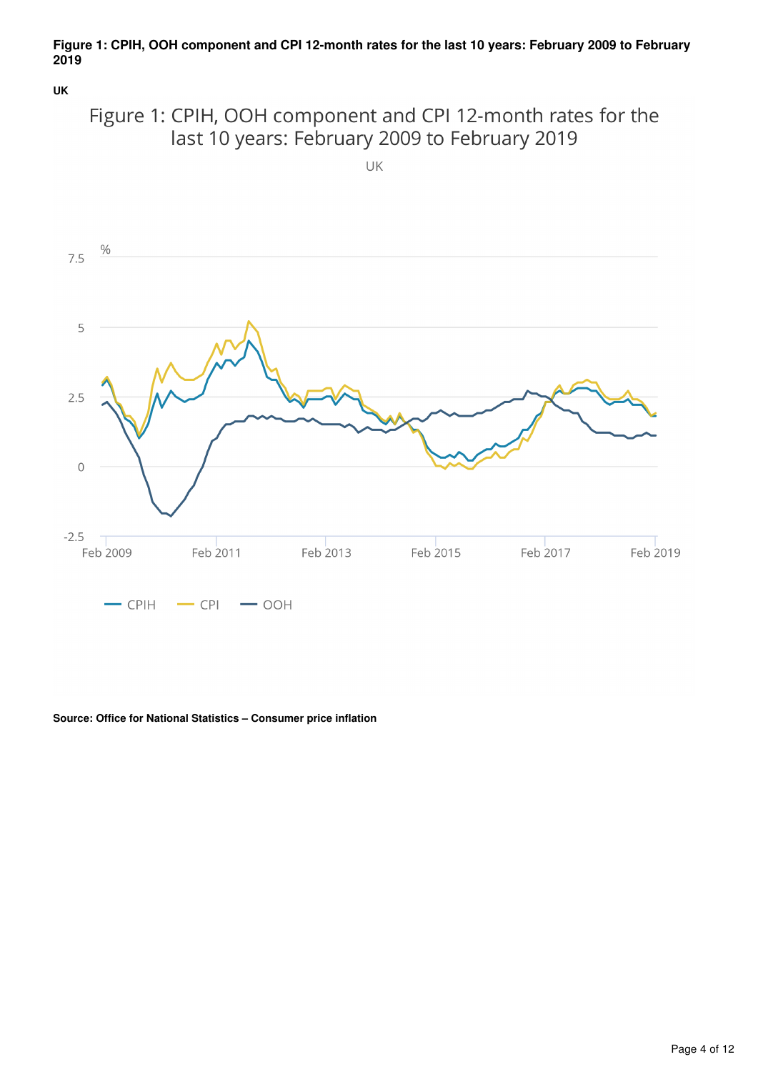**Figure 1: CPIH, OOH component and CPI 12-month rates for the last 10 years: February 2009 to February 2019**

**UK**

Figure 1: CPIH, OOH component and CPI 12-month rates for the last 10 years: February 2009 to February 2019

UK

**Source: Office for National Statistics – Consumer price inflation**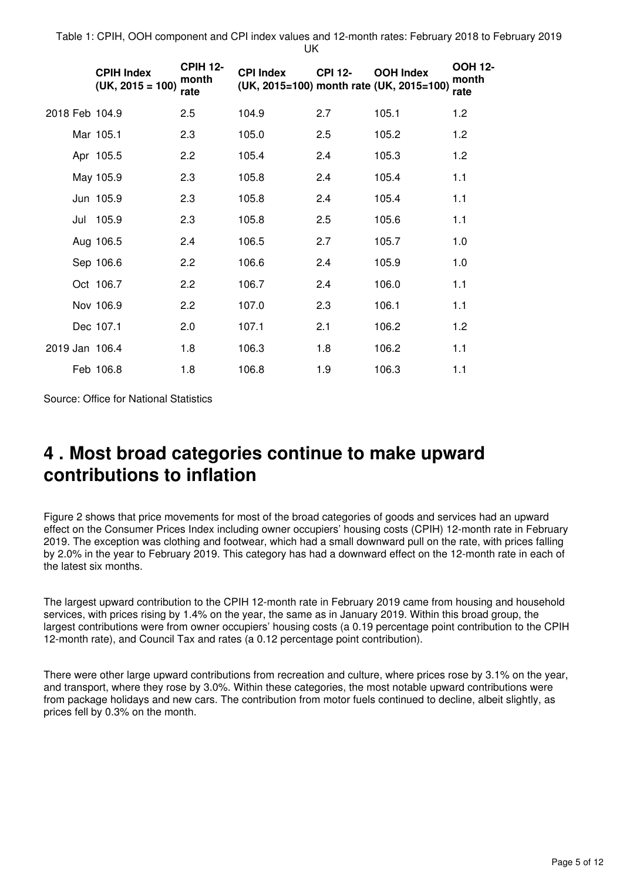Table 1: CPIH, OOH component and CPI index values and 12-month rates: February 2018 to February 2019
UK

| | CPIH Index (UK, 2015 = 100) | CPIH 12-month rate | CPI Index (UK, 2015=100) | CPI 12-month rate | OOH Index (UK, 2015=100) | OOH 12-month rate |
|---|---|---|---|---|---|---|
| 2018 Feb | 104.9 | 2.5 | 104.9 | 2.7 | 105.1 | 1.2 |
| Mar | 105.1 | 2.3 | 105.0 | 2.5 | 105.2 | 1.2 |
| Apr | 105.5 | 2.2 | 105.4 | 2.4 | 105.3 | 1.2 |
| May | 105.9 | 2.3 | 105.8 | 2.4 | 105.4 | 1.1 |
| Jun | 105.9 | 2.3 | 105.8 | 2.4 | 105.4 | 1.1 |
| Jul | 105.9 | 2.3 | 105.8 | 2.5 | 105.6 | 1.1 |
| Aug | 106.5 | 2.4 | 106.5 | 2.7 | 105.7 | 1.0 |
| Sep | 106.6 | 2.2 | 106.6 | 2.4 | 105.9 | 1.0 |
| Oct | 106.7 | 2.2 | 106.7 | 2.4 | 106.0 | 1.1 |
| Nov | 106.9 | 2.2 | 107.0 | 2.3 | 106.1 | 1.1 |
| Dec | 107.1 | 2.0 | 107.1 | 2.1 | 106.2 | 1.2 |
| 2019 Jan | 106.4 | 1.8 | 106.3 | 1.8 | 106.2 | 1.1 |
| Feb | 106.8 | 1.8 | 106.8 | 1.9 | 106.3 | 1.1 |

Source: Office for National Statistics

## 4 . Most broad categories continue to make upward contributions to inflation

Figure 2 shows that price movements for most of the broad categories of goods and services had an upward effect on the Consumer Prices Index including owner occupiers' housing costs (CPIH) 12-month rate in February 2019. The exception was clothing and footwear, which had a small downward pull on the rate, with prices falling by 2.0% in the year to February 2019. This category has had a downward effect on the 12-month rate in each of the latest six months.

The largest upward contribution to the CPIH 12-month rate in February 2019 came from housing and household services, with prices rising by 1.4% on the year, the same as in January 2019. Within this broad group, the largest contributions were from owner occupiers' housing costs (a 0.19 percentage point contribution to the CPIH 12-month rate), and Council Tax and rates (a 0.12 percentage point contribution).

There were other large upward contributions from recreation and culture, where prices rose by 3.1% on the year, and transport, where they rose by 3.0%. Within these categories, the most notable upward contributions were from package holidays and new cars. The contribution from motor fuels continued to decline, albeit slightly, as prices fell by 0.3% on the month.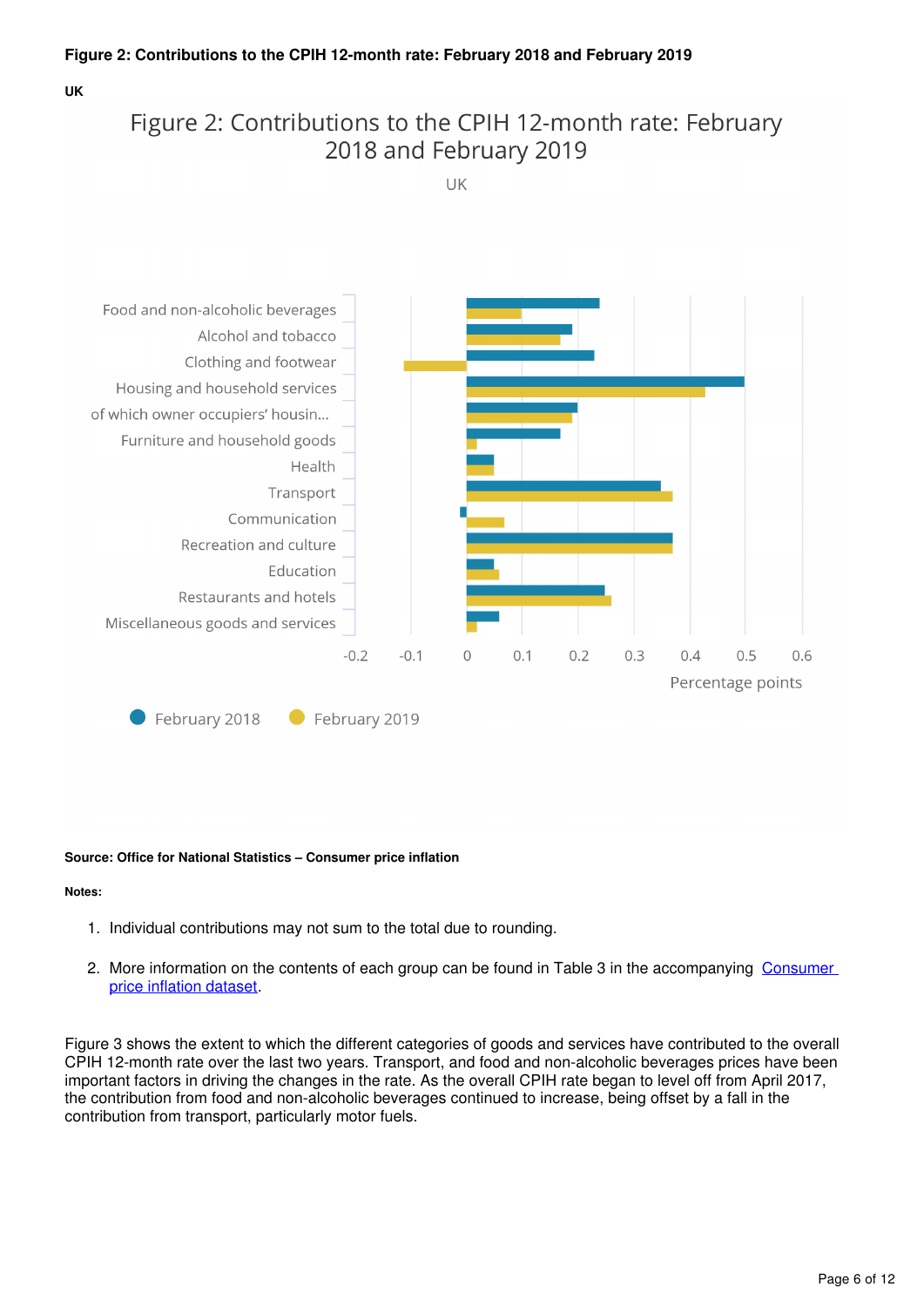**Figure 2: Contributions to the CPIH 12-month rate: February 2018 and February 2019**

**UK**

Figure 2: Contributions to the CPIH 12-month rate: February 2018 and February 2019

UK

| Category | February 2018 | February 2019 |
|---|---|---|
| Food and non-alcoholic beverages | | |
| Alcohol and tobacco | | |
| Clothing and footwear | | |
| Housing and household services | | |
| of which owner occupiers' housin... | | |
| Furniture and household goods | | |
| Health | | |
| Transport | | |
| Communication | | |
| Recreation and culture | | |
| Education | | |
| Restaurants and hotels | | |
| Miscellaneous goods and services | | |

Percentage points

**Source: Office for National Statistics – Consumer price inflation**

**Notes:**

1. Individual contributions may not sum to the total due to rounding.
2. More information on the contents of each group can be found in Table 3 in the accompanying [Consumer price inflation dataset](#).

Figure 3 shows the extent to which the different categories of goods and services have contributed to the overall CPIH 12-month rate over the last two years. Transport, and food and non-alcoholic beverages prices have been important factors in driving the changes in the rate. As the overall CPIH rate began to level off from April 2017, the contribution from food and non-alcoholic beverages continued to increase, being offset by a fall in the contribution from transport, particularly motor fuels.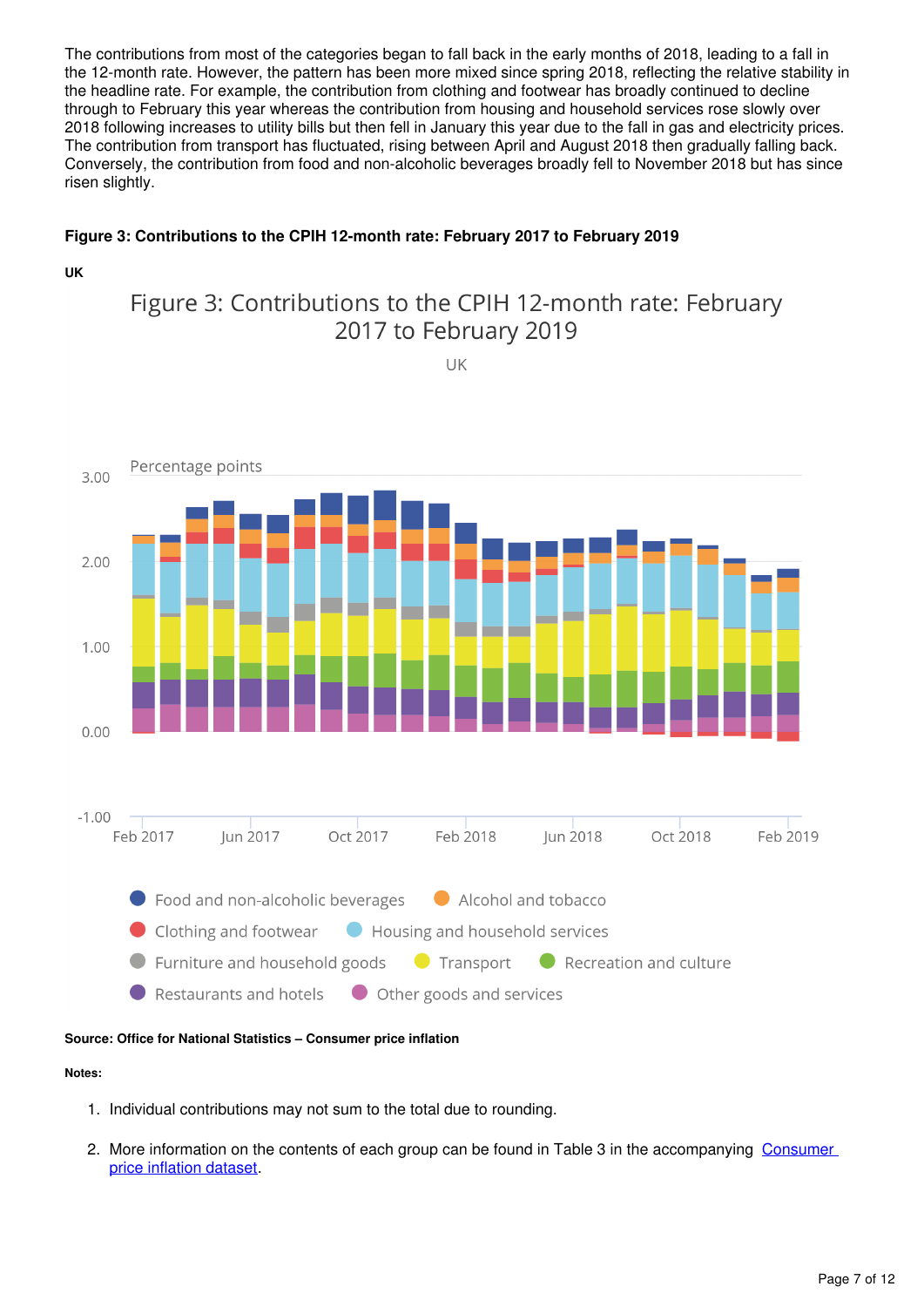The contributions from most of the categories began to fall back in the early months of 2018, leading to a fall in the 12-month rate. However, the pattern has been more mixed since spring 2018, reflecting the relative stability in the headline rate. For example, the contribution from clothing and footwear has broadly continued to decline through to February this year whereas the contribution from housing and household services rose slowly over 2018 following increases to utility bills but then fell in January this year due to the fall in gas and electricity prices. The contribution from transport has fluctuated, rising between April and August 2018 then gradually falling back. Conversely, the contribution from food and non-alcoholic beverages broadly fell to November 2018 but has since risen slightly.

**Figure 3: Contributions to the CPIH 12-month rate: February 2017 to February 2019**

**UK**

**Source: Office for National Statistics – Consumer price inflation**

**Notes:**

1. Individual contributions may not sum to the total due to rounding.
2. More information on the contents of each group can be found in Table 3 in the accompanying [Consumer price inflation dataset](#).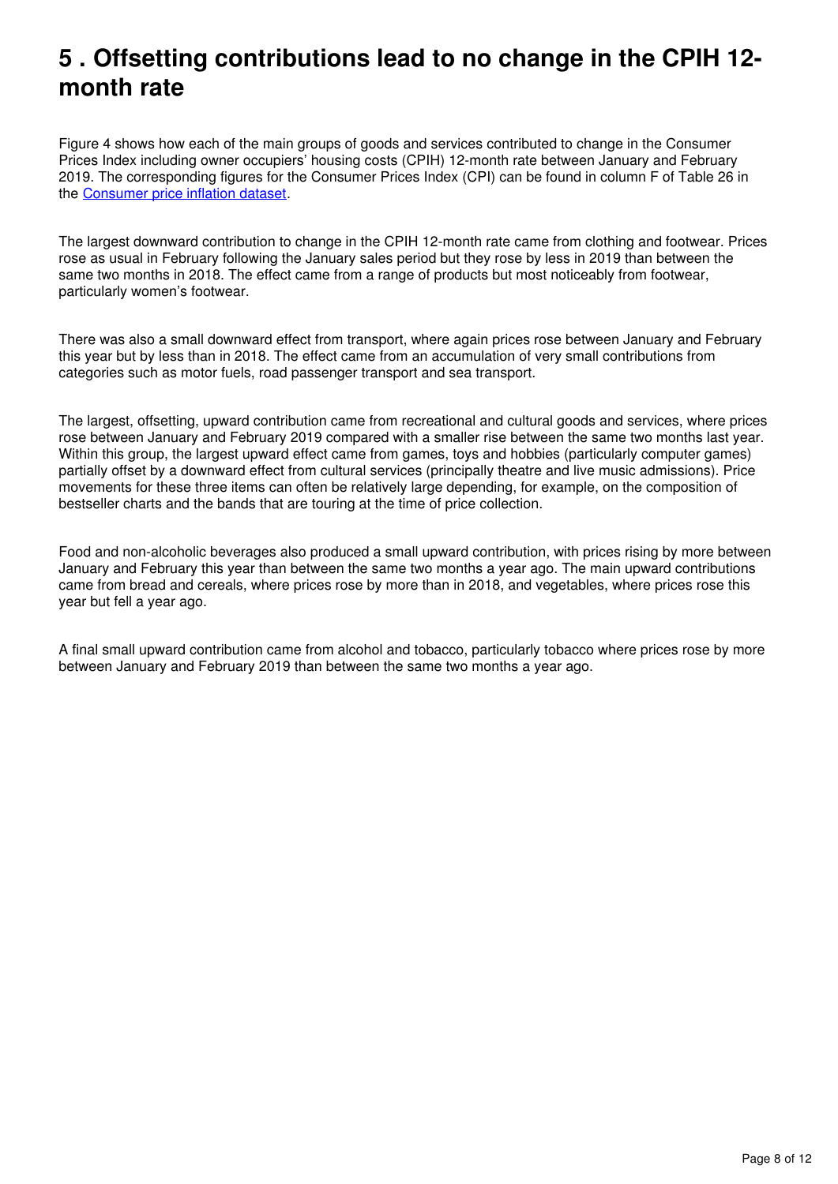## 5 . Offsetting contributions lead to no change in the CPIH 12-month rate

Figure 4 shows how each of the main groups of goods and services contributed to change in the Consumer Prices Index including owner occupiers' housing costs (CPIH) 12-month rate between January and February 2019. The corresponding figures for the Consumer Prices Index (CPI) can be found in column F of Table 26 in the [Consumer price inflation dataset](#).

The largest downward contribution to change in the CPIH 12-month rate came from clothing and footwear. Prices rose as usual in February following the January sales period but they rose by less in 2019 than between the same two months in 2018. The effect came from a range of products but most noticeably from footwear, particularly women's footwear.

There was also a small downward effect from transport, where again prices rose between January and February this year but by less than in 2018. The effect came from an accumulation of very small contributions from categories such as motor fuels, road passenger transport and sea transport.

The largest, offsetting, upward contribution came from recreational and cultural goods and services, where prices rose between January and February 2019 compared with a smaller rise between the same two months last year. Within this group, the largest upward effect came from games, toys and hobbies (particularly computer games) partially offset by a downward effect from cultural services (principally theatre and live music admissions). Price movements for these three items can often be relatively large depending, for example, on the composition of bestseller charts and the bands that are touring at the time of price collection.

Food and non-alcoholic beverages also produced a small upward contribution, with prices rising by more between January and February this year than between the same two months a year ago. The main upward contributions came from bread and cereals, where prices rose by more than in 2018, and vegetables, where prices rose this year but fell a year ago.

A final small upward contribution came from alcohol and tobacco, particularly tobacco where prices rose by more between January and February 2019 than between the same two months a year ago.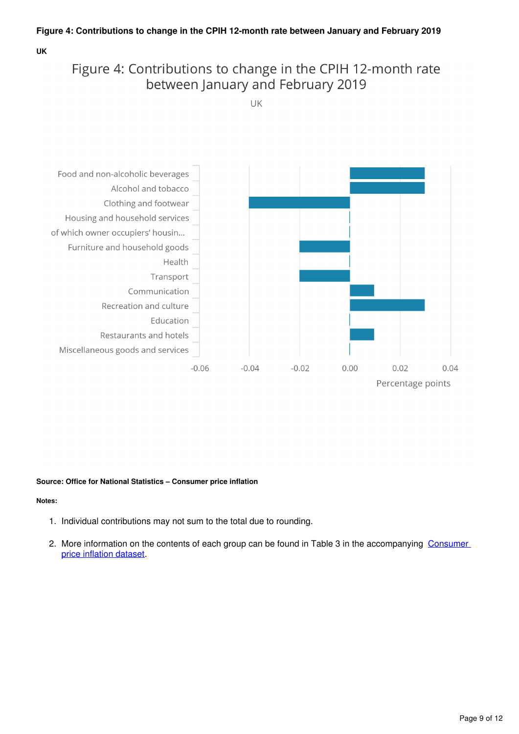**Figure 4: Contributions to change in the CPIH 12-month rate between January and February 2019**

**UK**

| Category | Percentage points |
|---|---|
| Food and non-alcoholic beverages | 0.03 |
| Alcohol and tobacco | 0.03 |
| Clothing and footwear | -0.04 |
| Housing and household services | 0.00 |
| of which owner occupiers' housin... | 0.00 |
| Furniture and household goods | -0.02 |
| Health | 0.00 |
| Transport | -0.02 |
| Communication | 0.01 |
| Recreation and culture | 0.03 |
| Education | 0.00 |
| Restaurants and hotels | 0.01 |
| Miscellaneous goods and services | 0.00 |

**Source: Office for National Statistics – Consumer price inflation**

**Notes:**

1. Individual contributions may not sum to the total due to rounding.

2. More information on the contents of each group can be found in Table 3 in the accompanying Consumer price inflation dataset.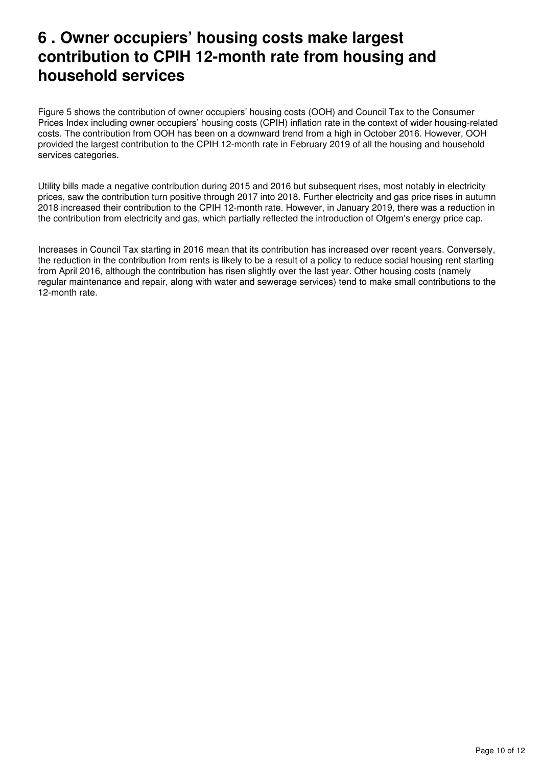# 6 . Owner occupiers' housing costs make largest contribution to CPIH 12-month rate from housing and household services

Figure 5 shows the contribution of owner occupiers' housing costs (OOH) and Council Tax to the Consumer Prices Index including owner occupiers' housing costs (CPIH) inflation rate in the context of wider housing-related costs. The contribution from OOH has been on a downward trend from a high in October 2016. However, OOH provided the largest contribution to the CPIH 12-month rate in February 2019 of all the housing and household services categories.

Utility bills made a negative contribution during 2015 and 2016 but subsequent rises, most notably in electricity prices, saw the contribution turn positive through 2017 into 2018. Further electricity and gas price rises in autumn 2018 increased their contribution to the CPIH 12-month rate. However, in January 2019, there was a reduction in the contribution from electricity and gas, which partially reflected the introduction of Ofgem's energy price cap.

Increases in Council Tax starting in 2016 mean that its contribution has increased over recent years. Conversely, the reduction in the contribution from rents is likely to be a result of a policy to reduce social housing rent starting from April 2016, although the contribution has risen slightly over the last year. Other housing costs (namely regular maintenance and repair, along with water and sewerage services) tend to make small contributions to the 12-month rate.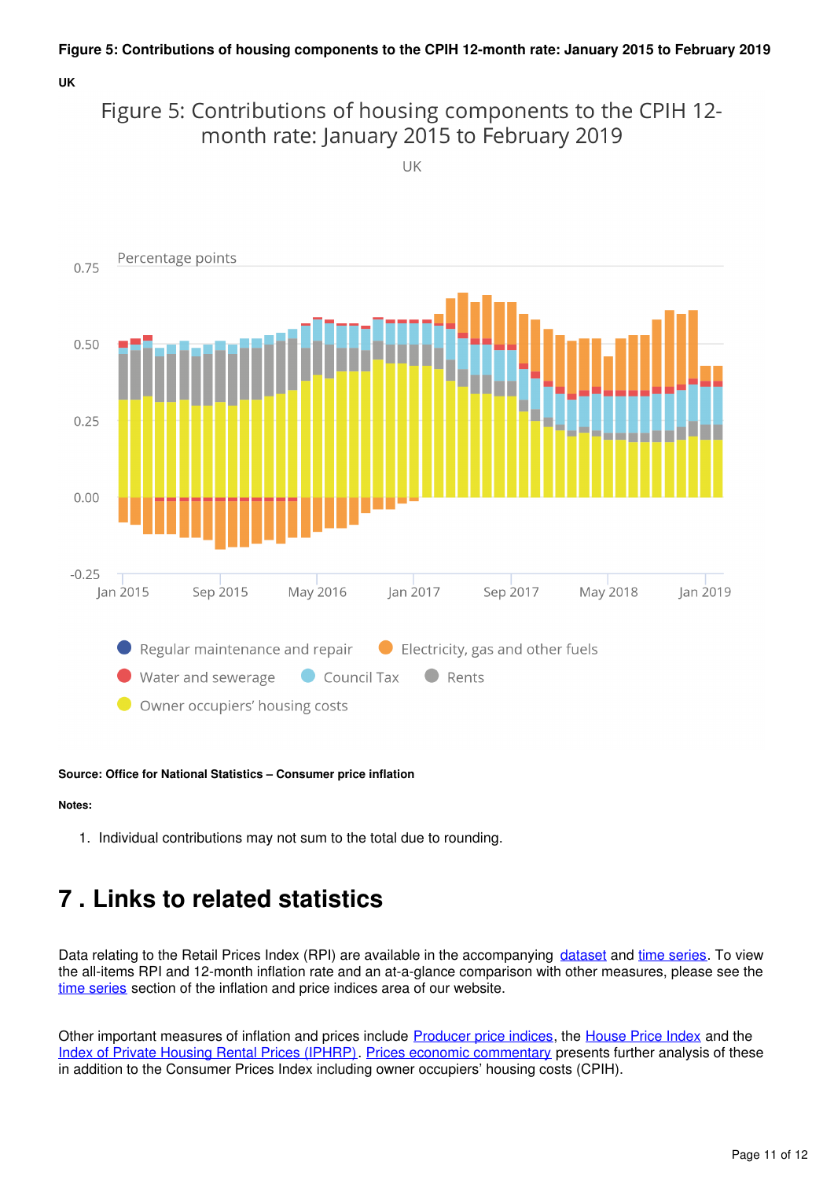**Figure 5: Contributions of housing components to the CPIH 12-month rate: January 2015 to February 2019**

**UK**

**Source: Office for National Statistics – Consumer price inflation**

**Notes:**

1. Individual contributions may not sum to the total due to rounding.

## 7 . Links to related statistics

Data relating to the Retail Prices Index (RPI) are available in the accompanying dataset and time series. To view the all-items RPI and 12-month inflation rate and an at-a-glance comparison with other measures, please see the time series section of the inflation and price indices area of our website.

Other important measures of inflation and prices include Producer price indices, the House Price Index and the Index of Private Housing Rental Prices (IPHRP). Prices economic commentary presents further analysis of these in addition to the Consumer Prices Index including owner occupiers' housing costs (CPIH).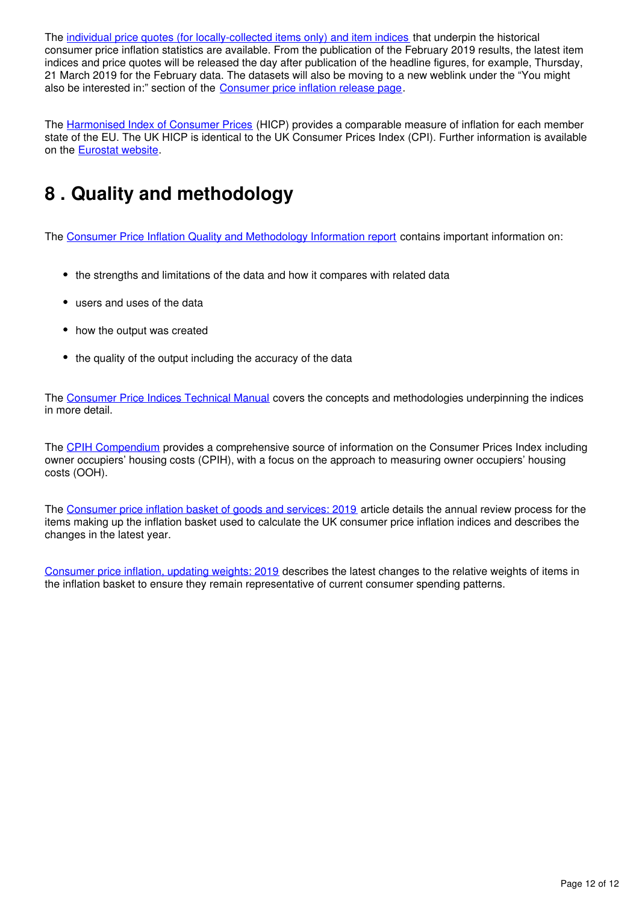The individual price quotes (for locally-collected items only) and item indices that underpin the historical consumer price inflation statistics are available. From the publication of the February 2019 results, the latest item indices and price quotes will be released the day after publication of the headline figures, for example, Thursday, 21 March 2019 for the February data. The datasets will also be moving to a new weblink under the "You might also be interested in:" section of the Consumer price inflation release page.

The Harmonised Index of Consumer Prices (HICP) provides a comparable measure of inflation for each member state of the EU. The UK HICP is identical to the UK Consumer Prices Index (CPI). Further information is available on the Eurostat website.

## 8 . Quality and methodology

The Consumer Price Inflation Quality and Methodology Information report contains important information on:

- the strengths and limitations of the data and how it compares with related data
- users and uses of the data
- how the output was created
- the quality of the output including the accuracy of the data

The Consumer Price Indices Technical Manual covers the concepts and methodologies underpinning the indices in more detail.

The CPIH Compendium provides a comprehensive source of information on the Consumer Prices Index including owner occupiers' housing costs (CPIH), with a focus on the approach to measuring owner occupiers' housing costs (OOH).

The Consumer price inflation basket of goods and services: 2019 article details the annual review process for the items making up the inflation basket used to calculate the UK consumer price inflation indices and describes the changes in the latest year.

Consumer price inflation, updating weights: 2019 describes the latest changes to the relative weights of items in the inflation basket to ensure they remain representative of current consumer spending patterns.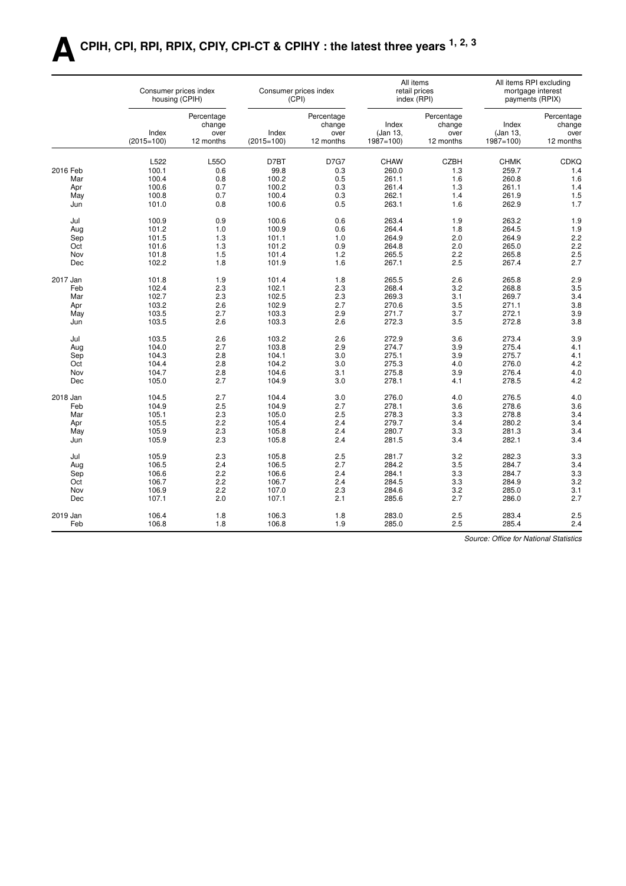# A CPIH, CPI, RPI, RPIX, CPIY, CPI-CT & CPIHY : the latest three years [1, 2, 3]

| | Consumer prices index housing (CPIH) | | Consumer prices index (CPI) | | All items retail prices index (RPI) | | All items RPI excluding mortgage interest payments (RPIX) | |
|---|---|---|---|---|---|---|---|---|
| | Index (2015=100) | Percentage change over 12 months | Index (2015=100) | Percentage change over 12 months | Index (Jan 13, 1987=100) | Percentage change over 12 months | Index (Jan 13, 1987=100) | Percentage change over 12 months |
| | L522 | L55O | D7BT | D7G7 | CHAW | CZBH | CHMK | CDKQ |
| 2016 Feb | 100.1 | 0.6 | 99.8 | 0.3 | 260.0 | 1.3 | 259.7 | 1.4 |
| Mar | 100.4 | 0.8 | 100.2 | 0.5 | 261.1 | 1.6 | 260.8 | 1.6 |
| Apr | 100.6 | 0.7 | 100.2 | 0.3 | 261.4 | 1.3 | 261.1 | 1.4 |
| May | 100.8 | 0.7 | 100.4 | 0.3 | 262.1 | 1.4 | 261.9 | 1.5 |
| Jun | 101.0 | 0.8 | 100.6 | 0.5 | 263.1 | 1.6 | 262.9 | 1.7 |
| Jul | 100.9 | 0.9 | 100.6 | 0.6 | 263.4 | 1.9 | 263.2 | 1.9 |
| Aug | 101.2 | 1.0 | 100.9 | 0.6 | 264.4 | 1.8 | 264.5 | 1.9 |
| Sep | 101.5 | 1.3 | 101.1 | 1.0 | 264.9 | 2.0 | 264.9 | 2.2 |
| Oct | 101.6 | 1.3 | 101.2 | 0.9 | 264.8 | 2.0 | 265.0 | 2.2 |
| Nov | 101.8 | 1.5 | 101.4 | 1.2 | 265.5 | 2.2 | 265.8 | 2.5 |
| Dec | 102.2 | 1.8 | 101.9 | 1.6 | 267.1 | 2.5 | 267.4 | 2.7 |
| 2017 Jan | 101.8 | 1.9 | 101.4 | 1.8 | 265.5 | 2.6 | 265.8 | 2.9 |
| Feb | 102.4 | 2.3 | 102.1 | 2.3 | 268.4 | 3.2 | 268.8 | 3.5 |
| Mar | 102.7 | 2.3 | 102.5 | 2.3 | 269.3 | 3.1 | 269.7 | 3.4 |
| Apr | 103.2 | 2.6 | 102.9 | 2.7 | 270.6 | 3.5 | 271.1 | 3.8 |
| May | 103.5 | 2.7 | 103.3 | 2.9 | 271.7 | 3.7 | 272.1 | 3.9 |
| Jun | 103.5 | 2.6 | 103.3 | 2.6 | 272.3 | 3.5 | 272.8 | 3.8 |
| Jul | 103.5 | 2.6 | 103.2 | 2.6 | 272.9 | 3.6 | 273.4 | 3.9 |
| Aug | 104.0 | 2.7 | 103.8 | 2.9 | 274.7 | 3.9 | 275.4 | 4.1 |
| Sep | 104.3 | 2.8 | 104.1 | 3.0 | 275.1 | 3.9 | 275.7 | 4.1 |
| Oct | 104.4 | 2.8 | 104.2 | 3.0 | 275.3 | 4.0 | 276.0 | 4.2 |
| Nov | 104.7 | 2.8 | 104.6 | 3.1 | 275.8 | 3.9 | 276.4 | 4.0 |
| Dec | 105.0 | 2.7 | 104.9 | 3.0 | 278.1 | 4.1 | 278.5 | 4.2 |
| 2018 Jan | 104.5 | 2.7 | 104.4 | 3.0 | 276.0 | 4.0 | 276.5 | 4.0 |
| Feb | 104.9 | 2.5 | 104.9 | 2.7 | 278.1 | 3.6 | 278.6 | 3.6 |
| Mar | 105.1 | 2.3 | 105.0 | 2.5 | 278.3 | 3.3 | 278.8 | 3.4 |
| Apr | 105.5 | 2.2 | 105.4 | 2.4 | 279.7 | 3.4 | 280.2 | 3.4 |
| May | 105.9 | 2.3 | 105.8 | 2.4 | 280.7 | 3.3 | 281.3 | 3.4 |
| Jun | 105.9 | 2.3 | 105.8 | 2.4 | 281.5 | 3.4 | 282.1 | 3.4 |
| Jul | 105.9 | 2.3 | 105.8 | 2.5 | 281.7 | 3.2 | 282.3 | 3.3 |
| Aug | 106.5 | 2.4 | 106.5 | 2.7 | 284.2 | 3.5 | 284.7 | 3.4 |
| Sep | 106.6 | 2.2 | 106.6 | 2.4 | 284.1 | 3.3 | 284.7 | 3.3 |
| Oct | 106.7 | 2.2 | 106.7 | 2.4 | 284.5 | 3.3 | 284.9 | 3.2 |
| Nov | 106.9 | 2.2 | 107.0 | 2.3 | 284.6 | 3.2 | 285.0 | 3.1 |
| Dec | 107.1 | 2.0 | 107.1 | 2.1 | 285.6 | 2.7 | 286.0 | 2.7 |
| 2019 Jan | 106.4 | 1.8 | 106.3 | 1.8 | 283.0 | 2.5 | 283.4 | 2.5 |
| Feb | 106.8 | 1.8 | 106.8 | 1.9 | 285.0 | 2.5 | 285.4 | 2.4 |

*Source: Office for National Statistics*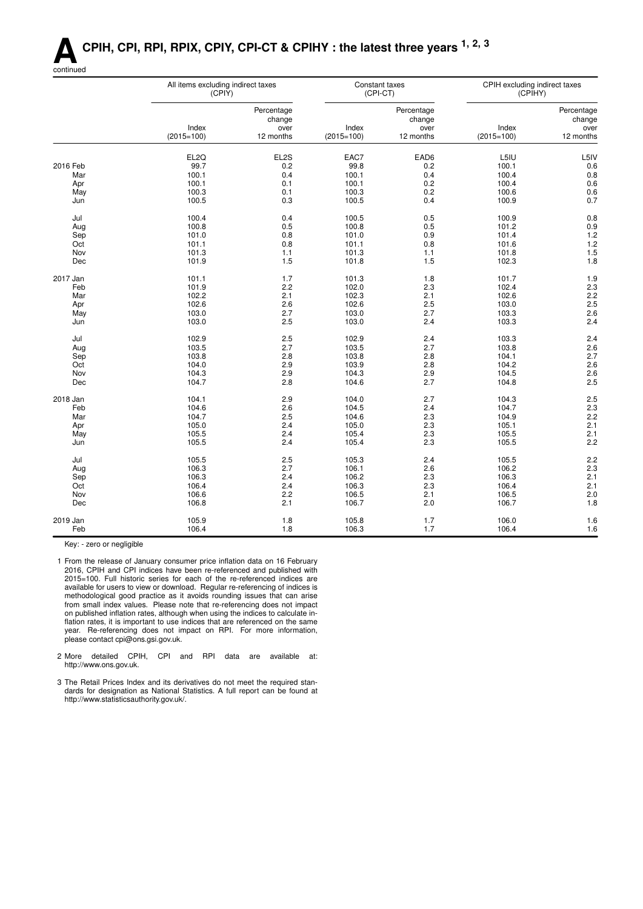# A CPIH, CPI, RPI, RPIX, CPIY, CPI-CT & CPIHY : the latest three years [1, 2, 3]

continued

| | All items excluding indirect taxes (CPIY) | | Constant taxes (CPI-CT) | | CPIH excluding indirect taxes (CPIHY) | |
|---|---|---|---|---|---|---|
| | Index (2015=100) | Percentage change over 12 months | Index (2015=100) | Percentage change over 12 months | Index (2015=100) | Percentage change over 12 months |
| | EL2Q | EL2S | EAC7 | EAD6 | L5IU | L5IV |
| 2016 Feb | 99.7 | 0.2 | 99.8 | 0.2 | 100.1 | 0.6 |
| Mar | 100.1 | 0.4 | 100.1 | 0.4 | 100.4 | 0.8 |
| Apr | 100.1 | 0.1 | 100.1 | 0.2 | 100.4 | 0.6 |
| May | 100.3 | 0.1 | 100.3 | 0.2 | 100.6 | 0.6 |
| Jun | 100.5 | 0.3 | 100.5 | 0.4 | 100.9 | 0.7 |
| Jul | 100.4 | 0.4 | 100.5 | 0.5 | 100.9 | 0.8 |
| Aug | 100.8 | 0.5 | 100.8 | 0.5 | 101.2 | 0.9 |
| Sep | 101.0 | 0.8 | 101.0 | 0.9 | 101.4 | 1.2 |
| Oct | 101.1 | 0.8 | 101.1 | 0.8 | 101.6 | 1.2 |
| Nov | 101.3 | 1.1 | 101.3 | 1.1 | 101.8 | 1.5 |
| Dec | 101.9 | 1.5 | 101.8 | 1.5 | 102.3 | 1.8 |
| 2017 Jan | 101.1 | 1.7 | 101.3 | 1.8 | 101.7 | 1.9 |
| Feb | 101.9 | 2.2 | 102.0 | 2.3 | 102.4 | 2.3 |
| Mar | 102.2 | 2.1 | 102.3 | 2.1 | 102.6 | 2.2 |
| Apr | 102.6 | 2.6 | 102.6 | 2.5 | 103.0 | 2.5 |
| May | 103.0 | 2.7 | 103.0 | 2.7 | 103.3 | 2.6 |
| Jun | 103.0 | 2.5 | 103.0 | 2.4 | 103.3 | 2.4 |
| Jul | 102.9 | 2.5 | 102.9 | 2.4 | 103.3 | 2.4 |
| Aug | 103.5 | 2.7 | 103.5 | 2.7 | 103.8 | 2.6 |
| Sep | 103.8 | 2.8 | 103.8 | 2.8 | 104.1 | 2.7 |
| Oct | 104.0 | 2.9 | 103.9 | 2.8 | 104.2 | 2.6 |
| Nov | 104.3 | 2.9 | 104.3 | 2.9 | 104.5 | 2.6 |
| Dec | 104.7 | 2.8 | 104.6 | 2.7 | 104.8 | 2.5 |
| 2018 Jan | 104.1 | 2.9 | 104.0 | 2.7 | 104.3 | 2.5 |
| Feb | 104.6 | 2.6 | 104.5 | 2.4 | 104.7 | 2.3 |
| Mar | 104.7 | 2.5 | 104.6 | 2.3 | 104.9 | 2.2 |
| Apr | 105.0 | 2.4 | 105.0 | 2.3 | 105.1 | 2.1 |
| May | 105.5 | 2.4 | 105.4 | 2.3 | 105.5 | 2.1 |
| Jun | 105.5 | 2.4 | 105.4 | 2.3 | 105.5 | 2.2 |
| Jul | 105.5 | 2.5 | 105.3 | 2.4 | 105.5 | 2.2 |
| Aug | 106.3 | 2.7 | 106.1 | 2.6 | 106.2 | 2.3 |
| Sep | 106.3 | 2.4 | 106.2 | 2.3 | 106.3 | 2.1 |
| Oct | 106.4 | 2.4 | 106.3 | 2.3 | 106.4 | 2.1 |
| Nov | 106.6 | 2.2 | 106.5 | 2.1 | 106.5 | 2.0 |
| Dec | 106.8 | 2.1 | 106.7 | 2.0 | 106.7 | 1.8 |
| 2019 Jan | 105.9 | 1.8 | 105.8 | 1.7 | 106.0 | 1.6 |
| Feb | 106.4 | 1.8 | 106.3 | 1.7 | 106.4 | 1.6 |

Key: - zero or negligible

1 From the release of January consumer price inflation data on 16 February 2016, CPIH and CPI indices have been re-referenced and published with 2015=100. Full historic series for each of the re-referenced indices are available for users to view or download. Regular re-referencing of indices is methodological good practice as it avoids rounding issues that can arise from small index values. Please note that re-referencing does not impact on published inflation rates, although when using the indices to calculate inflation rates, it is important to use indices that are referenced on the same year. Re-referencing does not impact on RPI. For more information, please contact cpi@ons.gsi.gov.uk.

2 More detailed CPIH, CPI and RPI data are available at: http://www.ons.gov.uk.

3 The Retail Prices Index and its derivatives do not meet the required standards for designation as National Statistics. A full report can be found at http://www.statisticsauthority.gov.uk/.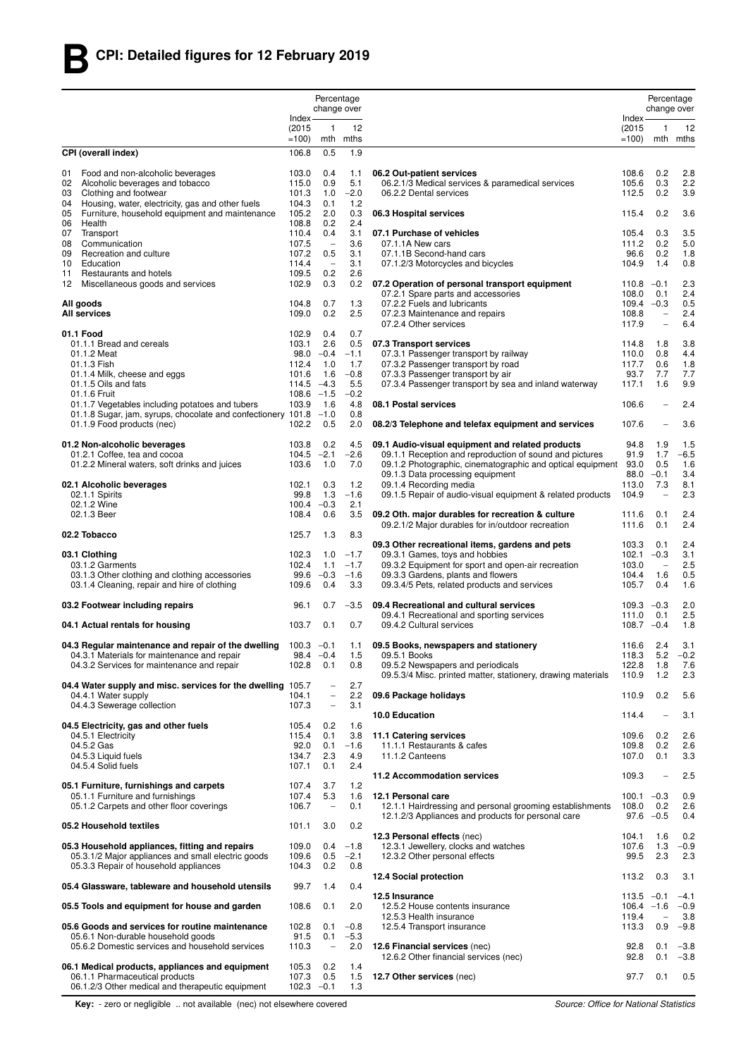# B CPI: Detailed figures for 12 February 2019

| | Index (2015 =100) | Percentage change over 1 mth | Percentage change over 12 mths |
|---|---|---|---|
| **CPI (overall index)** | 106.8 | 0.5 | 1.9 |
| 01 Food and non-alcoholic beverages | 103.0 | 0.4 | 1.1 |
| 02 Alcoholic beverages and tobacco | 115.0 | 0.9 | 5.1 |
| 03 Clothing and footwear | 101.3 | 1.0 | −2.0 |
| 04 Housing, water, electricity, gas and other fuels | 104.3 | 0.1 | 1.2 |
| 05 Furniture, household equipment and maintenance | 105.2 | 2.0 | 0.3 |
| 06 Health | 108.8 | 0.2 | 2.4 |
| 07 Transport | 110.4 | 0.4 | 3.1 |
| 08 Communication | 107.5 | – | 3.6 |
| 09 Recreation and culture | 107.2 | 0.5 | 3.1 |
| 10 Education | 114.4 | – | 3.1 |
| 11 Restaurants and hotels | 109.5 | 0.2 | 2.6 |
| 12 Miscellaneous goods and services | 102.9 | 0.3 | 0.2 |
| **All goods** | 104.8 | 0.7 | 1.3 |
| **All services** | 109.0 | 0.2 | 2.5 |
| **01.1 Food** | 102.9 | 0.4 | 0.7 |
| 01.1.1 Bread and cereals | 103.1 | 2.6 | 0.5 |
| 01.1.2 Meat | 98.0 | −0.4 | −1.1 |
| 01.1.3 Fish | 112.4 | 1.0 | 1.7 |
| 01.1.4 Milk, cheese and eggs | 101.6 | 1.6 | −0.8 |
| 01.1.5 Oils and fats | 114.5 | −4.3 | 5.5 |
| 01.1.6 Fruit | 108.6 | −1.5 | −0.2 |
| 01.1.7 Vegetables including potatoes and tubers | 103.9 | 1.6 | 4.8 |
| 01.1.8 Sugar, jam, syrups, chocolate and confectionery | 101.8 | −1.0 | 0.8 |
| 01.1.9 Food products (nec) | 102.2 | 0.5 | 2.0 |
| **01.2 Non-alcoholic beverages** | 103.8 | 0.2 | 4.5 |
| 01.2.1 Coffee, tea and cocoa | 104.5 | −2.1 | −2.6 |
| 01.2.2 Mineral waters, soft drinks and juices | 103.6 | 1.0 | 7.0 |
| **02.1 Alcoholic beverages** | 102.1 | 0.3 | 1.2 |
| 02.1.1 Spirits | 99.8 | 1.3 | −1.6 |
| 02.1.2 Wine | 100.4 | −0.3 | 2.1 |
| 02.1.3 Beer | 108.4 | 0.6 | 3.5 |
| **02.2 Tobacco** | 125.7 | 1.3 | 8.3 |
| **03.1 Clothing** | 102.3 | 1.0 | −1.7 |
| 03.1.2 Garments | 102.4 | 1.1 | −1.7 |
| 03.1.3 Other clothing and clothing accessories | 99.6 | −0.3 | −1.6 |
| 03.1.4 Cleaning, repair and hire of clothing | 109.6 | 0.4 | 3.3 |
| **03.2 Footwear including repairs** | 96.1 | 0.7 | −3.5 |
| **04.1 Actual rentals for housing** | 103.7 | 0.1 | 0.7 |
| **04.3 Regular maintenance and repair of the dwelling** | 100.3 | −0.1 | 1.1 |
| 04.3.1 Materials for maintenance and repair | 98.4 | −0.4 | 1.5 |
| 04.3.2 Services for maintenance and repair | 102.8 | 0.1 | 0.8 |
| **04.4 Water supply and misc. services for the dwelling** | 105.7 | – | 2.7 |
| 04.4.1 Water supply | 104.1 | – | 2.2 |
| 04.4.3 Sewerage collection | 107.3 | – | 3.1 |
| **04.5 Electricity, gas and other fuels** | 105.4 | 0.2 | 1.6 |
| 04.5.1 Electricity | 115.4 | 0.1 | 3.8 |
| 04.5.2 Gas | 92.0 | 0.1 | −1.6 |
| 04.5.3 Liquid fuels | 134.7 | 2.3 | 4.9 |
| 04.5.4 Solid fuels | 107.1 | 0.1 | 2.4 |
| **05.1 Furniture, furnishings and carpets** | 107.4 | 3.7 | 1.2 |
| 05.1.1 Furniture and furnishings | 107.4 | 5.3 | 1.6 |
| 05.1.2 Carpets and other floor coverings | 106.7 | – | 0.1 |
| **05.2 Household textiles** | 101.1 | 3.0 | 0.2 |
| **05.3 Household appliances, fitting and repairs** | 109.0 | 0.4 | −1.8 |
| 05.3.1/2 Major appliances and small electric goods | 109.6 | 0.5 | −2.1 |
| 05.3.3 Repair of household appliances | 104.3 | 0.2 | 0.8 |
| **05.4 Glassware, tableware and household utensils** | 99.7 | 1.4 | 0.4 |
| **05.5 Tools and equipment for house and garden** | 108.6 | 0.1 | 2.0 |
| **05.6 Goods and services for routine maintenance** | 102.8 | 0.1 | −0.8 |
| 05.6.1 Non-durable household goods | 91.5 | 0.1 | −5.3 |
| 05.6.2 Domestic services and household services | 110.3 | – | 2.0 |
| **06.1 Medical products, appliances and equipment** | 105.3 | 0.2 | 1.4 |
| 06.1.1 Pharmaceutical products | 107.3 | 0.5 | 1.5 |
| 06.1.2/3 Other medical and therapeutic equipment | 102.3 | −0.1 | 1.3 |
| **06.2 Out-patient services** | 108.6 | 0.2 | 2.8 |
| 06.2.1/3 Medical services & paramedical services | 105.6 | 0.3 | 2.2 |
| 06.2.2 Dental services | 112.5 | 0.2 | 3.9 |
| **06.3 Hospital services** | 115.4 | 0.2 | 3.6 |
| **07.1 Purchase of vehicles** | 105.4 | 0.3 | 3.5 |
| 07.1.1A New cars | 111.2 | 0.2 | 5.0 |
| 07.1.1B Second-hand cars | 96.6 | 0.2 | 1.8 |
| 07.1.2/3 Motorcycles and bicycles | 104.9 | 1.4 | 0.8 |
| **07.2 Operation of personal transport equipment** | 110.8 | −0.1 | 2.3 |
| 07.2.1 Spare parts and accessories | 108.0 | 0.1 | 2.4 |
| 07.2.2 Fuels and lubricants | 109.4 | −0.3 | 0.5 |
| 07.2.3 Maintenance and repairs | 108.8 | – | 2.4 |
| 07.2.4 Other services | 117.9 | – | 6.4 |
| **07.3 Transport services** | 114.8 | 1.8 | 3.8 |
| 07.3.1 Passenger transport by railway | 110.0 | 0.8 | 4.4 |
| 07.3.2 Passenger transport by road | 117.7 | 0.6 | 1.8 |
| 07.3.3 Passenger transport by air | 93.7 | 7.7 | 7.7 |
| 07.3.4 Passenger transport by sea and inland waterway | 117.1 | 1.6 | 9.9 |
| **08.1 Postal services** | 106.6 | – | 2.4 |
| **08.2/3 Telephone and telefax equipment and services** | 107.6 | – | 3.6 |
| **09.1 Audio-visual equipment and related products** | 94.8 | 1.9 | 1.5 |
| 09.1.1 Reception and reproduction of sound and pictures | 91.9 | 1.7 | −6.5 |
| 09.1.2 Photographic, cinematographic and optical equipment | 93.0 | 0.5 | 1.6 |
| 09.1.3 Data processing equipment | 88.0 | −0.1 | 3.4 |
| 09.1.4 Recording media | 113.0 | 7.3 | 8.1 |
| 09.1.5 Repair of audio-visual equipment & related products | 104.9 | – | 2.3 |
| **09.2 Oth. major durables for recreation & culture** | 111.6 | 0.1 | 2.4 |
| 09.2.1/2 Major durables for in/outdoor recreation | 111.6 | 0.1 | 2.4 |
| **09.3 Other recreational items, gardens and pets** | 103.3 | 0.1 | 2.4 |
| 09.3.1 Games, toys and hobbies | 102.1 | −0.3 | 3.1 |
| 09.3.2 Equipment for sport and open-air recreation | 103.0 | – | 2.5 |
| 09.3.3 Gardens, plants and flowers | 104.4 | 1.6 | 0.5 |
| 09.3.4/5 Pets, related products and services | 105.7 | 0.4 | 1.6 |
| **09.4 Recreational and cultural services** | 109.3 | −0.3 | 2.0 |
| 09.4.1 Recreational and sporting services | 111.0 | 0.1 | 2.5 |
| 09.4.2 Cultural services | 108.7 | −0.4 | 1.8 |
| **09.5 Books, newspapers and stationery** | 116.6 | 2.4 | 3.1 |
| 09.5.1 Books | 118.3 | 5.2 | −0.2 |
| 09.5.2 Newspapers and periodicals | 122.8 | 1.8 | 7.6 |
| 09.5.3/4 Misc. printed matter, stationery, drawing materials | 110.9 | 1.2 | 2.3 |
| **09.6 Package holidays** | 110.9 | 0.2 | 5.6 |
| **10.0 Education** | 114.4 | – | 3.1 |
| **11.1 Catering services** | 109.6 | 0.2 | 2.6 |
| 11.1.1 Restaurants & cafes | 109.8 | 0.2 | 2.6 |
| 11.1.2 Canteens | 107.0 | 0.1 | 3.3 |
| **11.2 Accommodation services** | 109.3 | – | 2.5 |
| **12.1 Personal care** | 100.1 | −0.3 | 0.9 |
| 12.1.1 Hairdressing and personal grooming establishments | 108.0 | 0.2 | 2.6 |
| 12.1.2/3 Appliances and products for personal care | 97.6 | −0.5 | 0.4 |
| **12.3 Personal effects** (nec) | 104.1 | 1.6 | 0.2 |
| 12.3.1 Jewellery, clocks and watches | 107.6 | 1.3 | −0.9 |
| 12.3.2 Other personal effects | 99.5 | 2.3 | 2.3 |
| **12.4 Social protection** | 113.2 | 0.3 | 3.1 |
| **12.5 Insurance** | 113.5 | −0.1 | −4.1 |
| 12.5.2 House contents insurance | 106.4 | −1.6 | −0.9 |
| 12.5.3 Health insurance | 119.4 | – | 3.8 |
| 12.5.4 Transport insurance | 113.3 | 0.9 | −9.8 |
| **12.6 Financial services** (nec) | 92.8 | 0.1 | −3.8 |
| 12.6.2 Other financial services (nec) | 92.8 | 0.1 | −3.8 |
| **12.7 Other services** (nec) | 97.7 | 0.1 | 0.5 |

**Key:** - zero or negligible .. not available (nec) not elsewhere covered

*Source: Office for National Statistics*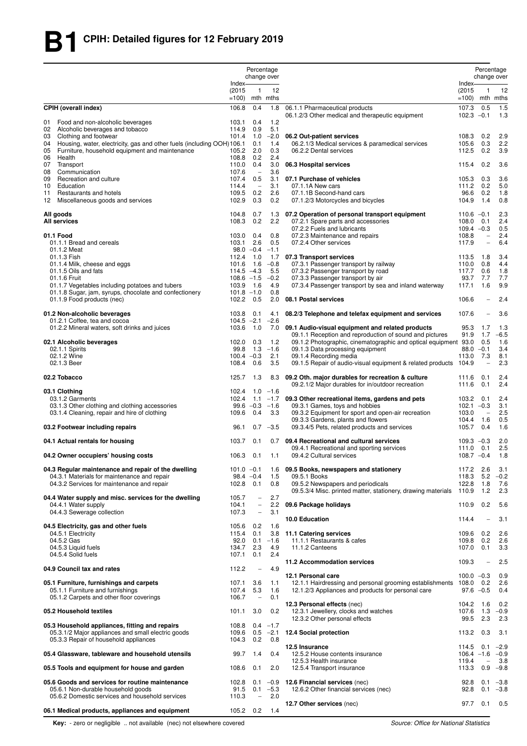# B1 CPIH: Detailed figures for 12 February 2019

| | Index (2015 =100) | Percentage change over 1 mth | Percentage change over 12 mths |
|---|---|---|---|
| **CPIH (overall index)** | 106.8 | 0.4 | 1.8 |
| 01 Food and non-alcoholic beverages | 103.1 | 0.4 | 1.2 |
| 02 Alcoholic beverages and tobacco | 114.9 | 0.9 | 5.1 |
| 03 Clothing and footwear | 101.4 | 1.0 | −2.0 |
| 04 Housing, water, electricity, gas and other fuels (including OOH) | 106.1 | 0.1 | 1.4 |
| 05 Furniture, household equipment and maintenance | 105.2 | 2.0 | 0.3 |
| 06 Health | 108.8 | 0.2 | 2.4 |
| 07 Transport | 110.0 | 0.4 | 3.0 |
| 08 Communication | 107.6 | – | 3.6 |
| 09 Recreation and culture | 107.4 | 0.5 | 3.1 |
| 10 Education | 114.4 | – | 3.1 |
| 11 Restaurants and hotels | 109.5 | 0.2 | 2.6 |
| 12 Miscellaneous goods and services | 102.9 | 0.3 | 0.2 |
| **All goods** | 104.8 | 0.7 | 1.3 |
| **All services** | 108.3 | 0.2 | 2.2 |
| **01.1 Food** | 103.0 | 0.4 | 0.8 |
| 01.1.1 Bread and cereals | 103.1 | 2.6 | 0.5 |
| 01.1.2 Meat | 98.0 | −0.4 | −1.1 |
| 01.1.3 Fish | 112.4 | 1.0 | 1.7 |
| 01.1.4 Milk, cheese and eggs | 101.6 | 1.6 | −0.8 |
| 01.1.5 Oils and fats | 114.5 | −4.3 | 5.5 |
| 01.1.6 Fruit | 108.6 | −1.5 | −0.2 |
| 01.1.7 Vegetables including potatoes and tubers | 103.9 | 1.6 | 4.9 |
| 01.1.8 Sugar, jam, syrups, chocolate and confectionery | 101.8 | −1.0 | 0.8 |
| 01.1.9 Food products (nec) | 102.2 | 0.5 | 2.0 |
| **01.2 Non-alcoholic beverages** | 103.8 | 0.1 | 4.1 |
| 01.2.1 Coffee, tea and cocoa | 104.5 | −2.1 | −2.6 |
| 01.2.2 Mineral waters, soft drinks and juices | 103.6 | 1.0 | 7.0 |
| **02.1 Alcoholic beverages** | 102.0 | 0.3 | 1.2 |
| 02.1.1 Spirits | 99.8 | 1.3 | −1.6 |
| 02.1.2 Wine | 100.4 | −0.3 | 2.1 |
| 02.1.3 Beer | 108.4 | 0.6 | 3.5 |
| **02.2 Tobacco** | 125.7 | 1.3 | 8.3 |
| **03.1 Clothing** | 102.4 | 1.0 | −1.6 |
| 03.1.2 Garments | 102.4 | 1.1 | −1.7 |
| 03.1.3 Other clothing and clothing accessories | 99.6 | −0.3 | −1.6 |
| 03.1.4 Cleaning, repair and hire of clothing | 109.6 | 0.4 | 3.3 |
| **03.2 Footwear including repairs** | 96.1 | 0.7 | −3.5 |
| **04.1 Actual rentals for housing** | 103.7 | 0.1 | 0.7 |
| **04.2 Owner occupiers' housing costs** | 106.3 | 0.1 | 1.1 |
| **04.3 Regular maintenance and repair of the dwelling** | 101.0 | −0.1 | 1.6 |
| 04.3.1 Materials for maintenance and repair | 98.4 | −0.4 | 1.5 |
| 04.3.2 Services for maintenance and repair | 102.8 | 0.1 | 0.8 |
| **04.4 Water supply and misc. services for the dwelling** | 105.7 | – | 2.7 |
| 04.4.1 Water supply | 104.1 | – | 2.2 |
| 04.4.3 Sewerage collection | 107.3 | – | 3.1 |
| **04.5 Electricity, gas and other fuels** | 105.6 | 0.2 | 1.6 |
| 04.5.1 Electricity | 115.4 | 0.1 | 3.8 |
| 04.5.2 Gas | 92.0 | 0.1 | −1.6 |
| 04.5.3 Liquid fuels | 134.7 | 2.3 | 4.9 |
| 04.5.4 Solid fuels | 107.1 | 0.1 | 2.4 |
| **04.9 Council tax and rates** | 112.2 | – | 4.9 |
| **05.1 Furniture, furnishings and carpets** | 107.1 | 3.6 | 1.1 |
| 05.1.1 Furniture and furnishings | 107.4 | 5.3 | 1.6 |
| 05.1.2 Carpets and other floor coverings | 106.7 | – | 0.1 |
| **05.2 Household textiles** | 101.1 | 3.0 | 0.2 |
| **05.3 Household appliances, fitting and repairs** | 108.8 | 0.4 | −1.7 |
| 05.3.1/2 Major appliances and small electric goods | 109.6 | 0.5 | −2.1 |
| 05.3.3 Repair of household appliances | 104.3 | 0.2 | 0.8 |
| **05.4 Glassware, tableware and household utensils** | 99.7 | 1.4 | 0.4 |
| **05.5 Tools and equipment for house and garden** | 108.6 | 0.1 | 2.0 |
| **05.6 Goods and services for routine maintenance** | 102.8 | 0.1 | −0.9 |
| 05.6.1 Non-durable household goods | 91.5 | 0.1 | −5.3 |
| 05.6.2 Domestic services and household services | 110.3 | – | 2.0 |
| **06.1 Medical products, appliances and equipment** | 105.2 | 0.2 | 1.4 |
| 06.1.1 Pharmaceutical products | 107.3 | 0.5 | 1.5 |
| 06.1.2/3 Other medical and therapeutic equipment | 102.3 | −0.1 | 1.3 |
| **06.2 Out-patient services** | 108.3 | 0.2 | 2.9 |
| 06.2.1/3 Medical services & paramedical services | 105.6 | 0.3 | 2.2 |
| 06.2.2 Dental services | 112.5 | 0.2 | 3.9 |
| **06.3 Hospital services** | 115.4 | 0.2 | 3.6 |
| **07.1 Purchase of vehicles** | 105.3 | 0.3 | 3.6 |
| 07.1.1A New cars | 111.2 | 0.2 | 5.0 |
| 07.1.1B Second-hand cars | 96.6 | 0.2 | 1.8 |
| 07.1.2/3 Motorcycles and bicycles | 104.9 | 1.4 | 0.8 |
| **07.2 Operation of personal transport equipment** | 110.6 | −0.1 | 2.3 |
| 07.2.1 Spare parts and accessories | 108.0 | 0.1 | 2.4 |
| 07.2.2 Fuels and lubricants | 109.4 | −0.3 | 0.5 |
| 07.2.3 Maintenance and repairs | 108.8 | – | 2.4 |
| 07.2.4 Other services | 117.9 | – | 6.4 |
| **07.3 Transport services** | 113.5 | 1.8 | 3.4 |
| 07.3.1 Passenger transport by railway | 110.0 | 0.8 | 4.4 |
| 07.3.2 Passenger transport by road | 117.7 | 0.6 | 1.8 |
| 07.3.3 Passenger transport by air | 93.7 | 7.7 | 7.7 |
| 07.3.4 Passenger transport by sea and inland waterway | 117.1 | 1.6 | 9.9 |
| **08.1 Postal services** | 106.6 | – | 2.4 |
| **08.2/3 Telephone and telefax equipment and services** | 107.6 | – | 3.6 |
| **09.1 Audio-visual equipment and related products** | 95.3 | 1.7 | 1.3 |
| 09.1.1 Reception and reproduction of sound and pictures | 91.9 | 1.7 | −6.5 |
| 09.1.2 Photographic, cinematographic and optical equipment | 93.0 | 0.5 | 1.6 |
| 09.1.3 Data processing equipment | 88.0 | −0.1 | 3.4 |
| 09.1.4 Recording media | 113.0 | 7.3 | 8.1 |
| 09.1.5 Repair of audio-visual equipment & related products | 104.9 | – | 2.3 |
| **09.2 Oth. major durables for recreation & culture** | 111.6 | 0.1 | 2.4 |
| 09.2.1/2 Major durables for in/outdoor recreation | 111.6 | 0.1 | 2.4 |
| **09.3 Other recreational items, gardens and pets** | 103.2 | 0.1 | 2.4 |
| 09.3.1 Games, toys and hobbies | 102.1 | −0.3 | 3.1 |
| 09.3.2 Equipment for sport and open-air recreation | 103.0 | – | 2.5 |
| 09.3.3 Gardens, plants and flowers | 104.4 | 1.6 | 0.5 |
| 09.3.4/5 Pets, related products and services | 105.7 | 0.4 | 1.6 |
| **09.4 Recreational and cultural services** | 109.3 | −0.3 | 2.0 |
| 09.4.1 Recreational and sporting services | 111.0 | 0.1 | 2.5 |
| 09.4.2 Cultural services | 108.7 | −0.4 | 1.8 |
| **09.5 Books, newspapers and stationery** | 117.2 | 2.6 | 3.1 |
| 09.5.1 Books | 118.3 | 5.2 | −0.2 |
| 09.5.2 Newspapers and periodicals | 122.8 | 1.8 | 7.6 |
| 09.5.3/4 Misc. printed matter, stationery, drawing materials | 110.9 | 1.2 | 2.3 |
| **09.6 Package holidays** | 110.9 | 0.2 | 5.6 |
| **10.0 Education** | 114.4 | – | 3.1 |
| **11.1 Catering services** | 109.6 | 0.2 | 2.6 |
| 11.1.1 Restaurants & cafes | 109.8 | 0.2 | 2.6 |
| 11.1.2 Canteens | 107.0 | 0.1 | 3.3 |
| **11.2 Accommodation services** | 109.3 | – | 2.5 |
| **12.1 Personal care** | 100.0 | −0.3 | 0.9 |
| 12.1.1 Hairdressing and personal grooming establishments | 108.0 | 0.2 | 2.6 |
| 12.1.2/3 Appliances and products for personal care | 97.6 | −0.5 | 0.4 |
| **12.3 Personal effects** (nec) | 104.2 | 1.6 | 0.2 |
| 12.3.1 Jewellery, clocks and watches | 107.6 | 1.3 | −0.9 |
| 12.3.2 Other personal effects | 99.5 | 2.3 | 2.3 |
| **12.4 Social protection** | 113.2 | 0.3 | 3.1 |
| **12.5 Insurance** | 114.5 | 0.1 | −2.9 |
| 12.5.2 House contents insurance | 106.4 | −1.6 | −0.9 |
| 12.5.3 Health insurance | 119.4 | – | 3.8 |
| 12.5.4 Transport insurance | 113.3 | 0.9 | −9.8 |
| **12.6 Financial services** (nec) | 92.8 | 0.1 | −3.8 |
| 12.6.2 Other financial services (nec) | 92.8 | 0.1 | −3.8 |
| **12.7 Other services** (nec) | 97.7 | 0.1 | 0.5 |

**Key:** - zero or negligible .. not available (nec) not elsewhere covered

Source: Office for National Statistics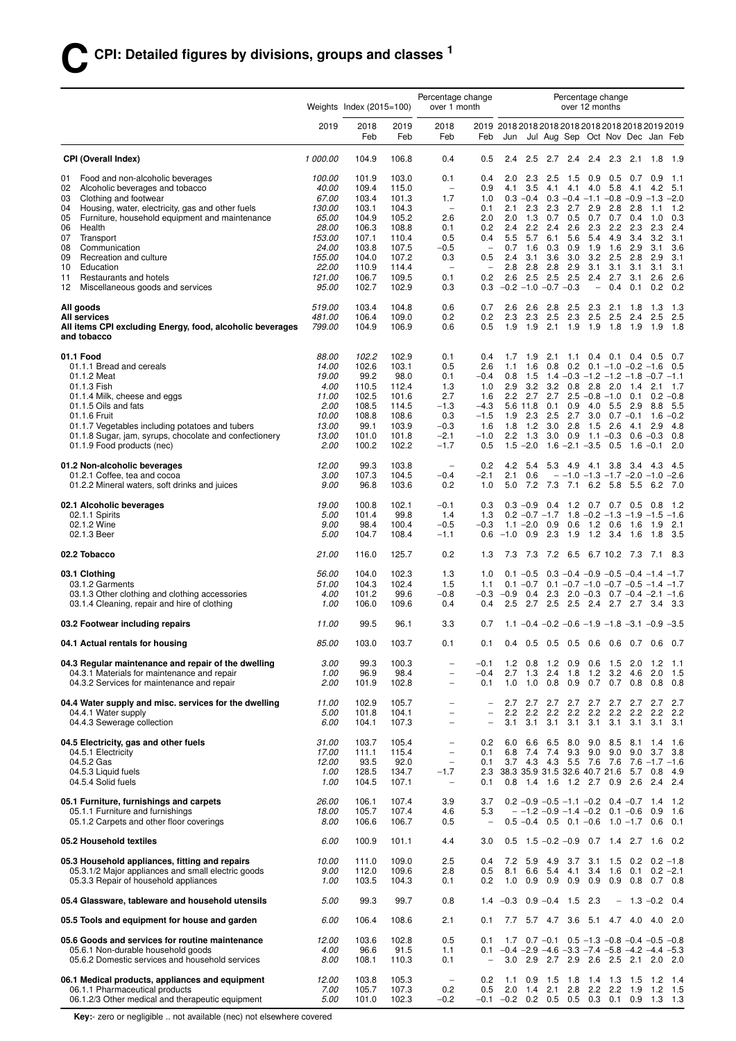# C CPI: Detailed figures by divisions, groups and classes [1]

| | Weights | Index (2015=100) | | Percentage change over 1 month | | Percentage change over 12 months | | | | | | | | | |
|---|---|---|---|---|---|---|---|---|---|---|---|---|---|---|---|
| | 2019 | 2018 Feb | 2019 Feb | 2018 Feb | 2019 Feb | 2018 Jun | 2018 Jul | 2018 Aug | 2018 Sep | 2018 Oct | 2018 Nov | 2018 Dec | 2019 Jan | 2019 Feb | |
| **CPI (Overall Index)** | *1 000.00* | 104.9 | 106.8 | 0.4 | 0.5 | 2.4 | 2.5 | 2.7 | 2.4 | 2.4 | 2.3 | 2.1 | 1.8 | 1.9 | |
| 01 Food and non-alcoholic beverages | *100.00* | 101.9 | 103.0 | 0.1 | 0.4 | 2.0 | 2.3 | 2.5 | 1.5 | 0.9 | 0.5 | 0.7 | 0.9 | 1.1 | |
| 02 Alcoholic beverages and tobacco | *40.00* | 109.4 | 115.0 | – | 0.9 | 4.1 | 3.5 | 4.1 | 4.1 | 4.0 | 5.8 | 4.1 | 4.2 | 5.1 | |
| 03 Clothing and footwear | *67.00* | 103.4 | 101.3 | 1.7 | 1.0 | 0.3 | –0.4 | 0.3 | –0.4 | –1.1 | –0.8 | –0.9 | –1.3 | –2.0 | |
| 04 Housing, water, electricity, gas and other fuels | *130.00* | 103.1 | 104.3 | – | 0.1 | 2.1 | 2.3 | 2.3 | 2.7 | 2.9 | 2.8 | 2.8 | 1.1 | 1.2 | |
| 05 Furniture, household equipment and maintenance | *65.00* | 104.9 | 105.2 | 2.6 | 2.0 | 2.0 | 1.3 | 0.7 | 0.5 | 0.7 | 0.7 | 0.4 | 1.0 | 0.3 | |
| 06 Health | *28.00* | 106.3 | 108.8 | 0.1 | 0.2 | 2.4 | 2.2 | 2.4 | 2.6 | 2.3 | 2.2 | 2.3 | 2.3 | 2.4 | |
| 07 Transport | *153.00* | 107.1 | 110.4 | 0.5 | 0.4 | 5.5 | 5.7 | 6.1 | 5.6 | 5.4 | 4.9 | 3.4 | 3.2 | 3.1 | |
| 08 Communication | *24.00* | 103.8 | 107.5 | –0.5 | – | 0.7 | 1.6 | 0.3 | 0.9 | 1.9 | 1.6 | 2.9 | 3.1 | 3.6 | |
| 09 Recreation and culture | *155.00* | 104.0 | 107.2 | 0.3 | 0.5 | 2.4 | 3.1 | 3.6 | 3.0 | 3.2 | 2.5 | 2.8 | 2.9 | 3.1 | |
| 10 Education | *22.00* | 110.9 | 114.4 | – | – | 2.8 | 2.8 | 2.8 | 2.9 | 3.1 | 3.1 | 3.1 | 3.1 | 3.1 | |
| 11 Restaurants and hotels | *121.00* | 106.7 | 109.5 | 0.1 | 0.2 | 2.6 | 2.5 | 2.5 | 2.5 | 2.4 | 2.7 | 3.1 | 2.6 | 2.6 | |
| 12 Miscellaneous goods and services | *95.00* | 102.7 | 102.9 | 0.3 | 0.3 | –0.2 | –1.0 | –0.7 | –0.3 | – | 0.4 | 0.1 | 0.2 | 0.2 | |
| **All goods** | *519.00* | 103.4 | 104.8 | 0.6 | 0.7 | 2.6 | 2.6 | 2.8 | 2.5 | 2.3 | 2.1 | 1.8 | 1.3 | 1.3 | |
| **All services** | *481.00* | 106.4 | 109.0 | 0.2 | 0.2 | 2.3 | 2.3 | 2.5 | 2.3 | 2.5 | 2.5 | 2.4 | 2.5 | 2.5 | |
| **All items CPI excluding Energy, food, alcoholic beverages and tobacco** | *799.00* | 104.9 | 106.9 | 0.6 | 0.5 | 1.9 | 1.9 | 2.1 | 1.9 | 1.9 | 1.8 | 1.9 | 1.9 | 1.8 | |
| **01.1 Food** | *88.00* | 102.2 | 102.9 | 0.1 | 0.4 | 1.7 | 1.9 | 2.1 | 1.1 | 0.4 | 0.1 | 0.4 | 0.5 | 0.7 | |
| 01.1.1 Bread and cereals | *14.00* | 102.6 | 103.1 | 0.5 | 2.6 | 1.1 | 1.6 | 0.8 | 0.2 | 0.1 | –1.0 | –0.2 | –1.6 | 0.5 | |
| 01.1.2 Meat | *19.00* | 99.2 | 98.0 | 0.1 | –0.4 | 0.8 | 1.5 | 1.4 | –0.3 | –1.2 | –1.2 | –1.8 | –0.7 | –1.1 | |
| 01.1.3 Fish | *4.00* | 110.5 | 112.4 | 1.3 | 1.0 | 2.9 | 3.2 | 3.2 | 0.8 | 2.8 | 2.0 | 1.4 | 2.1 | 1.7 | |
| 01.1.4 Milk, cheese and eggs | *11.00* | 102.5 | 101.6 | 2.7 | 1.6 | 2.2 | 2.7 | 2.7 | 2.5 | –0.8 | –1.0 | 0.1 | 0.2 | –0.8 | |
| 01.1.5 Oils and fats | *2.00* | 108.5 | 114.5 | –1.3 | –4.3 | 5.6 | 11.8 | 0.1 | 0.9 | 4.0 | 5.5 | 2.9 | 8.8 | 5.5 | |
| 01.1.6 Fruit | *10.00* | 108.8 | 108.6 | 0.3 | –1.5 | 1.9 | 2.3 | 2.5 | 2.7 | 3.0 | 0.7 | –0.1 | 1.6 | –0.2 | |
| 01.1.7 Vegetables including potatoes and tubers | *13.00* | 99.1 | 103.9 | –0.3 | 1.6 | 1.8 | 1.2 | 3.0 | 2.8 | 1.5 | 2.6 | 4.1 | 2.9 | 4.8 | |
| 01.1.8 Sugar, jam, syrups, chocolate and confectionery | *13.00* | 101.0 | 101.8 | –2.1 | –1.0 | 2.2 | 1.3 | 3.0 | 0.9 | 1.1 | –0.3 | 0.6 | –0.3 | 0.8 | |
| 01.1.9 Food products (nec) | *2.00* | 100.2 | 102.2 | –1.7 | 0.5 | 1.5 | –2.0 | 1.6 | –2.1 | –3.5 | 0.5 | 1.6 | –0.1 | 2.0 | |
| **01.2 Non-alcoholic beverages** | *12.00* | 99.3 | 103.8 | – | 0.2 | 4.2 | 5.4 | 5.3 | 4.9 | 4.1 | 3.8 | 3.4 | 4.3 | 4.5 | |
| 01.2.1 Coffee, tea and cocoa | *3.00* | 107.3 | 104.5 | –0.4 | –2.1 | 2.1 | 0.6 | – | –1.0 | –1.3 | –1.7 | –2.0 | –1.0 | –2.6 | |
| 01.2.2 Mineral waters, soft drinks and juices | *9.00* | 96.8 | 103.6 | 0.2 | 1.0 | 5.0 | 7.2 | 7.3 | 7.1 | 6.2 | 5.8 | 5.5 | 6.2 | 7.0 | |
| **02.1 Alcoholic beverages** | *19.00* | 100.8 | 102.1 | –0.1 | 0.3 | 0.3 | –0.9 | 0.4 | 1.2 | 0.7 | 0.7 | 0.5 | 0.8 | 1.2 | |
| 02.1.1 Spirits | *5.00* | 101.4 | 99.8 | 1.4 | 1.3 | 0.2 | –0.7 | –1.7 | 1.8 | –0.2 | –1.3 | –1.9 | –1.5 | –1.6 | |
| 02.1.2 Wine | *9.00* | 98.4 | 100.4 | –0.5 | –0.3 | 1.1 | –2.0 | 0.9 | 0.6 | 1.2 | 0.6 | 1.6 | 1.9 | 2.1 | |
| 02.1.3 Beer | *5.00* | 104.7 | 108.4 | –1.1 | 0.6 | –1.0 | 0.9 | 2.3 | 1.9 | 1.2 | 3.4 | 1.6 | 1.8 | 3.5 | |
| **02.2 Tobacco** | *21.00* | 116.0 | 125.7 | 0.2 | 1.3 | 7.3 | 7.3 | 7.2 | 6.5 | 6.7 | 10.2 | 7.3 | 7.1 | 8.3 | |
| **03.1 Clothing** | *56.00* | 104.0 | 102.3 | 1.3 | 1.0 | 0.1 | –0.5 | 0.3 | –0.4 | –0.9 | –0.5 | –0.4 | –1.4 | –1.7 | |
| 03.1.2 Garments | *51.00* | 104.3 | 102.4 | 1.5 | 1.1 | 0.1 | –0.7 | 0.1 | –0.7 | –1.0 | –0.7 | –0.5 | –1.4 | –1.7 | |
| 03.1.3 Other clothing and clothing accessories | *4.00* | 101.2 | 99.6 | –0.8 | –0.3 | –0.9 | 0.4 | 2.3 | 2.0 | –0.3 | 0.7 | –0.4 | –2.1 | –1.6 | |
| 03.1.4 Cleaning, repair and hire of clothing | *1.00* | 106.0 | 109.6 | 0.4 | 0.4 | 2.5 | 2.7 | 2.5 | 2.5 | 2.4 | 2.7 | 2.7 | 3.4 | 3.3 | |
| **03.2 Footwear including repairs** | *11.00* | 99.5 | 96.1 | 3.3 | 0.7 | 1.1 | –0.4 | –0.2 | –0.6 | –1.9 | –1.8 | –3.1 | –0.9 | –3.5 | |
| **04.1 Actual rentals for housing** | *85.00* | 103.0 | 103.7 | 0.1 | 0.1 | 0.4 | 0.5 | 0.5 | 0.5 | 0.6 | 0.6 | 0.7 | 0.6 | 0.7 | |
| **04.3 Regular maintenance and repair of the dwelling** | *3.00* | 99.3 | 100.3 | – | –0.1 | 1.2 | 0.8 | 1.2 | 0.9 | 0.6 | 1.5 | 2.0 | 1.2 | 1.1 | |
| 04.3.1 Materials for maintenance and repair | *1.00* | 96.9 | 98.4 | – | –0.4 | 2.7 | 1.3 | 2.4 | 1.8 | 1.2 | 3.2 | 4.6 | 2.0 | 1.5 | |
| 04.3.2 Services for maintenance and repair | *2.00* | 101.9 | 102.8 | – | 0.1 | 1.0 | 1.0 | 0.8 | 0.9 | 0.7 | 0.7 | 0.8 | 0.8 | 0.8 | |
| **04.4 Water supply and misc. services for the dwelling** | *11.00* | 102.9 | 105.7 | – | – | 2.7 | 2.7 | 2.7 | 2.7 | 2.7 | 2.7 | 2.7 | 2.7 | 2.7 | |
| 04.4.1 Water supply | *5.00* | 101.8 | 104.1 | – | – | 2.2 | 2.2 | 2.2 | 2.2 | 2.2 | 2.2 | 2.2 | 2.2 | 2.2 | |
| 04.4.3 Sewerage collection | *6.00* | 104.1 | 107.3 | – | – | 3.1 | 3.1 | 3.1 | 3.1 | 3.1 | 3.1 | 3.1 | 3.1 | 3.1 | |
| **04.5 Electricity, gas and other fuels** | *31.00* | 103.7 | 105.4 | – | 0.2 | 6.0 | 6.6 | 6.5 | 8.0 | 9.0 | 8.5 | 8.1 | 1.4 | 1.6 | |
| 04.5.1 Electricity | *17.00* | 111.1 | 115.4 | – | 0.1 | 6.8 | 7.4 | 7.4 | 9.3 | 9.0 | 9.0 | 9.0 | 3.7 | 3.8 | |
| 04.5.2 Gas | *12.00* | 93.5 | 92.0 | – | 0.1 | 3.7 | 4.3 | 4.3 | 5.5 | 7.6 | 7.6 | 7.6 | –1.7 | –1.6 | |
| 04.5.3 Liquid fuels | *1.00* | 128.5 | 134.7 | –1.7 | 2.3 | 38.3 | 35.9 | 31.5 | 32.6 | 40.7 | 21.6 | 5.7 | 0.8 | 4.9 | |
| 04.5.4 Solid fuels | *1.00* | 104.5 | 107.1 | – | 0.1 | 0.8 | 1.4 | 1.6 | 1.2 | 2.7 | 0.9 | 2.6 | 2.4 | 2.4 | |
| **05.1 Furniture, furnishings and carpets** | *26.00* | 106.1 | 107.4 | 3.9 | 3.7 | 0.2 | –0.9 | –0.5 | –1.1 | –0.2 | 0.4 | –0.7 | 1.4 | 1.2 | |
| 05.1.1 Furniture and furnishings | *18.00* | 105.7 | 107.4 | 4.6 | 5.3 | – | –1.2 | –0.9 | –1.4 | –0.2 | 0.1 | –0.6 | 0.9 | 1.6 | |
| 05.1.2 Carpets and other floor coverings | *8.00* | 106.6 | 106.7 | 0.5 | – | 0.5 | –0.4 | 0.5 | 0.1 | –0.6 | 1.0 | –1.7 | 0.6 | 0.1 | |
| **05.2 Household textiles** | *6.00* | 100.9 | 101.1 | 4.4 | 3.0 | 0.5 | 1.5 | –0.2 | –0.9 | 0.7 | 1.4 | 2.7 | 1.6 | 0.2 | |
| **05.3 Household appliances, fitting and repairs** | *10.00* | 111.0 | 109.0 | 2.5 | 0.4 | 7.2 | 5.9 | 4.9 | 3.7 | 3.1 | 1.5 | 0.2 | 0.2 | –1.8 | |
| 05.3.1/2 Major appliances and small electric goods | *9.00* | 112.0 | 109.6 | 2.8 | 0.5 | 8.1 | 6.6 | 5.4 | 4.1 | 3.4 | 1.6 | 0.1 | 0.2 | –2.1 | |
| 05.3.3 Repair of household appliances | *1.00* | 103.5 | 104.3 | 0.1 | 0.2 | 1.0 | 0.9 | 0.9 | 0.9 | 0.9 | 0.9 | 0.8 | 0.7 | 0.8 | |
| **05.4 Glassware, tableware and household utensils** | *5.00* | 99.3 | 99.7 | 0.8 | 1.4 | –0.3 | 0.9 | –0.4 | 1.5 | 2.3 | – | 1.3 | –0.2 | 0.4 | |
| **05.5 Tools and equipment for house and garden** | *6.00* | 106.4 | 108.6 | 2.1 | 0.1 | 7.7 | 5.7 | 4.7 | 3.6 | 5.1 | 4.7 | 4.0 | 4.0 | 2.0 | |
| **05.6 Goods and services for routine maintenance** | *12.00* | 103.6 | 102.8 | 0.5 | 0.1 | 1.7 | 0.7 | –0.1 | 0.5 | –1.3 | –0.8 | –0.4 | –0.5 | –0.8 | |
| 05.6.1 Non-durable household goods | *4.00* | 96.6 | 91.5 | 1.1 | 0.1 | –0.4 | –2.9 | –4.6 | –3.3 | –7.4 | –5.8 | –4.2 | –4.4 | –5.3 | |
| 05.6.2 Domestic services and household services | *8.00* | 108.1 | 110.3 | 0.1 | – | 3.0 | 2.9 | 2.7 | 2.9 | 2.6 | 2.5 | 2.1 | 2.0 | 2.0 | |
| **06.1 Medical products, appliances and equipment** | *12.00* | 103.8 | 105.3 | – | 0.2 | 1.1 | 0.9 | 1.5 | 1.8 | 1.4 | 1.3 | 1.5 | 1.2 | 1.4 | |
| 06.1.1 Pharmaceutical products | *7.00* | 105.7 | 107.3 | 0.2 | 0.5 | 2.0 | 1.4 | 2.1 | 2.8 | 2.2 | 2.2 | 1.9 | 1.2 | 1.5 | |
| 06.1.2/3 Other medical and therapeutic equipment | *5.00* | 101.0 | 102.3 | –0.2 | –0.1 | –0.2 | 0.2 | 0.5 | 0.5 | 0.3 | 0.1 | 0.9 | 1.3 | 1.3 | |

**Key:**- zero or negligible .. not available (nec) not elsewhere covered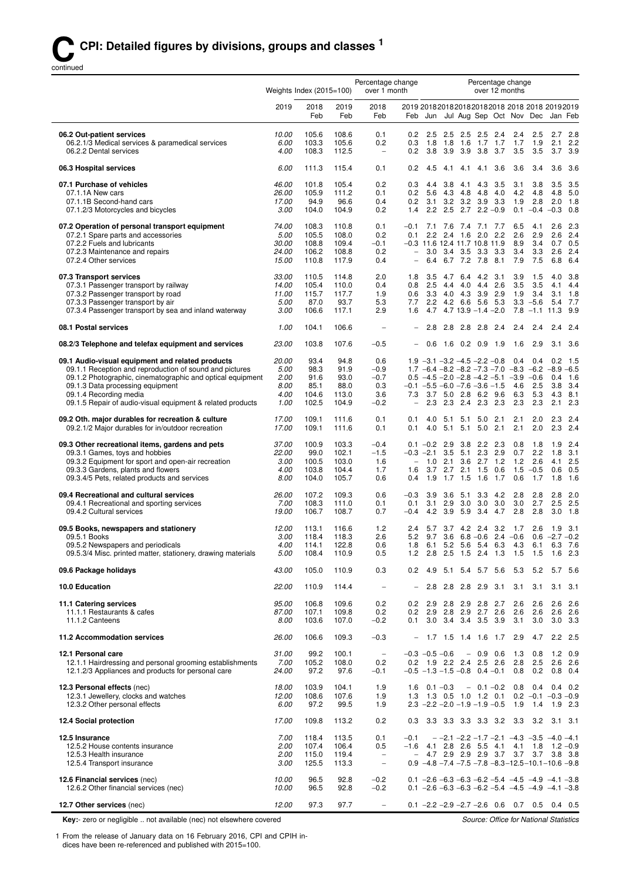# C CPI: Detailed figures by divisions, groups and classes [1]

continued

| | Weights | Index (2015=100) | | Percentage change over 1 month | Percentage change over 12 months | | | | | | | | | |
|---|---|---|---|---|---|---|---|---|---|---|---|---|---|---|
| | 2019 | 2018 Feb | 2019 Feb | 2018 Feb | 2019 Feb | 2018 Jun | 2018 Jul | 2018 Aug | 2018 Sep | 2018 Oct | 2018 Nov | 2018 Dec | 2019 Jan | 2019 Feb |
| **06.2 Out-patient services** | *10.00* | 105.6 | 108.6 | 0.1 | 0.2 | 2.5 | 2.5 | 2.5 | 2.5 | 2.4 | 2.4 | 2.5 | 2.7 | 2.8 |
| 06.2.1/3 Medical services & paramedical services | *6.00* | 103.3 | 105.6 | 0.2 | 0.3 | 1.8 | 1.8 | 1.6 | 1.7 | 1.7 | 1.7 | 1.9 | 2.1 | 2.2 |
| 06.2.2 Dental services | *4.00* | 108.3 | 112.5 | – | 0.2 | 3.8 | 3.9 | 3.9 | 3.8 | 3.7 | 3.5 | 3.5 | 3.7 | 3.9 |
| **06.3 Hospital services** | *6.00* | 111.3 | 115.4 | 0.1 | 0.2 | 4.5 | 4.1 | 4.1 | 4.1 | 3.6 | 3.6 | 3.4 | 3.6 | 3.6 |
| **07.1 Purchase of vehicles** | *46.00* | 101.8 | 105.4 | 0.2 | 0.3 | 4.4 | 3.8 | 4.1 | 4.3 | 3.5 | 3.1 | 3.8 | 3.5 | 3.5 |
| 07.1.1A New cars | *26.00* | 105.9 | 111.2 | 0.1 | 0.2 | 5.6 | 4.3 | 4.8 | 4.8 | 4.0 | 4.2 | 4.8 | 4.8 | 5.0 |
| 07.1.1B Second-hand cars | *17.00* | 94.9 | 96.6 | 0.4 | 0.2 | 3.1 | 3.2 | 3.2 | 3.9 | 3.3 | 1.9 | 2.8 | 2.0 | 1.8 |
| 07.1.2/3 Motorcycles and bicycles | *3.00* | 104.0 | 104.9 | 0.2 | 1.4 | 2.2 | 2.5 | 2.7 | 2.2 | –0.9 | 0.1 | –0.4 | –0.3 | 0.8 |
| **07.2 Operation of personal transport equipment** | *74.00* | 108.3 | 110.8 | 0.1 | –0.1 | 7.1 | 7.6 | 7.4 | 7.1 | 7.7 | 6.5 | 4.1 | 2.6 | 2.3 |
| 07.2.1 Spare parts and accessories | *5.00* | 105.5 | 108.0 | 0.2 | 0.1 | 2.2 | 2.4 | 1.6 | 2.0 | 2.2 | 2.6 | 2.9 | 2.6 | 2.4 |
| 07.2.2 Fuels and lubricants | *30.00* | 108.8 | 109.4 | –0.1 | –0.3 | 11.6 | 12.4 | 11.7 | 10.8 | 11.9 | 8.9 | 3.4 | 0.7 | 0.5 |
| 07.2.3 Maintenance and repairs | *24.00* | 106.2 | 108.8 | 0.2 | – | 3.0 | 3.4 | 3.5 | 3.3 | 3.3 | 3.4 | 3.3 | 2.6 | 2.4 |
| 07.2.4 Other services | *15.00* | 110.8 | 117.9 | 0.4 | – | 6.4 | 6.7 | 7.2 | 7.8 | 8.1 | 7.9 | 7.5 | 6.8 | 6.4 |
| **07.3 Transport services** | *33.00* | 110.5 | 114.8 | 2.0 | 1.8 | 3.5 | 4.7 | 6.4 | 4.2 | 3.1 | 3.9 | 1.5 | 4.0 | 3.8 |
| 07.3.1 Passenger transport by railway | *14.00* | 105.4 | 110.0 | 0.4 | 0.8 | 2.5 | 4.4 | 4.0 | 4.4 | 2.6 | 3.5 | 3.5 | 4.1 | 4.4 |
| 07.3.2 Passenger transport by road | *11.00* | 115.7 | 117.7 | 1.9 | 0.6 | 3.3 | 4.0 | 4.3 | 3.9 | 2.9 | 1.9 | 3.4 | 3.1 | 1.8 |
| 07.3.3 Passenger transport by air | *5.00* | 87.0 | 93.7 | 5.3 | 7.7 | 2.2 | 4.2 | 6.6 | 5.6 | 5.3 | 3.3 | –5.6 | 5.4 | 7.7 |
| 07.3.4 Passenger transport by sea and inland waterway | *3.00* | 106.6 | 117.1 | 2.9 | 1.6 | 4.7 | 4.7 | 13.9 | –1.4 | –2.0 | 7.8 | –1.1 | 11.3 | 9.9 |
| **08.1 Postal services** | *1.00* | 104.1 | 106.6 | – | – | 2.8 | 2.8 | 2.8 | 2.8 | 2.4 | 2.4 | 2.4 | 2.4 | 2.4 |
| **08.2/3 Telephone and telefax equipment and services** | *23.00* | 103.8 | 107.6 | –0.5 | – | 0.6 | 1.6 | 0.2 | 0.9 | 1.9 | 1.6 | 2.9 | 3.1 | 3.6 |
| **09.1 Audio-visual equipment and related products** | *20.00* | 93.4 | 94.8 | 0.6 | 1.9 | –3.1 | –3.2 | –4.5 | –2.2 | –0.8 | 0.4 | 0.4 | 0.2 | 1.5 |
| 09.1.1 Reception and reproduction of sound and pictures | *5.00* | 98.3 | 91.9 | –0.9 | 1.7 | –6.4 | –8.2 | –8.2 | –7.3 | –7.0 | –8.3 | –6.2 | –8.9 | –6.5 |
| 09.1.2 Photographic, cinematographic and optical equipment | *2.00* | 91.6 | 93.0 | –0.7 | 0.5 | –4.5 | –2.0 | –2.8 | –4.2 | –5.1 | –3.9 | –0.6 | 0.4 | 1.6 |
| 09.1.3 Data processing equipment | *8.00* | 85.1 | 88.0 | 0.3 | –0.1 | –5.5 | –6.0 | –7.6 | –3.6 | –1.5 | 4.6 | 2.5 | 3.8 | 3.4 |
| 09.1.4 Recording media | *4.00* | 104.6 | 113.0 | 3.6 | 7.3 | 3.7 | 5.0 | 2.8 | 6.2 | 9.6 | 6.3 | 5.3 | 4.3 | 8.1 |
| 09.1.5 Repair of audio-visual equipment & related products | *1.00* | 102.5 | 104.9 | –0.2 | – | 2.3 | 2.3 | 2.4 | 2.3 | 2.3 | 2.3 | 2.3 | 2.1 | 2.3 |
| **09.2 Oth. major durables for recreation & culture** | *17.00* | 109.1 | 111.6 | 0.1 | 0.1 | 4.0 | 5.1 | 5.1 | 5.0 | 2.1 | 2.1 | 2.0 | 2.3 | 2.4 |
| 09.2.1/2 Major durables for in/outdoor recreation | *17.00* | 109.1 | 111.6 | 0.1 | 0.1 | 4.0 | 5.1 | 5.1 | 5.0 | 2.1 | 2.1 | 2.0 | 2.3 | 2.4 |
| **09.3 Other recreational items, gardens and pets** | *37.00* | 100.9 | 103.3 | –0.4 | 0.1 | –0.2 | 2.9 | 3.8 | 2.2 | 2.3 | 0.8 | 1.8 | 1.9 | 2.4 |
| 09.3.1 Games, toys and hobbies | *22.00* | 99.0 | 102.1 | –1.5 | –0.3 | –2.1 | 3.5 | 5.1 | 2.3 | 2.9 | 0.7 | 2.2 | 1.8 | 3.1 |
| 09.3.2 Equipment for sport and open-air recreation | *3.00* | 100.5 | 103.0 | 1.6 | – | 1.0 | 2.1 | 3.6 | 2.7 | 1.2 | 1.2 | 2.6 | 4.1 | 2.5 |
| 09.3.3 Gardens, plants and flowers | *4.00* | 103.8 | 104.4 | 1.7 | 1.6 | 3.7 | 2.7 | 2.1 | 1.5 | 0.6 | 1.5 | –0.5 | 0.6 | 0.5 |
| 09.3.4/5 Pets, related products and services | *8.00* | 104.0 | 105.7 | 0.6 | 0.4 | 1.9 | 1.7 | 1.5 | 1.6 | 1.7 | 0.6 | 1.7 | 1.8 | 1.6 |
| **09.4 Recreational and cultural services** | *26.00* | 107.2 | 109.3 | 0.6 | –0.3 | 3.9 | 3.6 | 5.1 | 3.3 | 4.2 | 2.8 | 2.8 | 2.8 | 2.0 |
| 09.4.1 Recreational and sporting services | *7.00* | 108.3 | 111.0 | 0.1 | 0.1 | 3.1 | 2.9 | 3.0 | 3.0 | 3.0 | 3.0 | 2.7 | 2.5 | 2.5 |
| 09.4.2 Cultural services | *19.00* | 106.7 | 108.7 | 0.7 | –0.4 | 4.2 | 3.9 | 5.9 | 3.4 | 4.7 | 2.8 | 2.8 | 3.0 | 1.8 |
| **09.5 Books, newspapers and stationery** | *12.00* | 113.1 | 116.6 | 1.2 | 2.4 | 5.7 | 3.7 | 4.2 | 2.4 | 3.2 | 1.7 | 2.6 | 1.9 | 3.1 |
| 09.5.1 Books | *3.00* | 118.4 | 118.3 | 2.6 | 5.2 | 9.7 | 3.6 | 6.8 | –0.6 | 2.4 | –0.6 | 0.6 | –2.7 | –0.2 |
| 09.5.2 Newspapers and periodicals | *4.00* | 114.1 | 122.8 | 0.6 | 1.8 | 6.1 | 5.2 | 5.6 | 5.4 | 6.3 | 4.3 | 6.1 | 6.3 | 7.6 |
| 09.5.3/4 Misc. printed matter, stationery, drawing materials | *5.00* | 108.4 | 110.9 | 0.5 | 1.2 | 2.8 | 2.5 | 1.5 | 2.4 | 1.3 | 1.5 | 1.5 | 1.6 | 2.3 |
| **09.6 Package holidays** | *43.00* | 105.0 | 110.9 | 0.3 | 0.2 | 4.9 | 5.1 | 5.4 | 5.7 | 5.6 | 5.3 | 5.2 | 5.7 | 5.6 |
| **10.0 Education** | *22.00* | 110.9 | 114.4 | – | – | 2.8 | 2.8 | 2.8 | 2.9 | 3.1 | 3.1 | 3.1 | 3.1 | 3.1 |
| **11.1 Catering services** | *95.00* | 106.8 | 109.6 | 0.2 | 0.2 | 2.9 | 2.8 | 2.9 | 2.8 | 2.7 | 2.6 | 2.6 | 2.6 | 2.6 |
| 11.1.1 Restaurants & cafes | *87.00* | 107.1 | 109.8 | 0.2 | 0.2 | 2.9 | 2.8 | 2.9 | 2.7 | 2.6 | 2.6 | 2.6 | 2.6 | 2.6 |
| 11.1.2 Canteens | *8.00* | 103.6 | 107.0 | –0.2 | 0.1 | 3.0 | 3.4 | 3.4 | 3.5 | 3.9 | 3.1 | 3.0 | 3.0 | 3.3 |
| **11.2 Accommodation services** | *26.00* | 106.6 | 109.3 | –0.3 | – | 1.7 | 1.5 | 1.4 | 1.6 | 1.7 | 2.9 | 4.7 | 2.2 | 2.5 |
| **12.1 Personal care** | *31.00* | 99.2 | 100.1 | – | –0.3 | –0.5 | –0.6 | – | 0.9 | 0.6 | 1.3 | 0.8 | 1.2 | 0.9 |
| 12.1.1 Hairdressing and personal grooming establishments | *7.00* | 105.2 | 108.0 | 0.2 | 0.2 | 1.9 | 2.2 | 2.4 | 2.5 | 2.6 | 2.8 | 2.5 | 2.6 | 2.6 |
| 12.1.2/3 Appliances and products for personal care | *24.00* | 97.2 | 97.6 | –0.1 | –0.5 | –1.3 | –1.5 | –0.8 | 0.4 | –0.1 | 0.8 | 0.2 | 0.8 | 0.4 |
| **12.3 Personal effects** (nec) | *18.00* | 103.9 | 104.1 | 1.9 | 1.6 | 0.1 | –0.3 | – | 0.1 | –0.2 | 0.8 | 0.4 | 0.4 | 0.2 |
| 12.3.1 Jewellery, clocks and watches | *12.00* | 108.6 | 107.6 | 1.9 | 1.3 | 1.3 | 0.5 | 1.0 | 1.2 | 0.1 | 0.2 | –0.1 | –0.3 | –0.9 |
| 12.3.2 Other personal effects | *6.00* | 97.2 | 99.5 | 1.9 | 2.3 | –2.2 | –2.0 | –1.9 | –1.9 | –0.5 | 1.9 | 1.4 | 1.9 | 2.3 |
| **12.4 Social protection** | *17.00* | 109.8 | 113.2 | 0.2 | 0.3 | 3.3 | 3.3 | 3.3 | 3.3 | 3.2 | 3.3 | 3.2 | 3.1 | 3.1 |
| **12.5 Insurance** | *7.00* | 118.4 | 113.5 | 0.1 | –0.1 | – | –2.1 | –2.2 | –1.7 | –2.1 | –4.3 | –3.5 | –4.0 | –4.1 |
| 12.5.2 House contents insurance | *2.00* | 107.4 | 106.4 | 0.5 | –1.6 | 4.1 | 2.8 | 2.6 | 5.5 | 4.1 | 4.1 | 1.8 | 1.2 | –0.9 |
| 12.5.3 Health insurance | *2.00* | 115.0 | 119.4 | – | – | 4.7 | 2.9 | 2.9 | 2.9 | 3.7 | 3.7 | 3.7 | 3.8 | 3.8 |
| 12.5.4 Transport insurance | *3.00* | 125.5 | 113.3 | – | 0.9 | –4.8 | –7.4 | –7.5 | –7.8 | –8.3 | –12.5 | –10.1 | –10.6 | –9.8 |
| **12.6 Financial services** (nec) | *10.00* | 96.5 | 92.8 | –0.2 | 0.1 | –2.6 | –6.3 | –6.3 | –6.2 | –5.4 | –4.5 | –4.9 | –4.1 | –3.8 |
| 12.6.2 Other financial services (nec) | *10.00* | 96.5 | 92.8 | –0.2 | 0.1 | –2.6 | –6.3 | –6.3 | –6.2 | –5.4 | –4.5 | –4.9 | –4.1 | –3.8 |
| **12.7 Other services** (nec) | *12.00* | 97.3 | 97.7 | – | 0.1 | –2.2 | –2.9 | –2.7 | –2.6 | 0.6 | 0.7 | 0.5 | 0.4 | 0.5 |

**Key:**- zero or negligible .. not available (nec) not elsewhere covered

*Source: Office for National Statistics*

1 From the release of January data on 16 February 2016, CPI and CPIH indices have been re-referenced and published with 2015=100.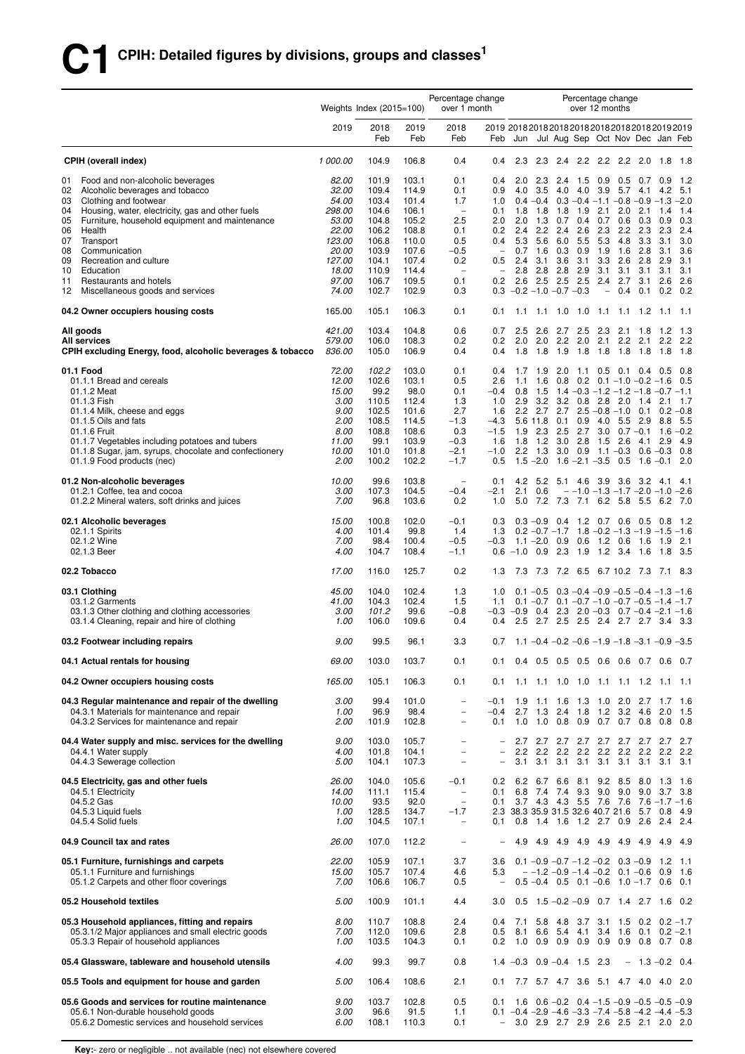# C1 CPIH: Detailed figures by divisions, groups and classes[1]

| | Weights | Index (2015=100) | | Percentage change over 1 month | | Percentage change over 12 months | | | | | | | | |
|---|---|---|---|---|---|---|---|---|---|---|---|---|---|---|
| | 2019 | 2018 Feb | 2019 Feb | 2018 Feb | 2019 Feb | 2018 Jun | 2018 Jul | 2018 Aug | 2018 Sep | 2018 Oct | 2018 Nov | 2018 Dec | 2019 Jan | 2019 Feb |
| **CPIH (overall index)** | 1 000.00 | 104.9 | 106.8 | 0.4 | 0.4 | 2.3 | 2.3 | 2.4 | 2.2 | 2.2 | 2.2 | 2.0 | 1.8 | 1.8 |
| 01 Food and non-alcoholic beverages | 82.00 | 101.9 | 103.1 | 0.1 | 0.4 | 2.0 | 2.3 | 2.4 | 1.5 | 0.9 | 0.5 | 0.7 | 0.9 | 1.2 |
| 02 Alcoholic beverages and tobacco | 32.00 | 109.4 | 114.9 | 0.1 | 0.9 | 4.0 | 3.5 | 4.0 | 4.0 | 3.9 | 5.7 | 4.1 | 4.2 | 5.1 |
| 03 Clothing and footwear | 54.00 | 103.4 | 101.4 | 1.7 | 1.0 | 0.4 | −0.4 | 0.3 | −0.4 | −1.1 | −0.8 | −0.9 | −1.3 | −2.0 |
| 04 Housing, water, electricity, gas and other fuels | 298.00 | 104.6 | 106.1 | – | 0.1 | 1.8 | 1.8 | 1.8 | 1.9 | 2.1 | 2.0 | 2.1 | 1.4 | 1.4 |
| 05 Furniture, household equipment and maintenance | 53.00 | 104.8 | 105.2 | 2.5 | 2.0 | 2.0 | 1.3 | 0.7 | 0.4 | 0.7 | 0.6 | 0.3 | 0.9 | 0.3 |
| 06 Health | 22.00 | 106.2 | 108.8 | 0.1 | 0.2 | 2.4 | 2.2 | 2.4 | 2.6 | 2.3 | 2.2 | 2.3 | 2.3 | 2.4 |
| 07 Transport | 123.00 | 106.8 | 110.0 | 0.5 | 0.4 | 5.3 | 5.6 | 6.0 | 5.5 | 5.3 | 4.8 | 3.3 | 3.1 | 3.0 |
| 08 Communication | 20.00 | 103.9 | 107.6 | −0.5 | – | 0.7 | 1.6 | 0.3 | 0.9 | 1.9 | 1.6 | 2.8 | 3.1 | 3.6 |
| 09 Recreation and culture | 127.00 | 104.1 | 107.4 | 0.2 | 0.5 | 2.4 | 3.1 | 3.6 | 3.1 | 3.3 | 2.6 | 2.8 | 2.9 | 3.1 |
| 10 Education | 18.00 | 110.9 | 114.4 | – | – | 2.8 | 2.8 | 2.8 | 2.9 | 3.1 | 3.1 | 3.1 | 3.1 | 3.1 |
| 11 Restaurants and hotels | 97.00 | 106.7 | 109.5 | 0.1 | 0.2 | 2.6 | 2.5 | 2.5 | 2.5 | 2.4 | 2.7 | 3.1 | 2.6 | 2.6 |
| 12 Miscellaneous goods and services | 74.00 | 102.7 | 102.9 | 0.3 | 0.3 | −0.2 | −1.0 | −0.7 | −0.3 | – | 0.4 | 0.1 | 0.2 | 0.2 |
| **04.2 Owner occupiers housing costs** | 165.00 | 105.1 | 106.3 | 0.1 | 0.1 | 1.1 | 1.1 | 1.0 | 1.0 | 1.1 | 1.1 | 1.2 | 1.1 | 1.1 |
| **All goods** | 421.00 | 103.4 | 104.8 | 0.6 | 0.7 | 2.5 | 2.6 | 2.7 | 2.5 | 2.3 | 2.1 | 1.8 | 1.2 | 1.3 |
| **All services** | 579.00 | 106.0 | 108.3 | 0.2 | 0.2 | 2.0 | 2.0 | 2.2 | 2.0 | 2.1 | 2.2 | 2.1 | 2.2 | 2.2 |
| **CPIH excluding Energy, food, alcoholic beverages & tobacco** | 836.00 | 105.0 | 106.9 | 0.4 | 0.4 | 1.8 | 1.8 | 1.9 | 1.8 | 1.8 | 1.8 | 1.8 | 1.8 | 1.8 |
| **01.1 Food** | 72.00 | 102.2 | 103.0 | 0.1 | 0.4 | 1.7 | 1.9 | 2.0 | 1.1 | 0.5 | 0.1 | 0.4 | 0.5 | 0.8 |
| 01.1.1 Bread and cereals | 12.00 | 102.6 | 103.1 | 0.5 | 2.6 | 1.1 | 1.6 | 0.8 | 0.2 | 0.1 | −1.0 | −0.2 | −1.6 | 0.5 |
| 01.1.2 Meat | 15.00 | 99.2 | 98.0 | 0.1 | −0.4 | 0.8 | 1.5 | 1.4 | −0.3 | −1.2 | −1.2 | −1.8 | −0.7 | −1.1 |
| 01.1.3 Fish | 3.00 | 110.5 | 112.4 | 1.3 | 1.0 | 2.9 | 3.2 | 3.2 | 0.8 | 2.8 | 2.0 | 1.4 | 2.1 | 1.7 |
| 01.1.4 Milk, cheese and eggs | 9.00 | 102.5 | 101.6 | 2.7 | 1.6 | 2.2 | 2.7 | 2.7 | 2.5 | −0.8 | −1.0 | 0.1 | 0.2 | −0.8 |
| 01.1.5 Oils and fats | 2.00 | 108.5 | 114.5 | −1.3 | −4.3 | 5.6 | 11.8 | 0.1 | 0.9 | 4.0 | 5.5 | 2.9 | 8.8 | 5.5 |
| 01.1.6 Fruit | 8.00 | 108.8 | 108.6 | 0.3 | −1.5 | 1.9 | 2.3 | 2.5 | 2.7 | 3.0 | 0.7 | −0.1 | 1.6 | −0.2 |
| 01.1.7 Vegetables including potatoes and tubers | 11.00 | 99.1 | 103.9 | −0.3 | 1.6 | 1.8 | 1.2 | 3.0 | 2.8 | 1.5 | 2.6 | 4.1 | 2.9 | 4.9 |
| 01.1.8 Sugar, jam, syrups, chocolate and confectionery | 10.00 | 101.0 | 101.8 | −2.1 | −1.0 | 2.2 | 1.3 | 3.0 | 0.9 | 1.1 | −0.3 | 0.6 | −0.3 | 0.8 |
| 01.1.9 Food products (nec) | 2.00 | 100.2 | 102.2 | −1.7 | 0.5 | 1.5 | −2.0 | 1.6 | −2.1 | −3.5 | 0.5 | 1.6 | −0.1 | 2.0 |
| **01.2 Non-alcoholic beverages** | 10.00 | 99.6 | 103.8 | – | 0.1 | 4.2 | 5.2 | 5.1 | 4.6 | 3.9 | 3.6 | 3.2 | 4.1 | 4.1 |
| 01.2.1 Coffee, tea and cocoa | 3.00 | 107.3 | 104.5 | −0.4 | −2.1 | 2.1 | 0.6 | – | −1.0 | −1.3 | −1.7 | −2.0 | −1.0 | −2.6 |
| 01.2.2 Mineral waters, soft drinks and juices | 7.00 | 96.8 | 103.6 | 0.2 | 1.0 | 5.0 | 7.2 | 7.3 | 7.1 | 6.2 | 5.8 | 5.5 | 6.2 | 7.0 |
| **02.1 Alcoholic beverages** | 15.00 | 100.8 | 102.0 | −0.1 | 0.3 | 0.3 | −0.9 | 0.4 | 1.2 | 0.7 | 0.6 | 0.5 | 0.8 | 1.2 |
| 02.1.1 Spirits | 4.00 | 101.4 | 99.8 | 1.4 | 1.3 | 0.2 | −0.7 | −1.7 | 1.8 | −0.2 | −1.3 | −1.9 | −1.5 | −1.6 |
| 02.1.2 Wine | 7.00 | 98.4 | 100.4 | −0.5 | −0.3 | 1.1 | −2.0 | 0.9 | 0.6 | 1.2 | 0.6 | 1.6 | 1.9 | 2.1 |
| 02.1.3 Beer | 4.00 | 104.7 | 108.4 | −1.1 | 0.6 | −1.0 | 0.9 | 2.3 | 1.9 | 1.2 | 3.4 | 1.6 | 1.8 | 3.5 |
| **02.2 Tobacco** | 17.00 | 116.0 | 125.7 | 0.2 | 1.3 | 7.3 | 7.3 | 7.2 | 6.5 | 6.7 | 10.2 | 7.3 | 7.1 | 8.3 |
| **03.1 Clothing** | 45.00 | 104.0 | 102.4 | 1.3 | 1.0 | 0.1 | −0.5 | 0.3 | −0.4 | −0.9 | −0.5 | −0.4 | −1.3 | −1.6 |
| 03.1.2 Garments | 41.00 | 104.3 | 102.4 | 1.5 | 1.1 | 0.1 | −0.7 | 0.1 | −0.7 | −1.0 | −0.7 | −0.5 | −1.4 | −1.7 |
| 03.1.3 Other clothing and clothing accessories | 3.00 | 101.2 | 99.6 | −0.8 | −0.3 | −0.9 | 0.4 | 2.3 | 2.0 | −0.3 | 0.7 | −0.4 | −2.1 | −1.6 |
| 03.1.4 Cleaning, repair and hire of clothing | 1.00 | 106.0 | 109.6 | 0.4 | 0.4 | 2.5 | 2.7 | 2.5 | 2.5 | 2.4 | 2.7 | 2.7 | 3.4 | 3.3 |
| **03.2 Footwear including repairs** | 9.00 | 99.5 | 96.1 | 3.3 | 0.7 | 1.1 | −0.4 | −0.2 | −0.6 | −1.9 | −1.8 | −3.1 | −0.9 | −3.5 |
| **04.1 Actual rentals for housing** | 69.00 | 103.0 | 103.7 | 0.1 | 0.1 | 0.4 | 0.5 | 0.5 | 0.5 | 0.6 | 0.6 | 0.7 | 0.6 | 0.7 |
| **04.2 Owner occupiers housing costs** | 165.00 | 105.1 | 106.3 | 0.1 | 0.1 | 1.1 | 1.1 | 1.0 | 1.0 | 1.1 | 1.1 | 1.2 | 1.1 | 1.1 |
| **04.3 Regular maintenance and repair of the dwelling** | 3.00 | 99.4 | 101.0 | – | −0.1 | 1.9 | 1.1 | 1.6 | 1.3 | 1.0 | 2.0 | 2.7 | 1.7 | 1.6 |
| 04.3.1 Materials for maintenance and repair | 1.00 | 96.9 | 98.4 | – | −0.4 | 2.7 | 1.3 | 2.4 | 1.8 | 1.2 | 3.2 | 4.6 | 2.0 | 1.5 |
| 04.3.2 Services for maintenance and repair | 2.00 | 101.9 | 102.8 | – | 0.1 | 1.0 | 1.0 | 0.8 | 0.9 | 0.7 | 0.7 | 0.8 | 0.8 | 0.8 |
| **04.4 Water supply and misc. services for the dwelling** | 9.00 | 103.0 | 105.7 | – | – | 2.7 | 2.7 | 2.7 | 2.7 | 2.7 | 2.7 | 2.7 | 2.7 | 2.7 |
| 04.4.1 Water supply | 4.00 | 101.8 | 104.1 | – | – | 2.2 | 2.2 | 2.2 | 2.2 | 2.2 | 2.2 | 2.2 | 2.2 | 2.2 |
| 04.4.3 Sewerage collection | 5.00 | 104.1 | 107.3 | – | – | 3.1 | 3.1 | 3.1 | 3.1 | 3.1 | 3.1 | 3.1 | 3.1 | 3.1 |
| **04.5 Electricity, gas and other fuels** | 26.00 | 104.0 | 105.6 | −0.1 | 0.2 | 6.2 | 6.7 | 6.6 | 8.1 | 9.2 | 8.5 | 8.0 | 1.3 | 1.6 |
| 04.5.1 Electricity | 14.00 | 111.1 | 115.4 | – | 0.1 | 6.8 | 7.4 | 7.4 | 9.3 | 9.0 | 9.0 | 9.0 | 3.7 | 3.8 |
| 04.5.2 Gas | 10.00 | 93.5 | 92.0 | – | 0.1 | 3.7 | 4.3 | 4.3 | 5.5 | 7.6 | 7.6 | 7.6 | −1.7 | −1.6 |
| 04.5.3 Liquid fuels | 1.00 | 128.5 | 134.7 | −1.7 | 2.3 | 38.3 | 35.9 | 31.5 | 32.6 | 40.7 | 21.6 | 5.7 | 0.8 | 4.9 |
| 04.5.4 Solid fuels | 1.00 | 104.5 | 107.1 | – | 0.1 | 0.8 | 1.4 | 1.6 | 1.2 | 2.7 | 0.9 | 2.6 | 2.4 | 2.4 |
| **04.9 Council tax and rates** | 26.00 | 107.0 | 112.2 | – | – | 4.9 | 4.9 | 4.9 | 4.9 | 4.9 | 4.9 | 4.9 | 4.9 | 4.9 |
| **05.1 Furniture, furnishings and carpets** | 22.00 | 105.9 | 107.1 | 3.7 | 3.6 | 0.1 | −0.9 | −0.7 | −1.2 | −0.2 | 0.3 | −0.9 | 1.2 | 1.1 |
| 05.1.1 Furniture and furnishings | 15.00 | 105.7 | 107.4 | 4.6 | 5.3 | – | −1.2 | −0.9 | −1.4 | −0.2 | 0.1 | −0.6 | 0.9 | 1.6 |
| 05.1.2 Carpets and other floor coverings | 7.00 | 106.6 | 106.7 | 0.5 | – | 0.5 | −0.4 | 0.5 | 0.1 | −0.6 | 1.0 | −1.7 | 0.6 | 0.1 |
| **05.2 Household textiles** | 5.00 | 100.9 | 101.1 | 4.4 | 3.0 | 0.5 | 1.5 | −0.2 | −0.9 | 0.7 | 1.4 | 2.7 | 1.6 | 0.2 |
| **05.3 Household appliances, fitting and repairs** | 8.00 | 110.7 | 108.8 | 2.4 | 0.4 | 7.1 | 5.8 | 4.8 | 3.7 | 3.1 | 1.5 | 0.2 | 0.2 | −1.7 |
| 05.3.1/2 Major appliances and small electric goods | 7.00 | 112.0 | 109.6 | 2.8 | 0.5 | 8.1 | 6.6 | 5.4 | 4.1 | 3.4 | 1.6 | 0.1 | 0.2 | −2.1 |
| 05.3.3 Repair of household appliances | 1.00 | 103.5 | 104.3 | 0.1 | 0.2 | 1.0 | 0.9 | 0.9 | 0.9 | 0.9 | 0.9 | 0.8 | 0.7 | 0.8 |
| **05.4 Glassware, tableware and household utensils** | 4.00 | 99.3 | 99.7 | 0.8 | 1.4 | −0.3 | 0.9 | −0.4 | 1.5 | 2.3 | – | 1.3 | −0.2 | 0.4 |
| **05.5 Tools and equipment for house and garden** | 5.00 | 106.4 | 108.6 | 2.1 | 0.1 | 7.7 | 5.7 | 4.7 | 3.6 | 5.1 | 4.7 | 4.0 | 4.0 | 2.0 |
| **05.6 Goods and services for routine maintenance** | 9.00 | 103.7 | 102.8 | 0.5 | 0.1 | 1.6 | 0.6 | −0.2 | 0.4 | −1.5 | −0.9 | −0.5 | −0.5 | −0.9 |
| 05.6.1 Non-durable household goods | 3.00 | 96.6 | 91.5 | 1.1 | 0.1 | −0.4 | −2.9 | −4.6 | −3.3 | −7.4 | −5.8 | −4.2 | −4.4 | −5.3 |
| 05.6.2 Domestic services and household services | 6.00 | 108.1 | 110.3 | 0.1 | – | 3.0 | 2.9 | 2.7 | 2.9 | 2.6 | 2.5 | 2.1 | 2.0 | 2.0 |

**Key:**- zero or negligible .. not available (nec) not elsewhere covered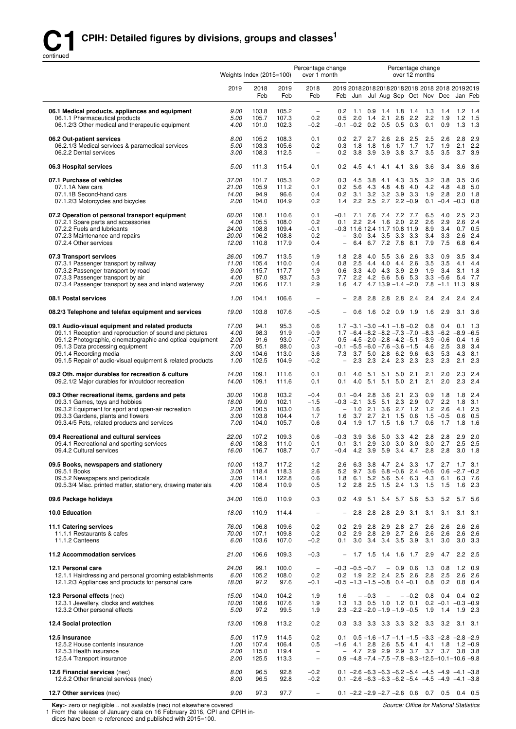# C1 CPIH: Detailed figures by divisions, groups and classes[1]

continued

| | Weights 2019 | Index (2015=100) 2018 Feb | 2019 Feb | Percentage change over 1 month 2018 Feb | Percentage change over 12 months 2019 Feb | 2018 Jun | 2018 Jul | 2018 Aug | 2018 Sep | 2018 Oct | 2018 Nov | 2018 Dec | 2019 Jan | 2019 Feb |
|---|---|---|---|---|---|---|---|---|---|---|---|---|---|---|
| **06.1 Medical products, appliances and equipment** | *9.00* | 103.8 | 105.2 | – | 0.2 | 1.1 | 0.9 | 1.4 | 1.8 | 1.4 | 1.3 | 1.4 | 1.2 | 1.4 |
| 06.1.1 Pharmaceutical products | *5.00* | 105.7 | 107.3 | 0.2 | 0.5 | 2.0 | 1.4 | 2.1 | 2.8 | 2.2 | 2.2 | 1.9 | 1.2 | 1.5 |
| 06.1.2/3 Other medical and therapeutic equipment | *4.00* | 101.0 | 102.3 | –0.2 | –0.1 | –0.2 | 0.2 | 0.5 | 0.5 | 0.3 | 0.1 | 0.9 | 1.3 | 1.3 |
| **06.2 Out-patient services** | *8.00* | 105.2 | 108.3 | 0.1 | 0.2 | 2.7 | 2.7 | 2.6 | 2.6 | 2.5 | 2.5 | 2.6 | 2.8 | 2.9 |
| 06.2.1/3 Medical services & paramedical services | *5.00* | 103.3 | 105.6 | 0.2 | 0.3 | 1.8 | 1.8 | 1.6 | 1.7 | 1.7 | 1.7 | 1.9 | 2.1 | 2.2 |
| 06.2.2 Dental services | *3.00* | 108.3 | 112.5 | – | 0.2 | 3.8 | 3.9 | 3.9 | 3.8 | 3.7 | 3.5 | 3.5 | 3.7 | 3.9 |
| **06.3 Hospital services** | *5.00* | 111.3 | 115.4 | 0.1 | 0.2 | 4.5 | 4.1 | 4.1 | 4.1 | 3.6 | 3.6 | 3.4 | 3.6 | 3.6 |
| **07.1 Purchase of vehicles** | *37.00* | 101.7 | 105.3 | 0.2 | 0.3 | 4.5 | 3.8 | 4.1 | 4.3 | 3.5 | 3.2 | 3.8 | 3.5 | 3.6 |
| 07.1.1A New cars | *21.00* | 105.9 | 111.2 | 0.1 | 0.2 | 5.6 | 4.3 | 4.8 | 4.8 | 4.0 | 4.2 | 4.8 | 4.8 | 5.0 |
| 07.1.1B Second-hand cars | *14.00* | 94.9 | 96.6 | 0.4 | 0.2 | 3.1 | 3.2 | 3.2 | 3.9 | 3.3 | 1.9 | 2.8 | 2.0 | 1.8 |
| 07.1.2/3 Motorcycles and bicycles | *2.00* | 104.0 | 104.9 | 0.2 | 1.4 | 2.2 | 2.5 | 2.7 | 2.2 | –0.9 | 0.1 | –0.4 | –0.3 | 0.8 |
| **07.2 Operation of personal transport equipment** | *60.00* | 108.1 | 110.6 | 0.1 | –0.1 | 7.1 | 7.6 | 7.4 | 7.2 | 7.7 | 6.5 | 4.0 | 2.5 | 2.3 |
| 07.2.1 Spare parts and accessories | *4.00* | 105.5 | 108.0 | 0.2 | 0.1 | 2.2 | 2.4 | 1.6 | 2.0 | 2.2 | 2.6 | 2.9 | 2.6 | 2.4 |
| 07.2.2 Fuels and lubricants | *24.00* | 108.8 | 109.4 | –0.1 | –0.3 | 11.6 | 12.4 | 11.7 | 10.8 | 11.9 | 8.9 | 3.4 | 0.7 | 0.5 |
| 07.2.3 Maintenance and repairs | *20.00* | 106.2 | 108.8 | 0.2 | – | 3.0 | 3.4 | 3.5 | 3.3 | 3.3 | 3.4 | 3.3 | 2.6 | 2.4 |
| 07.2.4 Other services | *12.00* | 110.8 | 117.9 | 0.4 | – | 6.4 | 6.7 | 7.2 | 7.8 | 8.1 | 7.9 | 7.5 | 6.8 | 6.4 |
| **07.3 Transport services** | *26.00* | 109.7 | 113.5 | 1.9 | 1.8 | 2.8 | 4.0 | 5.5 | 3.6 | 2.6 | 3.3 | 0.9 | 3.5 | 3.4 |
| 07.3.1 Passenger transport by railway | *11.00* | 105.4 | 110.0 | 0.4 | 0.8 | 2.5 | 4.4 | 4.0 | 4.4 | 2.6 | 3.5 | 3.5 | 4.1 | 4.4 |
| 07.3.2 Passenger transport by road | *9.00* | 115.7 | 117.7 | 1.9 | 0.6 | 3.3 | 4.0 | 4.3 | 3.9 | 2.9 | 1.9 | 3.4 | 3.1 | 1.8 |
| 07.3.3 Passenger transport by air | *4.00* | 87.0 | 93.7 | 5.3 | 7.7 | 2.2 | 4.2 | 6.6 | 5.6 | 5.3 | 3.3 | –5.6 | 5.4 | 7.7 |
| 07.3.4 Passenger transport by sea and inland waterway | *2.00* | 106.6 | 117.1 | 2.9 | 1.6 | 4.7 | 4.7 | 13.9 | –1.4 | –2.0 | 7.8 | –1.1 | 11.3 | 9.9 |
| **08.1 Postal services** | *1.00* | 104.1 | 106.6 | – | – | 2.8 | 2.8 | 2.8 | 2.8 | 2.4 | 2.4 | 2.4 | 2.4 | 2.4 |
| **08.2/3 Telephone and telefax equipment and services** | *19.00* | 103.8 | 107.6 | –0.5 | – | 0.6 | 1.6 | 0.2 | 0.9 | 1.9 | 1.6 | 2.9 | 3.1 | 3.6 |
| **09.1 Audio-visual equipment and related products** | *17.00* | 94.1 | 95.3 | 0.6 | 1.7 | –3.1 | –3.0 | –4.1 | –1.8 | –0.2 | 0.8 | 0.4 | 0.1 | 1.3 |
| 09.1.1 Reception and reproduction of sound and pictures | *4.00* | 98.3 | 91.9 | –0.9 | 1.7 | –6.4 | –8.2 | –8.2 | –7.3 | –7.0 | –8.3 | –6.2 | –8.9 | –6.5 |
| 09.1.2 Photographic, cinematographic and optical equipment | *2.00* | 91.6 | 93.0 | –0.7 | 0.5 | –4.5 | –2.0 | –2.8 | –4.2 | –5.1 | –3.9 | –0.6 | 0.4 | 1.6 |
| 09.1.3 Data processing equipment | *7.00* | 85.1 | 88.0 | 0.3 | –0.1 | –5.5 | –6.0 | –7.6 | –3.6 | –1.5 | 4.6 | 2.5 | 3.8 | 3.4 |
| 09.1.4 Recording media | *3.00* | 104.6 | 113.0 | 3.6 | 7.3 | 3.7 | 5.0 | 2.8 | 6.2 | 9.6 | 6.3 | 5.3 | 4.3 | 8.1 |
| 09.1.5 Repair of audio-visual equipment & related products | *1.00* | 102.5 | 104.9 | –0.2 | – | 2.3 | 2.3 | 2.4 | 2.3 | 2.3 | 2.3 | 2.3 | 2.1 | 2.3 |
| **09.2 Oth. major durables for recreation & culture** | *14.00* | 109.1 | 111.6 | 0.1 | 0.1 | 4.0 | 5.1 | 5.1 | 5.0 | 2.1 | 2.1 | 2.0 | 2.3 | 2.4 |
| 09.2.1/2 Major durables for in/outdoor recreation | *14.00* | 109.1 | 111.6 | 0.1 | 0.1 | 4.0 | 5.1 | 5.1 | 5.0 | 2.1 | 2.1 | 2.0 | 2.3 | 2.4 |
| **09.3 Other recreational items, gardens and pets** | *30.00* | 100.8 | 103.2 | –0.4 | 0.1 | –0.4 | 2.8 | 3.6 | 2.1 | 2.3 | 0.9 | 1.8 | 1.8 | 2.4 |
| 09.3.1 Games, toys and hobbies | *18.00* | 99.0 | 102.1 | –1.5 | –0.3 | –2.1 | 3.5 | 5.1 | 2.3 | 2.9 | 0.7 | 2.2 | 1.8 | 3.1 |
| 09.3.2 Equipment for sport and open-air recreation | *2.00* | 100.5 | 103.0 | 1.6 | – | 1.0 | 2.1 | 3.6 | 2.7 | 1.2 | 1.2 | 2.6 | 4.1 | 2.5 |
| 09.3.3 Gardens, plants and flowers | *3.00* | 103.8 | 104.4 | 1.7 | 1.6 | 3.7 | 2.7 | 2.1 | 1.5 | 0.6 | 1.5 | –0.5 | 0.6 | 0.5 |
| 09.3.4/5 Pets, related products and services | *7.00* | 104.0 | 105.7 | 0.6 | 0.4 | 1.9 | 1.7 | 1.5 | 1.6 | 1.7 | 0.6 | 1.7 | 1.8 | 1.6 |
| **09.4 Recreational and cultural services** | *22.00* | 107.2 | 109.3 | 0.6 | –0.3 | 3.9 | 3.6 | 5.0 | 3.3 | 4.2 | 2.8 | 2.8 | 2.9 | 2.0 |
| 09.4.1 Recreational and sporting services | *6.00* | 108.3 | 111.0 | 0.1 | 0.1 | 3.1 | 2.9 | 3.0 | 3.0 | 3.0 | 3.0 | 2.7 | 2.5 | 2.5 |
| 09.4.2 Cultural services | *16.00* | 106.7 | 108.7 | 0.7 | –0.4 | 4.2 | 3.9 | 5.9 | 3.4 | 4.7 | 2.8 | 2.8 | 3.0 | 1.8 |
| **09.5 Books, newspapers and stationery** | *10.00* | 113.7 | 117.2 | 1.2 | 2.6 | 6.3 | 3.8 | 4.7 | 2.4 | 3.3 | 1.7 | 2.7 | 1.7 | 3.1 |
| 09.5.1 Books | *3.00* | 118.4 | 118.3 | 2.6 | 5.2 | 9.7 | 3.6 | 6.8 | –0.6 | 2.4 | –0.6 | 0.6 | –2.7 | –0.2 |
| 09.5.2 Newspapers and periodicals | *3.00* | 114.1 | 122.8 | 0.6 | 1.8 | 6.1 | 5.2 | 5.6 | 5.4 | 6.3 | 4.3 | 6.1 | 6.3 | 7.6 |
| 09.5.3/4 Misc. printed matter, stationery, drawing materials | *4.00* | 108.4 | 110.9 | 0.5 | 1.2 | 2.8 | 2.5 | 1.5 | 2.4 | 1.3 | 1.5 | 1.5 | 1.6 | 2.3 |
| **09.6 Package holidays** | *34.00* | 105.0 | 110.9 | 0.3 | 0.2 | 4.9 | 5.1 | 5.4 | 5.7 | 5.6 | 5.3 | 5.2 | 5.7 | 5.6 |
| **10.0 Education** | *18.00* | 110.9 | 114.4 | – | – | 2.8 | 2.8 | 2.8 | 2.9 | 3.1 | 3.1 | 3.1 | 3.1 | 3.1 |
| **11.1 Catering services** | *76.00* | 106.8 | 109.6 | 0.2 | 0.2 | 2.9 | 2.8 | 2.9 | 2.8 | 2.7 | 2.6 | 2.6 | 2.6 | 2.6 |
| 11.1.1 Restaurants & cafes | *70.00* | 107.1 | 109.8 | 0.2 | 0.2 | 2.9 | 2.8 | 2.9 | 2.7 | 2.6 | 2.6 | 2.6 | 2.6 | 2.6 |
| 11.1.2 Canteens | *6.00* | 103.6 | 107.0 | –0.2 | 0.1 | 3.0 | 3.4 | 3.4 | 3.5 | 3.9 | 3.1 | 3.0 | 3.0 | 3.3 |
| **11.2 Accommodation services** | *21.00* | 106.6 | 109.3 | –0.3 | – | 1.7 | 1.5 | 1.4 | 1.6 | 1.7 | 2.9 | 4.7 | 2.2 | 2.5 |
| **12.1 Personal care** | *24.00* | 99.1 | 100.0 | – | –0.3 | –0.5 | –0.7 | – | 0.9 | 0.6 | 1.3 | 0.8 | 1.2 | 0.9 |
| 12.1.1 Hairdressing and personal grooming establishments | *6.00* | 105.2 | 108.0 | 0.2 | 0.2 | 1.9 | 2.2 | 2.4 | 2.5 | 2.6 | 2.8 | 2.5 | 2.6 | 2.6 |
| 12.1.2/3 Appliances and products for personal care | *18.00* | 97.2 | 97.6 | –0.1 | –0.5 | –1.3 | –1.5 | –0.8 | 0.4 | –0.1 | 0.8 | 0.2 | 0.8 | 0.4 |
| **12.3 Personal effects** (nec) | *15.00* | 104.0 | 104.2 | 1.9 | 1.6 | – | –0.3 | – | – | –0.2 | 0.8 | 0.4 | 0.4 | 0.2 |
| 12.3.1 Jewellery, clocks and watches | *10.00* | 108.6 | 107.6 | 1.9 | 1.3 | 1.3 | 0.5 | 1.0 | 1.2 | 0.1 | 0.2 | –0.1 | –0.3 | –0.9 |
| 12.3.2 Other personal effects | *5.00* | 97.2 | 99.5 | 1.9 | 2.3 | –2.2 | –2.0 | –1.9 | –1.9 | –0.5 | 1.9 | 1.4 | 1.9 | 2.3 |
| **12.4 Social protection** | *13.00* | 109.8 | 113.2 | 0.2 | 0.3 | 3.3 | 3.3 | 3.3 | 3.3 | 3.2 | 3.3 | 3.2 | 3.1 | 3.1 |
| **12.5 Insurance** | *5.00* | 117.9 | 114.5 | 0.2 | 0.1 | 0.5 | –1.6 | –1.7 | –1.1 | –1.5 | –3.3 | –2.8 | –2.8 | –2.9 |
| 12.5.2 House contents insurance | *1.00* | 107.4 | 106.4 | 0.5 | –1.6 | 4.1 | 2.8 | 2.6 | 5.5 | 4.1 | 4.1 | 1.8 | 1.2 | –0.9 |
| 12.5.3 Health insurance | *2.00* | 115.0 | 119.4 | – | – | 4.7 | 2.9 | 2.9 | 2.9 | 3.7 | 3.7 | 3.7 | 3.8 | 3.8 |
| 12.5.4 Transport insurance | *2.00* | 125.5 | 113.3 | – | 0.9 | –4.8 | –7.4 | –7.5 | –7.8 | –8.3 | –12.5 | –10.1 | –10.6 | –9.8 |
| **12.6 Financial services** (nec) | *8.00* | 96.5 | 92.8 | –0.2 | 0.1 | –2.6 | –6.3 | –6.3 | –6.2 | –5.4 | –4.5 | –4.9 | –4.1 | –3.8 |
| 12.6.2 Other financial services (nec) | *8.00* | 96.5 | 92.8 | –0.2 | 0.1 | –2.6 | –6.3 | –6.3 | –6.2 | –5.4 | –4.5 | –4.9 | –4.1 | –3.8 |
| **12.7 Other services** (nec) | *9.00* | 97.3 | 97.7 | – | 0.1 | –2.2 | –2.9 | –2.7 | –2.6 | 0.6 | 0.7 | 0.5 | 0.4 | 0.5 |

**Key:**- zero or negligible .. not available (nec) not elsewhere covered

1 From the release of January data on 16 February 2016, CPI and CPIH indices have been re-referenced and published with 2015=100.

*Source: Office for National Statistics*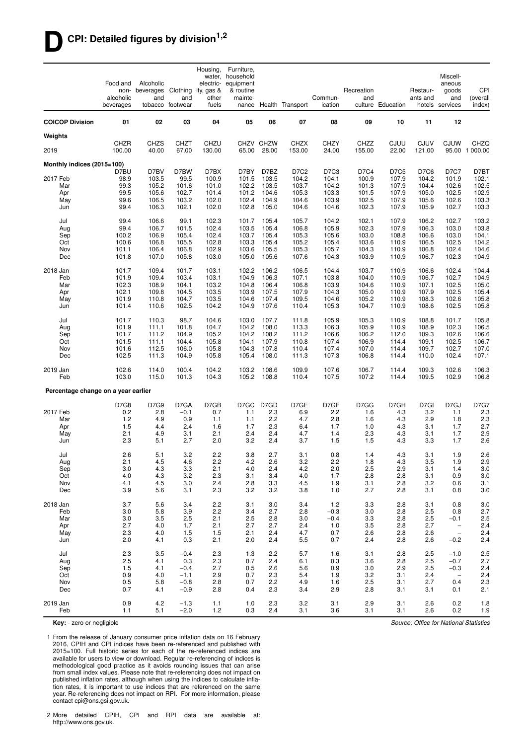# D CPI: Detailed figures by division[1,2]

| | Food and non-alcoholic beverages | Alcoholic beverages and tobacco | Clothing and footwear | Housing, water, electricity, gas & other fuels | Furniture, household equipment & routine maintenance | Health | Transport | Communication | Recreation and culture | Education | Restaurants and hotels | Miscellaneous goods and services | CPI (overall index) |
|---|---|---|---|---|---|---|---|---|---|---|---|---|---|
| **COICOP Division** | **01** | **02** | **03** | **04** | **05** | **06** | **07** | **08** | **09** | **10** | **11** | **12** | |
| **Weights** | | | | | | | | | | | | | |
| | CHZR | CHZS | CHZT | CHZU | CHZV | CHZW | CHZX | CHZY | CHZZ | CJUU | CJUV | CJUW | CHZQ |
| 2019 | 100.00 | 40.00 | 67.00 | 130.00 | 65.00 | 28.00 | 153.00 | 24.00 | 155.00 | 22.00 | 121.00 | 95.00 | 1 000.00 |
| **Monthly indices (2015=100)** | | | | | | | | | | | | | |
| | D7BU | D7BV | D7BW | D7BX | D7BY | D7BZ | D7C2 | D7C3 | D7C4 | D7C5 | D7C6 | D7C7 | D7BT |
| 2017 Feb | 98.9 | 103.5 | 99.5 | 100.9 | 101.5 | 103.5 | 104.2 | 104.1 | 100.9 | 107.9 | 104.2 | 101.9 | 102.1 |
| Mar | 99.3 | 105.2 | 101.6 | 101.0 | 102.2 | 103.5 | 103.7 | 104.2 | 101.3 | 107.9 | 104.4 | 102.6 | 102.5 |
| Apr | 99.5 | 105.6 | 102.7 | 101.4 | 101.2 | 104.6 | 105.3 | 103.3 | 101.5 | 107.9 | 105.0 | 102.5 | 102.9 |
| May | 99.6 | 106.5 | 103.2 | 102.0 | 102.4 | 104.9 | 104.6 | 103.9 | 102.5 | 107.9 | 105.6 | 102.6 | 103.3 |
| Jun | 99.4 | 106.3 | 102.1 | 102.0 | 102.8 | 105.0 | 104.6 | 104.6 | 102.3 | 107.9 | 105.9 | 102.7 | 103.3 |
| Jul | 99.4 | 106.6 | 99.1 | 102.3 | 101.7 | 105.4 | 105.7 | 104.2 | 102.1 | 107.9 | 106.2 | 102.7 | 103.2 |
| Aug | 99.4 | 106.7 | 101.5 | 102.4 | 103.5 | 105.4 | 106.8 | 105.9 | 102.3 | 107.9 | 106.3 | 103.0 | 103.8 |
| Sep | 100.2 | 106.9 | 105.4 | 102.4 | 103.7 | 105.4 | 105.3 | 105.6 | 103.0 | 108.8 | 106.6 | 103.0 | 104.1 |
| Oct | 100.6 | 106.8 | 105.5 | 102.8 | 103.3 | 105.4 | 105.2 | 105.4 | 103.6 | 110.9 | 106.5 | 102.5 | 104.2 |
| Nov | 101.1 | 106.4 | 106.8 | 102.9 | 103.6 | 105.5 | 105.3 | 105.7 | 104.3 | 110.9 | 106.8 | 102.4 | 104.6 |
| Dec | 101.8 | 107.0 | 105.8 | 103.0 | 105.0 | 105.6 | 107.6 | 104.3 | 103.9 | 110.9 | 106.7 | 102.3 | 104.9 |
| 2018 Jan | 101.7 | 109.4 | 101.7 | 103.1 | 102.2 | 106.2 | 106.5 | 104.4 | 103.7 | 110.9 | 106.6 | 102.4 | 104.4 |
| Feb | 101.9 | 109.4 | 103.4 | 103.1 | 104.9 | 106.3 | 107.1 | 103.8 | 104.0 | 110.9 | 106.7 | 102.7 | 104.9 |
| Mar | 102.3 | 108.9 | 104.1 | 103.2 | 104.8 | 106.4 | 106.8 | 103.9 | 104.6 | 110.9 | 107.1 | 102.5 | 105.0 |
| Apr | 102.1 | 109.8 | 104.5 | 103.5 | 103.9 | 107.5 | 107.9 | 104.3 | 105.0 | 110.9 | 107.9 | 102.5 | 105.4 |
| May | 101.9 | 110.8 | 104.7 | 103.5 | 104.6 | 107.4 | 109.5 | 104.6 | 105.2 | 110.9 | 108.3 | 102.6 | 105.8 |
| Jun | 101.4 | 110.6 | 102.5 | 104.2 | 104.9 | 107.6 | 110.4 | 105.3 | 104.7 | 110.9 | 108.6 | 102.5 | 105.8 |
| Jul | 101.7 | 110.3 | 98.7 | 104.6 | 103.0 | 107.7 | 111.8 | 105.9 | 105.3 | 110.9 | 108.8 | 101.7 | 105.8 |
| Aug | 101.9 | 111.1 | 101.8 | 104.7 | 104.2 | 108.0 | 113.3 | 106.3 | 105.9 | 110.9 | 108.9 | 102.3 | 106.5 |
| Sep | 101.7 | 111.2 | 104.9 | 105.2 | 104.2 | 108.2 | 111.2 | 106.6 | 106.2 | 112.0 | 109.3 | 102.6 | 106.6 |
| Oct | 101.5 | 111.1 | 104.4 | 105.8 | 104.1 | 107.9 | 110.8 | 107.4 | 106.9 | 114.4 | 109.1 | 102.5 | 106.7 |
| Nov | 101.6 | 112.5 | 106.0 | 105.8 | 104.3 | 107.8 | 110.4 | 107.4 | 107.0 | 114.4 | 109.7 | 102.7 | 107.0 |
| Dec | 102.5 | 111.3 | 104.9 | 105.8 | 105.4 | 108.0 | 111.3 | 107.3 | 106.8 | 114.4 | 110.0 | 102.4 | 107.1 |
| 2019 Jan | 102.6 | 114.0 | 100.4 | 104.2 | 103.2 | 108.6 | 109.9 | 107.6 | 106.7 | 114.4 | 109.3 | 102.6 | 106.3 |
| Feb | 103.0 | 115.0 | 101.3 | 104.3 | 105.2 | 108.8 | 110.4 | 107.5 | 107.2 | 114.4 | 109.5 | 102.9 | 106.8 |
| **Percentage change on a year earlier** | | | | | | | | | | | | | |
| | D7G8 | D7G9 | D7GA | D7GB | D7GC | D7GD | D7GE | D7GF | D7GG | D7GH | D7GI | D7GJ | D7G7 |
| 2017 Feb | 0.2 | 2.8 | –0.1 | 0.7 | 1.1 | 2.3 | 6.9 | 2.2 | 1.6 | 4.3 | 3.2 | 1.1 | 2.3 |
| Mar | 1.2 | 4.9 | 0.9 | 1.1 | 1.1 | 2.2 | 4.7 | 2.8 | 1.6 | 4.3 | 2.9 | 1.8 | 2.3 |
| Apr | 1.5 | 4.4 | 2.4 | 1.6 | 1.7 | 2.3 | 6.4 | 1.7 | 1.0 | 4.3 | 3.1 | 1.7 | 2.7 |
| May | 2.1 | 4.9 | 3.1 | 2.1 | 2.4 | 2.4 | 4.7 | 1.4 | 2.3 | 4.3 | 3.1 | 1.7 | 2.9 |
| Jun | 2.3 | 5.1 | 2.7 | 2.0 | 3.2 | 2.4 | 3.7 | 1.5 | 1.5 | 4.3 | 3.3 | 1.7 | 2.6 |
| Jul | 2.6 | 5.1 | 3.2 | 2.2 | 3.8 | 2.7 | 3.1 | 0.8 | 1.4 | 4.3 | 3.1 | 1.9 | 2.6 |
| Aug | 2.1 | 4.5 | 4.6 | 2.2 | 4.2 | 2.6 | 3.2 | 2.2 | 1.8 | 4.3 | 3.5 | 1.9 | 2.9 |
| Sep | 3.0 | 4.3 | 3.3 | 2.1 | 4.0 | 2.4 | 4.2 | 2.0 | 2.5 | 2.9 | 3.1 | 1.4 | 3.0 |
| Oct | 4.0 | 4.3 | 3.2 | 2.3 | 3.1 | 3.4 | 4.0 | 1.7 | 2.8 | 2.8 | 3.1 | 0.9 | 3.0 |
| Nov | 4.1 | 4.5 | 3.0 | 2.4 | 2.8 | 3.3 | 4.5 | 1.9 | 3.1 | 2.8 | 3.2 | 0.6 | 3.1 |
| Dec | 3.9 | 5.6 | 3.1 | 2.3 | 3.2 | 3.2 | 3.8 | 1.0 | 2.7 | 2.8 | 3.1 | 0.8 | 3.0 |
| 2018 Jan | 3.7 | 5.6 | 3.4 | 2.2 | 3.1 | 3.0 | 3.4 | 1.2 | 3.3 | 2.8 | 3.1 | 0.8 | 3.0 |
| Feb | 3.0 | 5.8 | 3.9 | 2.2 | 3.4 | 2.7 | 2.8 | –0.3 | 3.0 | 2.8 | 2.5 | 0.8 | 2.7 |
| Mar | 3.0 | 3.5 | 2.5 | 2.1 | 2.5 | 2.8 | 3.0 | –0.4 | 3.3 | 2.8 | 2.5 | –0.1 | 2.5 |
| Apr | 2.7 | 4.0 | 1.7 | 2.1 | 2.7 | 2.7 | 2.4 | 1.0 | 3.5 | 2.8 | 2.7 | – | 2.4 |
| May | 2.3 | 4.0 | 1.5 | 1.5 | 2.1 | 2.4 | 4.7 | 0.7 | 2.6 | 2.8 | 2.6 | – | 2.4 |
| Jun | 2.0 | 4.1 | 0.3 | 2.1 | 2.0 | 2.4 | 5.5 | 0.7 | 2.4 | 2.8 | 2.6 | –0.2 | 2.4 |
| Jul | 2.3 | 3.5 | –0.4 | 2.3 | 1.3 | 2.2 | 5.7 | 1.6 | 3.1 | 2.8 | 2.5 | –1.0 | 2.5 |
| Aug | 2.5 | 4.1 | 0.3 | 2.3 | 0.7 | 2.4 | 6.1 | 0.3 | 3.6 | 2.8 | 2.5 | –0.7 | 2.7 |
| Sep | 1.5 | 4.1 | –0.4 | 2.7 | 0.5 | 2.6 | 5.6 | 0.9 | 3.0 | 2.9 | 2.5 | –0.3 | 2.4 |
| Oct | 0.9 | 4.0 | –1.1 | 2.9 | 0.7 | 2.3 | 5.4 | 1.9 | 3.2 | 3.1 | 2.4 | – | 2.4 |
| Nov | 0.5 | 5.8 | –0.8 | 2.8 | 0.7 | 2.2 | 4.9 | 1.6 | 2.5 | 3.1 | 2.7 | 0.4 | 2.3 |
| Dec | 0.7 | 4.1 | –0.9 | 2.8 | 0.4 | 2.3 | 3.4 | 2.9 | 2.8 | 3.1 | 3.1 | 0.1 | 2.1 |
| 2019 Jan | 0.9 | 4.2 | –1.3 | 1.1 | 1.0 | 2.3 | 3.2 | 3.1 | 2.9 | 3.1 | 2.6 | 0.2 | 1.8 |
| Feb | 1.1 | 5.1 | –2.0 | 1.2 | 0.3 | 2.4 | 3.1 | 3.6 | 3.1 | 3.1 | 2.6 | 0.2 | 1.9 |

**Key:** - zero or negligible

*Source: Office for National Statistics*

1 From the release of January consumer price inflation data on 16 February 2016, CPIH and CPI indices have been re-referenced and published with 2015=100. Full historic series for each of the re-referenced indices are available for users to view or download. Regular re-referencing of indices is methodological good practice as it avoids rounding issues that can arise from small index values. Please note that re-referencing does not impact on published inflation rates, although when using the indices to calculate inflation rates, it is important to use indices that are referenced on the same year. Re-referencing does not impact on RPI. For more information, please contact cpi@ons.gsi.gov.uk.

2 More detailed CPIH, CPI and RPI data are available at: http://www.ons.gov.uk.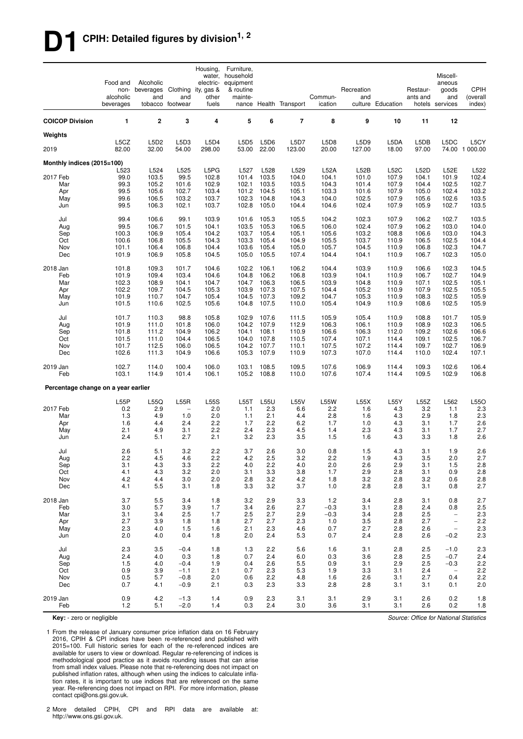# D1 CPIH: Detailed figures by division[1, 2]

| | Food and non-alcoholic beverages | Alcoholic beverages and tobacco | Clothing and footwear | Housing, water, electricity, gas & other fuels | Furniture, household equipment & routine maintenance | Health | Transport | Communication | Recreation and culture | Education | Restaurants and hotels | Miscellaneous goods and services | CPIH (overall index) |
|---|---|---|---|---|---|---|---|---|---|---|---|---|---|
| **COICOP Division** | **1** | **2** | **3** | **4** | **5** | **6** | **7** | **8** | **9** | **10** | **11** | **12** | |
| **Weights** | | | | | | | | | | | | | |
| | L5CZ | L5D2 | L5D3 | L5D4 | L5D5 | L5D6 | L5D7 | L5D8 | L5D9 | L5DA | L5DB | L5DC | L5CY |
| 2019 | 82.00 | 32.00 | 54.00 | 298.00 | 53.00 | 22.00 | 123.00 | 20.00 | 127.00 | 18.00 | 97.00 | 74.00 | 1 000.00 |
| **Monthly indices (2015=100)** | | | | | | | | | | | | | |
| | L523 | L524 | L525 | L5PG | L527 | L528 | L529 | L52A | L52B | L52C | L52D | L52E | L522 |
| 2017 Feb | 99.0 | 103.5 | 99.5 | 102.8 | 101.4 | 103.5 | 104.0 | 104.1 | 101.0 | 107.9 | 104.1 | 101.9 | 102.4 |
| Mar | 99.3 | 105.2 | 101.6 | 102.9 | 102.1 | 103.5 | 103.5 | 104.3 | 101.4 | 107.9 | 104.4 | 102.5 | 102.7 |
| Apr | 99.5 | 105.6 | 102.7 | 103.4 | 101.2 | 104.5 | 105.1 | 103.3 | 101.6 | 107.9 | 105.0 | 102.4 | 103.2 |
| May | 99.6 | 106.5 | 103.2 | 103.7 | 102.3 | 104.8 | 104.3 | 104.0 | 102.5 | 107.9 | 105.6 | 102.6 | 103.5 |
| Jun | 99.5 | 106.3 | 102.1 | 103.7 | 102.8 | 105.0 | 104.4 | 104.6 | 102.4 | 107.9 | 105.9 | 102.7 | 103.5 |
| Jul | 99.4 | 106.6 | 99.1 | 103.9 | 101.6 | 105.3 | 105.5 | 104.2 | 102.3 | 107.9 | 106.2 | 102.7 | 103.5 |
| Aug | 99.5 | 106.7 | 101.5 | 104.1 | 103.5 | 105.3 | 106.5 | 106.0 | 102.4 | 107.9 | 106.2 | 103.0 | 104.0 |
| Sep | 100.3 | 106.9 | 105.4 | 104.2 | 103.7 | 105.4 | 105.1 | 105.6 | 103.2 | 108.8 | 106.6 | 103.0 | 104.3 |
| Oct | 100.6 | 106.8 | 105.5 | 104.3 | 103.3 | 105.4 | 104.9 | 105.5 | 103.7 | 110.9 | 106.5 | 102.5 | 104.4 |
| Nov | 101.1 | 106.4 | 106.8 | 104.4 | 103.6 | 105.4 | 105.0 | 105.7 | 104.5 | 110.9 | 106.8 | 102.3 | 104.7 |
| Dec | 101.9 | 106.9 | 105.8 | 104.5 | 105.0 | 105.5 | 107.4 | 104.4 | 104.1 | 110.9 | 106.7 | 102.3 | 105.0 |
| 2018 Jan | 101.8 | 109.3 | 101.7 | 104.6 | 102.2 | 106.1 | 106.2 | 104.4 | 103.9 | 110.9 | 106.6 | 102.3 | 104.5 |
| Feb | 101.9 | 109.4 | 103.4 | 104.6 | 104.8 | 106.2 | 106.8 | 103.9 | 104.1 | 110.9 | 106.7 | 102.7 | 104.9 |
| Mar | 102.3 | 108.9 | 104.1 | 104.7 | 104.7 | 106.3 | 106.5 | 103.9 | 104.8 | 110.9 | 107.1 | 102.5 | 105.1 |
| Apr | 102.2 | 109.7 | 104.5 | 105.3 | 103.9 | 107.3 | 107.5 | 104.4 | 105.2 | 110.9 | 107.9 | 102.5 | 105.5 |
| May | 101.9 | 110.7 | 104.7 | 105.4 | 104.5 | 107.3 | 109.2 | 104.7 | 105.3 | 110.9 | 108.3 | 102.5 | 105.9 |
| Jun | 101.5 | 110.6 | 102.5 | 105.6 | 104.8 | 107.5 | 110.0 | 105.4 | 104.9 | 110.9 | 108.6 | 102.5 | 105.9 |
| Jul | 101.7 | 110.3 | 98.8 | 105.8 | 102.9 | 107.6 | 111.5 | 105.9 | 105.4 | 110.9 | 108.8 | 101.7 | 105.9 |
| Aug | 101.9 | 111.0 | 101.8 | 106.0 | 104.2 | 107.9 | 112.9 | 106.3 | 106.1 | 110.9 | 108.9 | 102.3 | 106.5 |
| Sep | 101.8 | 111.2 | 104.9 | 106.2 | 104.1 | 108.1 | 110.9 | 106.6 | 106.3 | 112.0 | 109.2 | 102.6 | 106.6 |
| Oct | 101.5 | 111.0 | 104.4 | 106.5 | 104.0 | 107.8 | 110.5 | 107.4 | 107.1 | 114.4 | 109.1 | 102.5 | 106.7 |
| Nov | 101.7 | 112.5 | 106.0 | 106.5 | 104.2 | 107.7 | 110.1 | 107.5 | 107.2 | 114.4 | 109.7 | 102.7 | 106.9 |
| Dec | 102.6 | 111.3 | 104.9 | 106.6 | 105.3 | 107.9 | 110.9 | 107.3 | 107.0 | 114.4 | 110.0 | 102.4 | 107.1 |
| 2019 Jan | 102.7 | 114.0 | 100.4 | 106.0 | 103.1 | 108.5 | 109.5 | 107.6 | 106.9 | 114.4 | 109.3 | 102.6 | 106.4 |
| Feb | 103.1 | 114.9 | 101.4 | 106.1 | 105.2 | 108.8 | 110.0 | 107.6 | 107.4 | 114.4 | 109.5 | 102.9 | 106.8 |
| **Percentage change on a year earlier** | | | | | | | | | | | | | |
| | L55P | L55Q | L55R | L55S | L55T | L55U | L55V | L55W | L55X | L55Y | L55Z | L562 | L55O |
| 2017 Feb | 0.2 | 2.9 | – | 2.0 | 1.1 | 2.3 | 6.6 | 2.2 | 1.6 | 4.3 | 3.2 | 1.1 | 2.3 |
| Mar | 1.3 | 4.9 | 1.0 | 2.0 | 1.1 | 2.1 | 4.4 | 2.8 | 1.6 | 4.3 | 2.9 | 1.8 | 2.3 |
| Apr | 1.6 | 4.4 | 2.4 | 2.2 | 1.7 | 2.2 | 6.2 | 1.7 | 1.0 | 4.3 | 3.1 | 1.7 | 2.6 |
| May | 2.1 | 4.9 | 3.1 | 2.2 | 2.4 | 2.3 | 4.5 | 1.4 | 2.3 | 4.3 | 3.1 | 1.7 | 2.7 |
| Jun | 2.4 | 5.1 | 2.7 | 2.1 | 3.2 | 2.3 | 3.5 | 1.5 | 1.6 | 4.3 | 3.3 | 1.8 | 2.6 |
| Jul | 2.6 | 5.1 | 3.2 | 2.2 | 3.7 | 2.6 | 3.0 | 0.8 | 1.5 | 4.3 | 3.1 | 1.9 | 2.6 |
| Aug | 2.2 | 4.5 | 4.6 | 2.2 | 4.2 | 2.5 | 3.2 | 2.2 | 1.9 | 4.3 | 3.5 | 2.0 | 2.7 |
| Sep | 3.1 | 4.3 | 3.3 | 2.2 | 4.0 | 2.2 | 4.0 | 2.0 | 2.6 | 2.9 | 3.1 | 1.5 | 2.8 |
| Oct | 4.1 | 4.3 | 3.2 | 2.0 | 3.1 | 3.3 | 3.8 | 1.7 | 2.9 | 2.8 | 3.1 | 0.9 | 2.8 |
| Nov | 4.2 | 4.4 | 3.0 | 2.0 | 2.8 | 3.2 | 4.2 | 1.8 | 3.2 | 2.8 | 3.2 | 0.6 | 2.8 |
| Dec | 4.1 | 5.5 | 3.1 | 1.8 | 3.3 | 3.2 | 3.7 | 1.0 | 2.8 | 2.8 | 3.1 | 0.8 | 2.7 |
| 2018 Jan | 3.7 | 5.5 | 3.4 | 1.8 | 3.2 | 2.9 | 3.3 | 1.2 | 3.4 | 2.8 | 3.1 | 0.8 | 2.7 |
| Feb | 3.0 | 5.7 | 3.9 | 1.7 | 3.4 | 2.6 | 2.7 | −0.3 | 3.1 | 2.8 | 2.4 | 0.8 | 2.5 |
| Mar | 3.1 | 3.4 | 2.5 | 1.7 | 2.5 | 2.7 | 2.9 | −0.3 | 3.4 | 2.8 | 2.5 | – | 2.3 |
| Apr | 2.7 | 3.9 | 1.8 | 1.8 | 2.7 | 2.7 | 2.3 | 1.0 | 3.5 | 2.8 | 2.7 | – | 2.2 |
| May | 2.3 | 4.0 | 1.5 | 1.6 | 2.1 | 2.3 | 4.6 | 0.7 | 2.7 | 2.8 | 2.6 | – | 2.3 |
| Jun | 2.0 | 4.0 | 0.4 | 1.8 | 2.0 | 2.4 | 5.3 | 0.7 | 2.4 | 2.8 | 2.6 | −0.2 | 2.3 |
| Jul | 2.3 | 3.5 | −0.4 | 1.8 | 1.3 | 2.2 | 5.6 | 1.6 | 3.1 | 2.8 | 2.5 | −1.0 | 2.3 |
| Aug | 2.4 | 4.0 | 0.3 | 1.8 | 0.7 | 2.4 | 6.0 | 0.3 | 3.6 | 2.8 | 2.5 | −0.7 | 2.4 |
| Sep | 1.5 | 4.0 | −0.4 | 1.9 | 0.4 | 2.6 | 5.5 | 0.9 | 3.1 | 2.9 | 2.5 | −0.3 | 2.2 |
| Oct | 0.9 | 3.9 | −1.1 | 2.1 | 0.7 | 2.3 | 5.3 | 1.9 | 3.3 | 3.1 | 2.4 | – | 2.2 |
| Nov | 0.5 | 5.7 | −0.8 | 2.0 | 0.6 | 2.2 | 4.8 | 1.6 | 2.6 | 3.1 | 2.7 | 0.4 | 2.2 |
| Dec | 0.7 | 4.1 | −0.9 | 2.1 | 0.3 | 2.3 | 3.3 | 2.8 | 2.8 | 3.1 | 3.1 | 0.1 | 2.0 |
| 2019 Jan | 0.9 | 4.2 | −1.3 | 1.4 | 0.9 | 2.3 | 3.1 | 3.1 | 2.9 | 3.1 | 2.6 | 0.2 | 1.8 |
| Feb | 1.2 | 5.1 | −2.0 | 1.4 | 0.3 | 2.4 | 3.0 | 3.6 | 3.1 | 3.1 | 2.6 | 0.2 | 1.8 |

**Key:** - zero or negligible

*Source: Office for National Statistics*

1 From the release of January consumer price inflation data on 16 February 2016, CPIH & CPI indices have been re-referenced and published with 2015=100. Full historic series for each of the re-referenced indices are available for users to view or download. Regular re-referencing of indices is methodological good practice as it avoids rounding issues that can arise from small index values. Please note that re-referencing does not impact on published inflation rates, although when using the indices to calculate inflation rates, it is important to use indices that are referenced on the same year. Re-referencing does not impact on RPI. For more information, please contact cpi@ons.gsi.gov.uk.

2 More detailed CPIH, CPI and RPI data are available at: http://www.ons.gsi.gov.uk.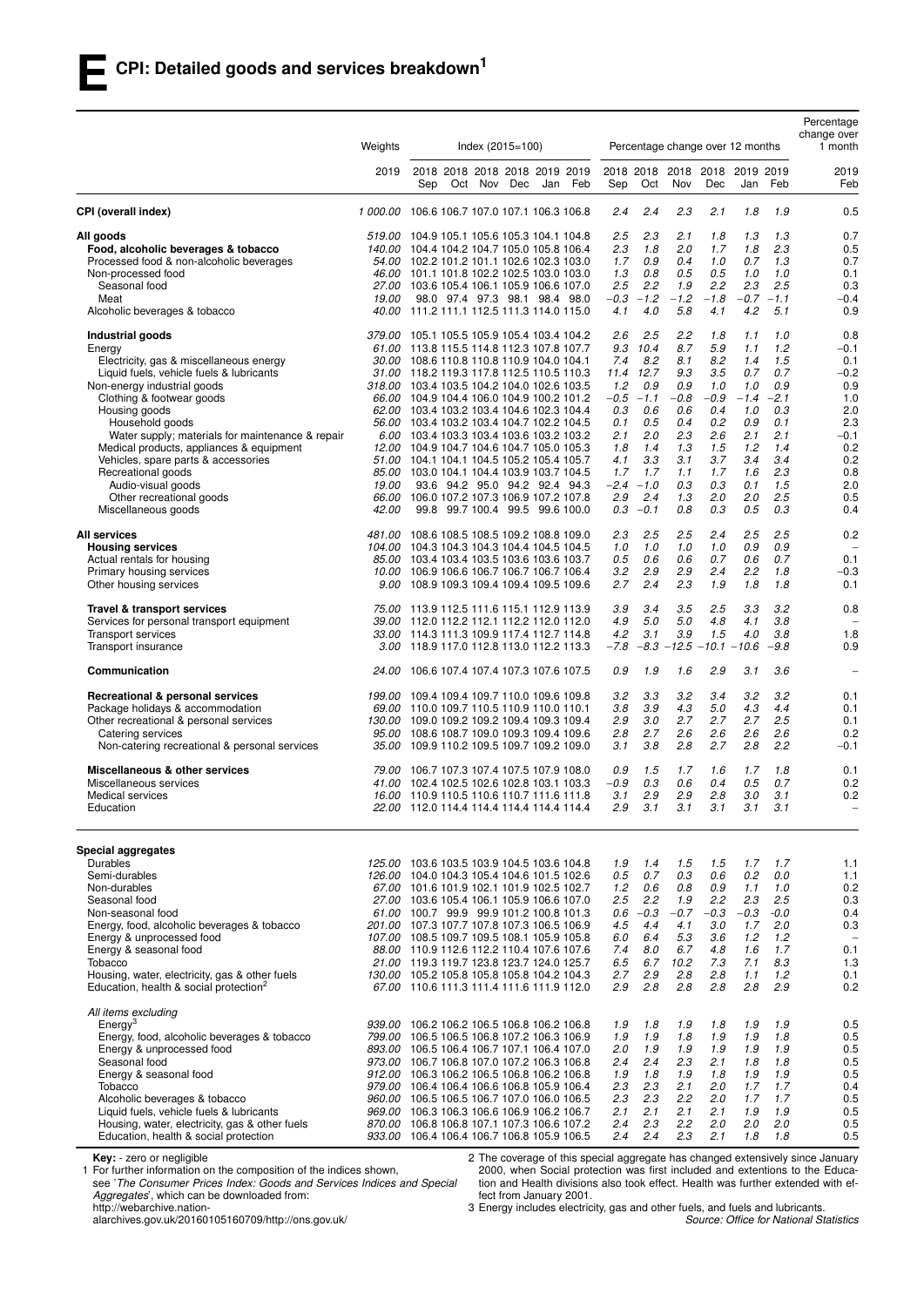# E CPI: Detailed goods and services breakdown[1]

| | Weights | Index (2015=100) | | | | | | Percentage change over 12 months | | | | | | Percentage change over 1 month |
|---|---|---|---|---|---|---|---|---|---|---|---|---|---|---|
| | 2019 | 2018 Sep | 2018 Oct | 2018 Nov | 2018 Dec | 2019 Jan | 2019 Feb | 2018 Sep | 2018 Oct | 2018 Nov | 2018 Dec | 2019 Jan | 2019 Feb | 2019 Feb |
| **CPI (overall index)** | *1 000.00* | 106.6 | 106.7 | 107.0 | 107.1 | 106.3 | 106.8 | *2.4* | *2.4* | *2.3* | *2.1* | *1.8* | *1.9* | 0.5 |
| **All goods** | *519.00* | 104.9 | 105.1 | 105.6 | 105.3 | 104.1 | 104.8 | *2.5* | *2.3* | *2.1* | *1.8* | *1.3* | *1.3* | 0.7 |
| **Food, alcoholic beverages & tobacco** | *140.00* | 104.4 | 104.2 | 104.7 | 105.0 | 105.8 | 106.4 | *2.3* | *1.8* | *2.0* | *1.7* | *1.8* | *2.3* | 0.5 |
| Processed food & non-alcoholic beverages | *54.00* | 102.2 | 101.2 | 101.1 | 102.6 | 102.3 | 103.0 | *1.7* | *0.9* | *0.4* | *1.0* | *0.7* | *1.3* | 0.7 |
| Non-processed food | *46.00* | 101.1 | 101.8 | 102.2 | 102.5 | 103.0 | 103.0 | *1.3* | *0.8* | *0.5* | *0.5* | *1.0* | *1.0* | 0.1 |
| Seasonal food | *27.00* | 103.6 | 105.4 | 106.1 | 105.9 | 106.6 | 107.0 | *2.5* | *2.2* | *1.9* | *2.2* | *2.3* | *2.5* | 0.3 |
| Meat | *19.00* | 98.0 | 97.4 | 97.3 | 98.1 | 98.4 | 98.0 | *−0.3* | *−1.2* | *−1.2* | *−1.8* | *−0.7* | *−1.1* | −0.4 |
| Alcoholic beverages & tobacco | *40.00* | 111.2 | 111.1 | 112.5 | 111.3 | 114.0 | 115.0 | *4.1* | *4.0* | *5.8* | *4.1* | *4.2* | *5.1* | 0.9 |
| **Industrial goods** | *379.00* | 105.1 | 105.5 | 105.9 | 105.4 | 103.4 | 104.2 | *2.6* | *2.5* | *2.2* | *1.8* | *1.1* | *1.0* | 0.8 |
| Energy | *61.00* | 113.8 | 115.5 | 114.8 | 112.3 | 107.8 | 107.7 | *9.3* | *10.4* | *8.7* | *5.9* | *1.1* | *1.2* | −0.1 |
| Electricity, gas & miscellaneous energy | *30.00* | 108.6 | 110.8 | 110.8 | 110.9 | 104.0 | 104.1 | *7.4* | *8.2* | *8.1* | *8.2* | *1.4* | *1.5* | 0.1 |
| Liquid fuels, vehicle fuels & lubricants | *31.00* | 118.2 | 119.3 | 117.8 | 112.5 | 110.5 | 110.3 | *11.4* | *12.7* | *9.3* | *3.5* | *0.7* | *0.7* | −0.2 |
| Non-energy industrial goods | *318.00* | 103.4 | 103.5 | 104.2 | 104.0 | 102.6 | 103.5 | *1.2* | *0.9* | *0.9* | *1.0* | *1.0* | *0.9* | 0.9 |
| Clothing & footwear goods | *66.00* | 104.9 | 104.4 | 106.0 | 104.9 | 100.2 | 101.2 | *−0.5* | *−1.1* | *−0.8* | *−0.9* | *−1.4* | *−2.1* | 1.0 |
| Housing goods | *62.00* | 103.4 | 103.2 | 103.4 | 104.6 | 102.3 | 104.4 | *0.3* | *0.6* | *0.6* | *0.4* | *1.0* | *0.3* | 2.0 |
| Household goods | *56.00* | 103.4 | 103.2 | 103.4 | 104.7 | 102.2 | 104.5 | *0.1* | *0.5* | *0.4* | *0.2* | *0.9* | *0.1* | 2.3 |
| Water supply; materials for maintenance & repair | *6.00* | 103.4 | 103.3 | 103.4 | 103.6 | 103.2 | 103.2 | *2.1* | *2.0* | *2.3* | *2.6* | *2.1* | *2.1* | −0.1 |
| Medical products, appliances & equipment | *12.00* | 104.9 | 104.7 | 104.6 | 104.7 | 105.0 | 105.3 | *1.8* | *1.4* | *1.3* | *1.5* | *1.2* | *1.4* | 0.2 |
| Vehicles, spare parts & accessories | *51.00* | 104.1 | 104.1 | 104.5 | 105.2 | 105.4 | 105.7 | *4.1* | *3.3* | *3.1* | *3.7* | *3.4* | *3.4* | 0.2 |
| Recreational goods | *85.00* | 103.0 | 104.1 | 104.4 | 103.9 | 103.7 | 104.5 | *1.7* | *1.7* | *1.1* | *1.7* | *1.6* | *2.3* | 0.8 |
| Audio-visual goods | *19.00* | 93.6 | 94.2 | 95.0 | 94.2 | 92.4 | 94.3 | *−2.4* | *−1.0* | *0.3* | *0.3* | *0.1* | *1.5* | 2.0 |
| Other recreational goods | *66.00* | 106.0 | 107.2 | 107.3 | 106.9 | 107.2 | 107.8 | *2.9* | *2.4* | *1.3* | *2.0* | *2.0* | *2.5* | 0.5 |
| Miscellaneous goods | *42.00* | 99.8 | 99.7 | 100.4 | 99.5 | 99.6 | 100.0 | *0.3* | *−0.1* | *0.8* | *0.3* | *0.5* | *0.3* | 0.4 |
| **All services** | *481.00* | 108.6 | 108.5 | 108.5 | 109.2 | 108.8 | 109.0 | *2.3* | *2.5* | *2.5* | *2.4* | *2.5* | *2.5* | 0.2 |
| **Housing services** | *104.00* | 104.3 | 104.3 | 104.3 | 104.4 | 104.5 | 104.5 | *1.0* | *1.0* | *1.0* | *1.0* | *0.9* | *0.9* | – |
| Actual rentals for housing | *85.00* | 103.4 | 103.4 | 103.5 | 103.6 | 103.6 | 103.7 | *0.5* | *0.6* | *0.6* | *0.7* | *0.6* | *0.7* | 0.1 |
| Primary housing services | *10.00* | 106.9 | 106.6 | 106.7 | 106.7 | 106.7 | 106.4 | *3.2* | *2.9* | *2.9* | *2.4* | *2.2* | *1.8* | −0.3 |
| Other housing services | *9.00* | 108.9 | 109.3 | 109.4 | 109.4 | 109.5 | 109.6 | *2.7* | *2.4* | *2.3* | *1.9* | *1.8* | *1.8* | 0.1 |
| **Travel & transport services** | *75.00* | 113.9 | 112.5 | 111.6 | 115.1 | 112.9 | 113.9 | *3.9* | *3.4* | *3.5* | *2.5* | *3.3* | *3.2* | 0.8 |
| Services for personal transport equipment | *39.00* | 112.0 | 112.2 | 112.1 | 112.2 | 112.0 | 112.0 | *4.9* | *5.0* | *5.0* | *4.8* | *4.1* | *3.8* | – |
| Transport services | *33.00* | 114.3 | 111.3 | 109.9 | 117.4 | 112.7 | 114.8 | *4.2* | *3.1* | *3.9* | *1.5* | *4.0* | *3.8* | 1.8 |
| Transport insurance | *3.00* | 118.9 | 117.0 | 112.8 | 113.0 | 112.2 | 113.3 | *−7.8* | *−8.3* | *−12.5* | *−10.1* | *−10.6* | *−9.8* | 0.9 |
| **Communication** | *24.00* | 106.6 | 107.4 | 107.4 | 107.3 | 107.6 | 107.5 | *0.9* | *1.9* | *1.6* | *2.9* | *3.1* | *3.6* | – |
| **Recreational & personal services** | *199.00* | 109.4 | 109.4 | 109.7 | 110.0 | 109.6 | 109.8 | *3.2* | *3.3* | *3.2* | *3.4* | *3.2* | *3.2* | 0.1 |
| Package holidays & accommodation | *69.00* | 110.0 | 109.7 | 110.5 | 110.9 | 110.0 | 110.1 | *3.8* | *3.9* | *4.3* | *5.0* | *4.3* | *4.4* | 0.1 |
| Other recreational & personal services | *130.00* | 109.0 | 109.2 | 109.2 | 109.4 | 109.3 | 109.4 | *2.9* | *3.0* | *2.7* | *2.7* | *2.7* | *2.5* | 0.1 |
| Catering services | *95.00* | 108.6 | 108.7 | 109.0 | 109.3 | 109.4 | 109.6 | *2.8* | *2.7* | *2.6* | *2.6* | *2.6* | *2.6* | 0.2 |
| Non-catering recreational & personal services | *35.00* | 109.9 | 110.2 | 109.5 | 109.7 | 109.2 | 109.0 | *3.1* | *3.8* | *2.8* | *2.7* | *2.8* | *2.2* | −0.1 |
| **Miscellaneous & other services** | *79.00* | 106.7 | 107.3 | 107.4 | 107.5 | 107.9 | 108.0 | *0.9* | *1.5* | *1.7* | *1.6* | *1.7* | *1.8* | 0.1 |
| Miscellaneous services | *41.00* | 102.4 | 102.5 | 102.6 | 102.8 | 103.1 | 103.3 | *−0.9* | *0.3* | *0.6* | *0.4* | *0.5* | *0.7* | 0.2 |
| Medical services | *16.00* | 110.9 | 110.5 | 110.6 | 110.7 | 111.6 | 111.8 | *3.1* | *2.9* | *2.9* | *2.8* | *3.0* | *3.1* | 0.2 |
| Education | *22.00* | 112.0 | 114.4 | 114.4 | 114.4 | 114.4 | 114.4 | *2.9* | *3.1* | *3.1* | *3.1* | *3.1* | *3.1* | – |
| **Special aggregates** | | | | | | | | | | | | | | |
| Durables | *125.00* | 103.6 | 103.5 | 103.9 | 104.5 | 103.6 | 104.8 | *1.9* | *1.4* | *1.5* | *1.5* | *1.7* | *1.7* | 1.1 |
| Semi-durables | *126.00* | 104.0 | 104.3 | 105.4 | 104.6 | 101.5 | 102.6 | *0.5* | *0.7* | *0.3* | *0.6* | *0.2* | *0.0* | 1.1 |
| Non-durables | *67.00* | 101.6 | 101.9 | 102.1 | 101.9 | 102.5 | 102.7 | *1.2* | *0.6* | *0.8* | *0.9* | *1.1* | *1.0* | 0.2 |
| Seasonal food | *27.00* | 103.6 | 105.4 | 106.1 | 105.9 | 106.6 | 107.0 | *2.5* | *2.2* | *1.9* | *2.2* | *2.3* | *2.5* | 0.3 |
| Non-seasonal food | *61.00* | 100.7 | 99.9 | 99.9 | 101.2 | 100.8 | 101.3 | *0.6* | *−0.3* | *−0.7* | *−0.3* | *−0.3* | *−0.0* | 0.4 |
| Energy, food, alcoholic beverages & tobacco | *201.00* | 107.3 | 107.7 | 107.8 | 107.3 | 106.5 | 106.9 | *4.5* | *4.4* | *4.1* | *3.0* | *1.7* | *2.0* | 0.3 |
| Energy & unprocessed food | *107.00* | 108.5 | 109.7 | 109.5 | 108.1 | 105.9 | 105.8 | *6.0* | *6.4* | *5.3* | *3.6* | *1.2* | *1.2* | – |
| Energy & seasonal food | *88.00* | 110.9 | 112.6 | 112.2 | 110.4 | 107.6 | 107.6 | *7.4* | *8.0* | *6.7* | *4.8* | *1.6* | *1.7* | 0.1 |
| Tobacco | *21.00* | 119.3 | 119.7 | 123.8 | 123.7 | 124.0 | 125.7 | *6.5* | *6.7* | *10.2* | *7.3* | *7.1* | *8.3* | 1.3 |
| Housing, water, electricity, gas & other fuels | *130.00* | 105.2 | 105.8 | 105.8 | 105.8 | 104.2 | 104.3 | *2.7* | *2.9* | *2.8* | *2.8* | *1.1* | *1.2* | 0.1 |
| Education, health & social protection[2] | *67.00* | 110.6 | 111.3 | 111.4 | 111.6 | 111.9 | 112.0 | *2.9* | *2.8* | *2.8* | *2.8* | *2.8* | *2.9* | 0.2 |
| *All items excluding* | | | | | | | | | | | | | | |
| Energy[3] | *939.00* | 106.2 | 106.2 | 106.5 | 106.8 | 106.2 | 106.8 | *1.9* | *1.8* | *1.9* | *1.8* | *1.9* | *1.9* | 0.5 |
| Energy, food, alcoholic beverages & tobacco | *799.00* | 106.5 | 106.5 | 106.8 | 107.2 | 106.3 | 106.9 | *1.9* | *1.9* | *1.8* | *1.9* | *1.9* | *1.8* | 0.5 |
| Energy & unprocessed food | *893.00* | 106.5 | 106.4 | 106.7 | 107.1 | 106.4 | 107.0 | *2.0* | *1.9* | *1.9* | *1.9* | *1.9* | *1.9* | 0.5 |
| Seasonal food | *973.00* | 106.7 | 106.8 | 107.0 | 107.2 | 106.3 | 106.8 | *2.4* | *2.4* | *2.3* | *2.1* | *1.8* | *1.8* | 0.5 |
| Energy & seasonal food | *912.00* | 106.3 | 106.2 | 106.5 | 106.8 | 106.2 | 106.8 | *1.9* | *1.8* | *1.9* | *1.8* | *1.9* | *1.9* | 0.5 |
| Tobacco | *979.00* | 106.4 | 106.4 | 106.6 | 106.8 | 105.9 | 106.4 | *2.3* | *2.3* | *2.1* | *2.0* | *1.7* | *1.7* | 0.4 |
| Alcoholic beverages & tobacco | *960.00* | 106.5 | 106.5 | 106.7 | 107.0 | 106.0 | 106.5 | *2.3* | *2.3* | *2.2* | *2.0* | *1.7* | *1.7* | 0.5 |
| Liquid fuels, vehicle fuels & lubricants | *969.00* | 106.3 | 106.3 | 106.6 | 106.9 | 106.2 | 106.7 | *2.1* | *2.1* | *2.1* | *2.1* | *1.9* | *1.9* | 0.5 |
| Housing, water, electricity, gas & other fuels | *870.00* | 106.8 | 106.8 | 107.1 | 107.3 | 106.6 | 107.2 | *2.4* | *2.3* | *2.2* | *2.0* | *2.0* | *2.0* | 0.5 |
| Education, health & social protection | *933.00* | 106.4 | 106.4 | 106.7 | 106.8 | 105.9 | 106.5 | *2.4* | *2.4* | *2.3* | *2.1* | *1.8* | *1.8* | 0.5 |

**Key:** - zero or negligible

1 For further information on the composition of the indices shown, see '*The Consumer Prices Index: Goods and Services Indices and Special Aggregates*', which can be downloaded from: http://webarchive.nationalarchives.gov.uk/20160105160709/http://ons.gov.uk/

2 The coverage of this special aggregate has changed extensively since January 2000, when Social protection was first included and extentions to the Education and Health divisions also took effect. Health was further extended with effect from January 2001.

3 Energy includes electricity, gas and other fuels, and fuels and lubricants.

*Source: Office for National Statistics*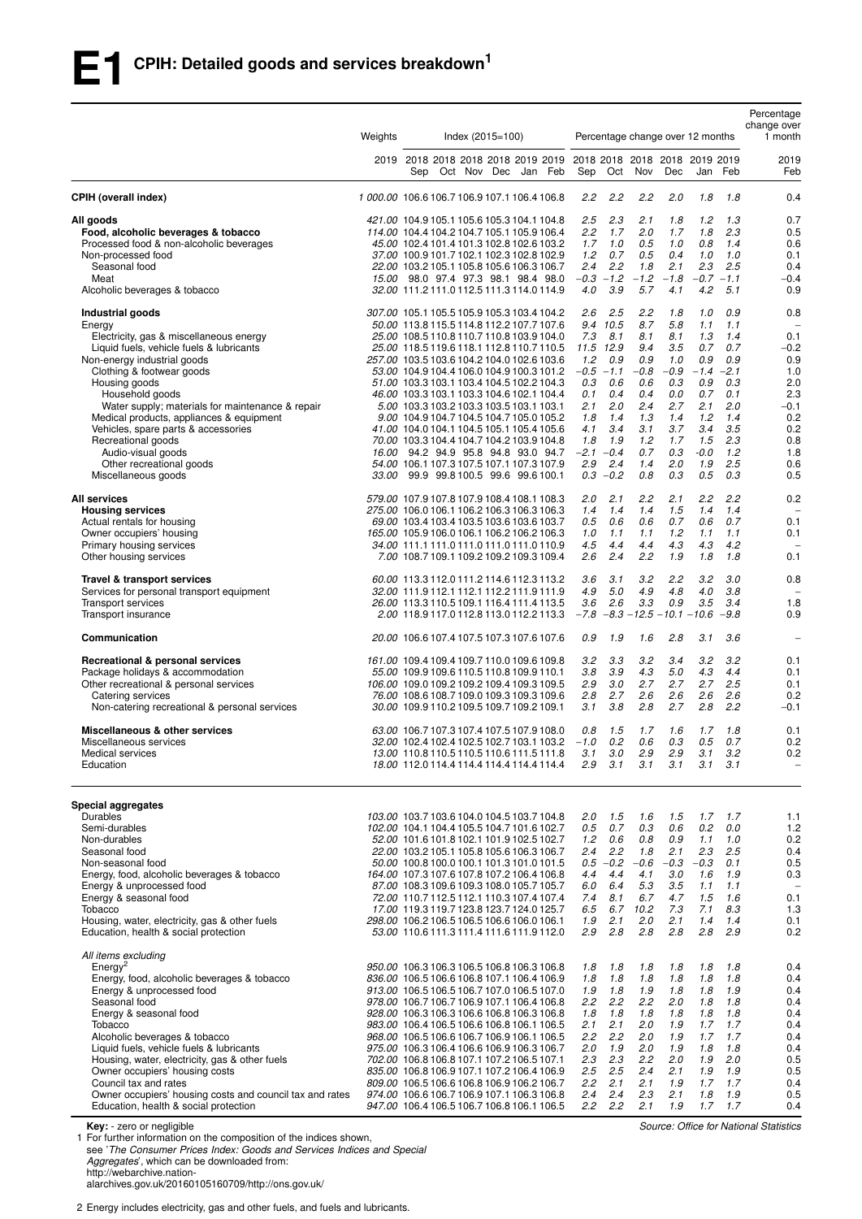# E1 CPIH: Detailed goods and services breakdown[1]

| | Weights | Index (2015=100) | | | | | | Percentage change over 12 months | | | | | | Percentage change over 1 month |
|---|---|---|---|---|---|---|---|---|---|---|---|---|---|---|
| | 2019 | 2018 Sep | 2018 Oct | 2018 Nov | 2018 Dec | 2019 Jan | 2019 Feb | 2018 Sep | 2018 Oct | 2018 Nov | 2018 Dec | 2019 Jan | 2019 Feb | 2019 Feb |
| **CPIH (overall index)** | 1 000.00 | 106.6 | 106.7 | 106.9 | 107.1 | 106.4 | 106.8 | 2.2 | 2.2 | 2.2 | 2.0 | 1.8 | 1.8 | 0.4 |
| **All goods** | 421.00 | 104.9 | 105.1 | 105.6 | 105.3 | 104.1 | 104.8 | 2.5 | 2.3 | 2.1 | 1.8 | 1.2 | 1.3 | 0.7 |
| **Food, alcoholic beverages & tobacco** | 114.00 | 104.4 | 104.2 | 104.7 | 105.1 | 105.9 | 106.4 | 2.2 | 1.7 | 2.0 | 1.7 | 1.8 | 2.3 | 0.5 |
| Processed food & non-alcoholic beverages | 45.00 | 102.4 | 101.4 | 101.3 | 102.8 | 102.6 | 103.2 | 1.7 | 1.0 | 0.5 | 1.0 | 0.8 | 1.4 | 0.6 |
| Non-processed food | 37.00 | 100.9 | 101.7 | 102.1 | 102.3 | 102.8 | 102.9 | 1.2 | 0.7 | 0.5 | 0.4 | 1.0 | 1.0 | 0.1 |
| Seasonal food | 22.00 | 103.2 | 105.1 | 105.8 | 105.6 | 106.3 | 106.7 | 2.4 | 2.2 | 1.8 | 2.1 | 2.3 | 2.5 | 0.4 |
| Meat | 15.00 | 98.0 | 97.4 | 97.3 | 98.1 | 98.4 | 98.0 | −0.3 | −1.2 | −1.2 | −1.8 | −0.7 | −1.1 | −0.4 |
| Alcoholic beverages & tobacco | 32.00 | 111.2 | 111.0 | 112.5 | 111.3 | 114.0 | 114.9 | 4.0 | 3.9 | 5.7 | 4.1 | 4.2 | 5.1 | 0.9 |
| **Industrial goods** | 307.00 | 105.1 | 105.5 | 105.9 | 105.3 | 103.4 | 104.2 | 2.6 | 2.5 | 2.2 | 1.8 | 1.0 | 0.9 | 0.8 |
| Energy | 50.00 | 113.8 | 115.5 | 114.8 | 112.2 | 107.7 | 107.6 | 9.4 | 10.5 | 8.7 | 5.8 | 1.1 | 1.1 | – |
| Electricity, gas & miscellaneous energy | 25.00 | 108.5 | 110.8 | 110.7 | 110.8 | 103.9 | 104.0 | 7.3 | 8.1 | 8.1 | 8.1 | 1.3 | 1.4 | 0.1 |
| Liquid fuels, vehicle fuels & lubricants | 25.00 | 118.5 | 119.6 | 118.1 | 112.8 | 110.7 | 110.5 | 11.5 | 12.9 | 9.4 | 3.5 | 0.7 | 0.7 | −0.2 |
| Non-energy industrial goods | 257.00 | 103.5 | 103.6 | 104.2 | 104.0 | 102.6 | 103.6 | 1.2 | 0.9 | 0.9 | 1.0 | 0.9 | 0.9 | 0.9 |
| Clothing & footwear goods | 53.00 | 104.9 | 104.4 | 106.0 | 104.9 | 100.3 | 101.2 | −0.5 | −1.1 | −0.8 | −0.9 | −1.4 | −2.1 | 1.0 |
| Housing goods | 51.00 | 103.3 | 103.1 | 103.4 | 104.5 | 102.2 | 104.3 | 0.3 | 0.6 | 0.6 | 0.3 | 0.9 | 0.3 | 2.0 |
| Household goods | 46.00 | 103.3 | 103.1 | 103.3 | 104.6 | 102.1 | 104.4 | 0.1 | 0.4 | 0.4 | 0.0 | 0.7 | 0.1 | 2.3 |
| Water supply; materials for maintenance & repair | 5.00 | 103.3 | 103.2 | 103.3 | 103.5 | 103.1 | 103.1 | 2.1 | 2.0 | 2.4 | 2.7 | 2.1 | 2.0 | −0.1 |
| Medical products, appliances & equipment | 9.00 | 104.9 | 104.7 | 104.5 | 104.7 | 105.0 | 105.2 | 1.8 | 1.4 | 1.3 | 1.4 | 1.2 | 1.4 | 0.2 |
| Vehicles, spare parts & accessories | 41.00 | 104.0 | 104.1 | 104.5 | 105.1 | 105.4 | 105.6 | 4.1 | 3.4 | 3.1 | 3.7 | 3.4 | 3.5 | 0.2 |
| Recreational goods | 70.00 | 103.3 | 104.4 | 104.7 | 104.2 | 103.9 | 104.8 | 1.8 | 1.9 | 1.2 | 1.7 | 1.5 | 2.3 | 0.8 |
| Audio-visual goods | 16.00 | 94.2 | 94.9 | 95.8 | 94.8 | 93.0 | 94.7 | −2.1 | −0.4 | 0.7 | 0.3 | -0.0 | 1.2 | 1.8 |
| Other recreational goods | 54.00 | 106.1 | 107.3 | 107.5 | 107.1 | 107.3 | 107.9 | 2.9 | 2.4 | 1.4 | 2.0 | 1.9 | 2.5 | 0.6 |
| Miscellaneous goods | 33.00 | 99.9 | 99.8 | 100.5 | 99.6 | 99.6 | 100.1 | 0.3 | −0.2 | 0.8 | 0.3 | 0.5 | 0.3 | 0.5 |
| **All services** | 579.00 | 107.9 | 107.8 | 107.9 | 108.4 | 108.1 | 108.3 | 2.0 | 2.1 | 2.2 | 2.1 | 2.2 | 2.2 | 0.2 |
| **Housing services** | 275.00 | 106.0 | 106.1 | 106.2 | 106.3 | 106.3 | 106.3 | 1.4 | 1.4 | 1.4 | 1.5 | 1.4 | 1.4 | – |
| Actual rentals for housing | 69.00 | 103.4 | 103.4 | 103.5 | 103.6 | 103.6 | 103.7 | 0.5 | 0.6 | 0.6 | 0.7 | 0.6 | 0.7 | 0.1 |
| Owner occupiers' housing | 165.00 | 105.9 | 106.0 | 106.1 | 106.2 | 106.2 | 106.3 | 1.0 | 1.1 | 1.1 | 1.2 | 1.1 | 1.1 | 0.1 |
| Primary housing services | 34.00 | 111.1 | 111.0 | 111.0 | 111.0 | 111.0 | 110.9 | 4.5 | 4.4 | 4.4 | 4.3 | 4.3 | 4.2 | – |
| Other housing services | 7.00 | 108.7 | 109.1 | 109.2 | 109.2 | 109.3 | 109.4 | 2.6 | 2.4 | 2.2 | 1.9 | 1.8 | 1.8 | 0.1 |
| **Travel & transport services** | 60.00 | 113.3 | 112.0 | 111.2 | 114.6 | 112.3 | 113.2 | 3.6 | 3.1 | 3.2 | 2.2 | 3.2 | 3.0 | 0.8 |
| Services for personal transport equipment | 32.00 | 111.9 | 112.1 | 112.1 | 112.2 | 111.9 | 111.9 | 4.9 | 5.0 | 4.9 | 4.8 | 4.0 | 3.8 | – |
| Transport services | 26.00 | 113.3 | 110.5 | 109.1 | 116.4 | 111.4 | 113.5 | 3.6 | 2.6 | 3.3 | 0.9 | 3.5 | 3.4 | 1.8 |
| Transport insurance | 2.00 | 118.9 | 117.0 | 112.8 | 113.0 | 112.2 | 113.3 | −7.8 | −8.3 | −12.5 | −10.1 | −10.6 | −9.8 | 0.9 |
| **Communication** | 20.00 | 106.6 | 107.4 | 107.5 | 107.3 | 107.6 | 107.6 | 0.9 | 1.9 | 1.6 | 2.8 | 3.1 | 3.6 | – |
| **Recreational & personal services** | 161.00 | 109.4 | 109.4 | 109.7 | 110.0 | 109.6 | 109.8 | 3.2 | 3.3 | 3.2 | 3.4 | 3.2 | 3.2 | 0.1 |
| Package holidays & accommodation | 55.00 | 109.9 | 109.6 | 110.5 | 110.8 | 109.9 | 110.1 | 3.8 | 3.9 | 4.3 | 5.0 | 4.3 | 4.4 | 0.1 |
| Other recreational & personal services | 106.00 | 109.0 | 109.2 | 109.2 | 109.4 | 109.3 | 109.5 | 2.9 | 3.0 | 2.7 | 2.7 | 2.7 | 2.5 | 0.1 |
| Catering services | 76.00 | 108.6 | 108.7 | 109.0 | 109.3 | 109.3 | 109.6 | 2.8 | 2.7 | 2.6 | 2.6 | 2.6 | 2.6 | 0.2 |
| Non-catering recreational & personal services | 30.00 | 109.9 | 110.2 | 109.5 | 109.7 | 109.2 | 109.1 | 3.1 | 3.8 | 2.8 | 2.7 | 2.8 | 2.2 | −0.1 |
| **Miscellaneous & other services** | 63.00 | 106.7 | 107.3 | 107.4 | 107.5 | 107.9 | 108.0 | 0.8 | 1.5 | 1.7 | 1.6 | 1.7 | 1.8 | 0.1 |
| Miscellaneous services | 32.00 | 102.4 | 102.4 | 102.5 | 102.7 | 103.1 | 103.2 | −1.0 | 0.2 | 0.6 | 0.3 | 0.5 | 0.7 | 0.2 |
| Medical services | 13.00 | 110.8 | 110.5 | 110.5 | 110.6 | 111.5 | 111.8 | 3.1 | 3.0 | 2.9 | 2.9 | 3.1 | 3.2 | 0.2 |
| Education | 18.00 | 112.0 | 114.4 | 114.4 | 114.4 | 114.4 | 114.4 | 2.9 | 3.1 | 3.1 | 3.1 | 3.1 | 3.1 | – |
| **Special aggregates** | | | | | | | | | | | | | | |
| Durables | 103.00 | 103.7 | 103.6 | 104.0 | 104.5 | 103.7 | 104.8 | 2.0 | 1.5 | 1.6 | 1.5 | 1.7 | 1.7 | 1.1 |
| Semi-durables | 102.00 | 104.1 | 104.4 | 105.5 | 104.7 | 101.6 | 102.7 | 0.5 | 0.7 | 0.3 | 0.6 | 0.2 | 0.0 | 1.2 |
| Non-durables | 52.00 | 101.6 | 101.8 | 102.1 | 101.9 | 102.5 | 102.7 | 1.2 | 0.6 | 0.8 | 0.9 | 1.1 | 1.0 | 0.2 |
| Seasonal food | 22.00 | 103.2 | 105.1 | 105.8 | 105.6 | 106.3 | 106.7 | 2.4 | 2.2 | 1.8 | 2.1 | 2.3 | 2.5 | 0.4 |
| Non-seasonal food | 50.00 | 100.8 | 100.0 | 100.1 | 101.3 | 101.0 | 101.5 | 0.5 | −0.2 | −0.6 | −0.3 | −0.3 | 0.1 | 0.5 |
| Energy, food, alcoholic beverages & tobacco | 164.00 | 107.3 | 107.6 | 107.8 | 107.2 | 106.4 | 106.8 | 4.4 | 4.4 | 4.1 | 3.0 | 1.6 | 1.9 | 0.3 |
| Energy & unprocessed food | 87.00 | 108.3 | 109.6 | 109.3 | 108.0 | 105.7 | 105.7 | 6.0 | 6.4 | 5.3 | 3.5 | 1.1 | 1.1 | – |
| Energy & seasonal food | 72.00 | 110.7 | 112.5 | 112.1 | 110.3 | 107.4 | 107.4 | 7.4 | 8.1 | 6.7 | 4.7 | 1.5 | 1.6 | 0.1 |
| Tobacco | 17.00 | 119.3 | 119.7 | 123.8 | 123.7 | 124.0 | 125.7 | 6.5 | 6.7 | 10.2 | 7.3 | 7.1 | 8.3 | 1.3 |
| Housing, water, electricity, gas & other fuels | 298.00 | 106.2 | 106.5 | 106.5 | 106.6 | 106.0 | 106.1 | 1.9 | 2.1 | 2.0 | 2.1 | 1.4 | 1.4 | 0.1 |
| Education, health & social protection | 53.00 | 110.6 | 111.3 | 111.4 | 111.6 | 111.9 | 112.0 | 2.9 | 2.8 | 2.8 | 2.8 | 2.8 | 2.9 | 0.2 |
| *All items excluding* | | | | | | | | | | | | | | |
| Energy[2] | 950.00 | 106.3 | 106.3 | 106.5 | 106.8 | 106.3 | 106.8 | 1.8 | 1.8 | 1.8 | 1.8 | 1.8 | 1.8 | 0.4 |
| Energy, food, alcoholic beverages & tobacco | 836.00 | 106.5 | 106.6 | 106.8 | 107.1 | 106.4 | 106.9 | 1.8 | 1.8 | 1.8 | 1.8 | 1.8 | 1.8 | 0.4 |
| Energy & unprocessed food | 913.00 | 106.5 | 106.5 | 106.7 | 107.0 | 106.5 | 107.0 | 1.9 | 1.8 | 1.9 | 1.8 | 1.8 | 1.9 | 0.4 |
| Seasonal food | 978.00 | 106.7 | 106.7 | 106.9 | 107.1 | 106.4 | 106.8 | 2.2 | 2.2 | 2.2 | 2.0 | 1.8 | 1.8 | 0.4 |
| Energy & seasonal food | 928.00 | 106.3 | 106.3 | 106.6 | 106.8 | 106.3 | 106.8 | 1.8 | 1.8 | 1.8 | 1.8 | 1.8 | 1.8 | 0.4 |
| Tobacco | 983.00 | 106.4 | 106.5 | 106.6 | 106.8 | 106.1 | 106.5 | 2.1 | 2.1 | 2.0 | 1.9 | 1.7 | 1.7 | 0.4 |
| Alcoholic beverages & tobacco | 968.00 | 106.5 | 106.6 | 106.7 | 106.9 | 106.1 | 106.5 | 2.2 | 2.2 | 2.0 | 1.9 | 1.7 | 1.7 | 0.4 |
| Liquid fuels, vehicle fuels & lubricants | 975.00 | 106.3 | 106.4 | 106.6 | 106.9 | 106.3 | 106.7 | 2.0 | 1.9 | 2.0 | 1.9 | 1.8 | 1.8 | 0.4 |
| Housing, water, electricity, gas & other fuels | 702.00 | 106.8 | 106.8 | 107.1 | 107.2 | 106.5 | 107.1 | 2.3 | 2.3 | 2.2 | 2.0 | 1.9 | 2.0 | 0.5 |
| Owner occupiers' housing costs | 835.00 | 106.8 | 106.9 | 107.1 | 107.2 | 106.4 | 106.9 | 2.5 | 2.5 | 2.4 | 2.1 | 1.9 | 1.9 | 0.5 |
| Council tax and rates | 809.00 | 106.5 | 106.6 | 106.8 | 106.9 | 106.2 | 106.7 | 2.2 | 2.1 | 2.1 | 1.9 | 1.7 | 1.7 | 0.4 |
| Owner occupiers' housing costs and council tax and rates | 974.00 | 106.6 | 106.7 | 106.9 | 107.1 | 106.3 | 106.8 | 2.4 | 2.4 | 2.3 | 2.1 | 1.8 | 1.9 | 0.5 |
| Education, health & social protection | 947.00 | 106.4 | 106.5 | 106.7 | 106.8 | 106.1 | 106.5 | 2.2 | 2.2 | 2.1 | 1.9 | 1.7 | 1.7 | 0.4 |

**Key:** - zero or negligible

*Source: Office for National Statistics*

1 For further information on the composition of the indices shown, see '*The Consumer Prices Index: Goods and Services Indices and Special Aggregates*', which can be downloaded from: http://webarchive.nationalarchives.gov.uk/20160105160709/http://ons.gov.uk/

2 Energy includes electricity, gas and other fuels, and fuels and lubricants.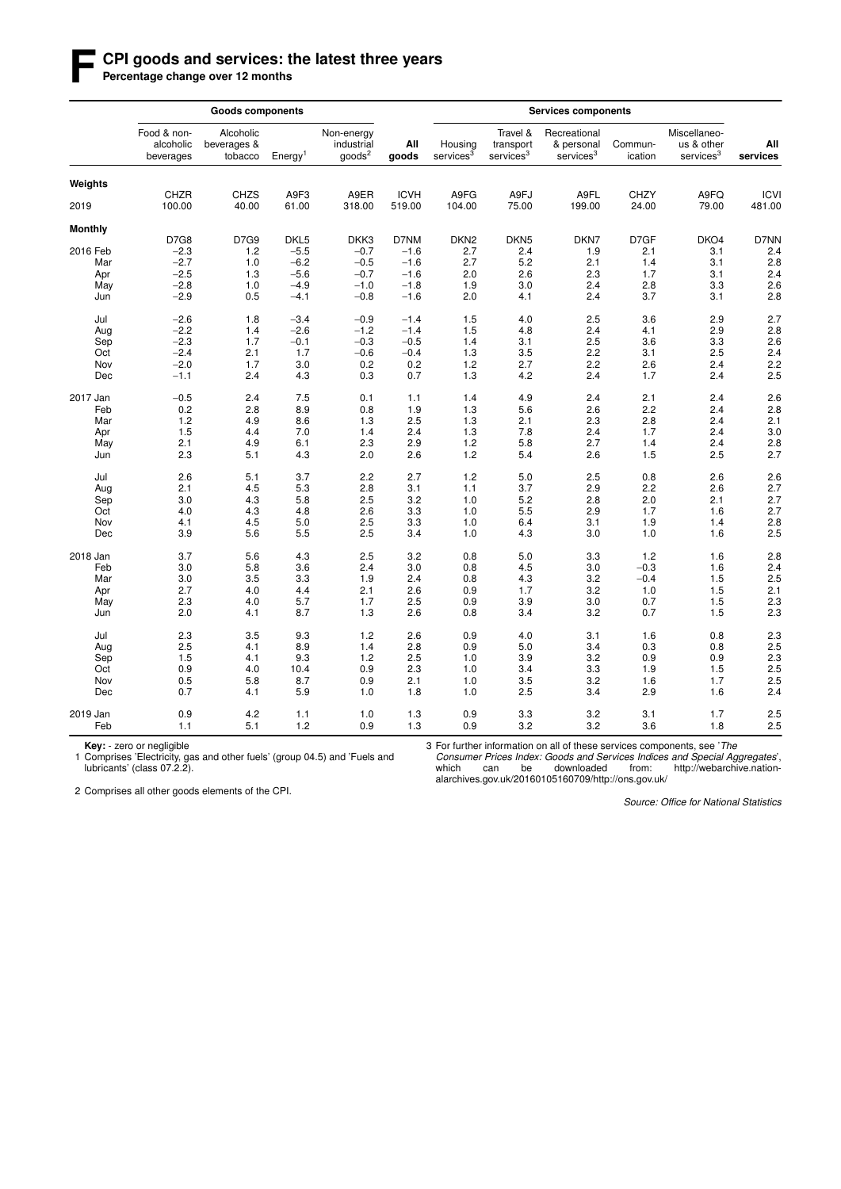# F CPI goods and services: the latest three years

**Percentage change over 12 months**

| | **Goods components** | | | | | **Services components** | | | | | |
|---|---|---|---|---|---|---|---|---|---|---|---|
| | Food & non-alcoholic beverages | Alcoholic beverages & tobacco | Energy[1] | Non-energy industrial goods[2] | **All goods** | Housing services[3] | Travel & transport services[3] | Recreational & personal services[3] | Communication | Miscellaneous & other services[3] | **All services** |
| **Weights** | | | | | | | | | | | |
| | CHZR | CHZS | A9F3 | A9ER | ICVH | A9FG | A9FJ | A9FL | CHZY | A9FQ | ICVI |
| 2019 | 100.00 | 40.00 | 61.00 | 318.00 | 519.00 | 104.00 | 75.00 | 199.00 | 24.00 | 79.00 | 481.00 |
| **Monthly** | | | | | | | | | | | |
| | D7G8 | D7G9 | DKL5 | DKK3 | D7NM | DKN2 | DKN5 | DKN7 | D7GF | DKO4 | D7NN |
| 2016 Feb | −2.3 | 1.2 | −5.5 | −0.7 | −1.6 | 2.7 | 2.4 | 1.9 | 2.1 | 3.1 | 2.4 |
| Mar | −2.7 | 1.0 | −6.2 | −0.5 | −1.6 | 2.7 | 5.2 | 2.1 | 1.4 | 3.1 | 2.8 |
| Apr | −2.5 | 1.3 | −5.6 | −0.7 | −1.6 | 2.0 | 2.6 | 2.3 | 1.7 | 3.1 | 2.4 |
| May | −2.8 | 1.0 | −4.9 | −1.0 | −1.8 | 1.9 | 3.0 | 2.4 | 2.8 | 3.3 | 2.6 |
| Jun | −2.9 | 0.5 | −4.1 | −0.8 | −1.6 | 2.0 | 4.1 | 2.4 | 3.7 | 3.1 | 2.8 |
| Jul | −2.6 | 1.8 | −3.4 | −0.9 | −1.4 | 1.5 | 4.0 | 2.5 | 3.6 | 2.9 | 2.7 |
| Aug | −2.2 | 1.4 | −2.6 | −1.2 | −1.4 | 1.5 | 4.8 | 2.4 | 4.1 | 2.9 | 2.8 |
| Sep | −2.3 | 1.7 | −0.1 | −0.3 | −0.5 | 1.4 | 3.1 | 2.5 | 3.6 | 3.3 | 2.6 |
| Oct | −2.4 | 2.1 | 1.7 | −0.6 | −0.4 | 1.3 | 3.5 | 2.2 | 3.1 | 2.5 | 2.4 |
| Nov | −2.0 | 1.7 | 3.0 | 0.2 | 0.2 | 1.2 | 2.7 | 2.2 | 2.6 | 2.4 | 2.2 |
| Dec | −1.1 | 2.4 | 4.3 | 0.3 | 0.7 | 1.3 | 4.2 | 2.4 | 1.7 | 2.4 | 2.5 |
| 2017 Jan | −0.5 | 2.4 | 7.5 | 0.1 | 1.1 | 1.4 | 4.9 | 2.4 | 2.1 | 2.4 | 2.6 |
| Feb | 0.2 | 2.8 | 8.9 | 0.8 | 1.9 | 1.3 | 5.6 | 2.6 | 2.2 | 2.4 | 2.8 |
| Mar | 1.2 | 4.9 | 8.6 | 1.3 | 2.5 | 1.3 | 2.1 | 2.3 | 2.8 | 2.4 | 2.1 |
| Apr | 1.5 | 4.4 | 7.0 | 1.4 | 2.4 | 1.3 | 7.8 | 2.4 | 1.7 | 2.4 | 3.0 |
| May | 2.1 | 4.9 | 6.1 | 2.3 | 2.9 | 1.2 | 5.8 | 2.7 | 1.4 | 2.4 | 2.8 |
| Jun | 2.3 | 5.1 | 4.3 | 2.0 | 2.6 | 1.2 | 5.4 | 2.6 | 1.5 | 2.5 | 2.7 |
| Jul | 2.6 | 5.1 | 3.7 | 2.2 | 2.7 | 1.2 | 5.0 | 2.5 | 0.8 | 2.6 | 2.6 |
| Aug | 2.1 | 4.5 | 5.3 | 2.8 | 3.1 | 1.1 | 3.7 | 2.9 | 2.2 | 2.6 | 2.7 |
| Sep | 3.0 | 4.3 | 5.8 | 2.5 | 3.2 | 1.0 | 5.2 | 2.8 | 2.0 | 2.1 | 2.7 |
| Oct | 4.0 | 4.3 | 4.8 | 2.6 | 3.3 | 1.0 | 5.5 | 2.9 | 1.7 | 1.6 | 2.7 |
| Nov | 4.1 | 4.5 | 5.0 | 2.5 | 3.3 | 1.0 | 6.4 | 3.1 | 1.9 | 1.4 | 2.8 |
| Dec | 3.9 | 5.6 | 5.5 | 2.5 | 3.4 | 1.0 | 4.3 | 3.0 | 1.0 | 1.6 | 2.5 |
| 2018 Jan | 3.7 | 5.6 | 4.3 | 2.5 | 3.2 | 0.8 | 5.0 | 3.3 | 1.2 | 1.6 | 2.8 |
| Feb | 3.0 | 5.8 | 3.6 | 2.4 | 3.0 | 0.8 | 4.5 | 3.0 | −0.3 | 1.6 | 2.4 |
| Mar | 3.0 | 3.5 | 3.3 | 1.9 | 2.4 | 0.8 | 4.3 | 3.2 | −0.4 | 1.5 | 2.5 |
| Apr | 2.7 | 4.0 | 4.4 | 2.1 | 2.6 | 0.9 | 1.7 | 3.2 | 1.0 | 1.5 | 2.1 |
| May | 2.3 | 4.0 | 5.7 | 1.7 | 2.5 | 0.9 | 3.9 | 3.0 | 0.7 | 1.5 | 2.3 |
| Jun | 2.0 | 4.1 | 8.7 | 1.3 | 2.6 | 0.8 | 3.4 | 3.2 | 0.7 | 1.5 | 2.3 |
| Jul | 2.3 | 3.5 | 9.3 | 1.2 | 2.6 | 0.9 | 4.0 | 3.1 | 1.6 | 0.8 | 2.3 |
| Aug | 2.5 | 4.1 | 8.9 | 1.4 | 2.8 | 0.9 | 5.0 | 3.4 | 0.3 | 0.8 | 2.5 |
| Sep | 1.5 | 4.1 | 9.3 | 1.2 | 2.5 | 1.0 | 3.9 | 3.2 | 0.9 | 0.9 | 2.3 |
| Oct | 0.9 | 4.0 | 10.4 | 0.9 | 2.3 | 1.0 | 3.4 | 3.3 | 1.9 | 1.5 | 2.5 |
| Nov | 0.5 | 5.8 | 8.7 | 0.9 | 2.1 | 1.0 | 3.5 | 3.2 | 1.6 | 1.7 | 2.5 |
| Dec | 0.7 | 4.1 | 5.9 | 1.0 | 1.8 | 1.0 | 2.5 | 3.4 | 2.9 | 1.6 | 2.4 |
| 2019 Jan | 0.9 | 4.2 | 1.1 | 1.0 | 1.3 | 0.9 | 3.3 | 3.2 | 3.1 | 1.7 | 2.5 |
| Feb | 1.1 | 5.1 | 1.2 | 0.9 | 1.3 | 0.9 | 3.2 | 3.2 | 3.6 | 1.8 | 2.5 |

**Key:** - zero or negligible

1 Comprises 'Electricity, gas and other fuels' (group 04.5) and 'Fuels and lubricants' (class 07.2.2).

2 Comprises all other goods elements of the CPI.

3 For further information on all of these services components, see '*The Consumer Prices Index: Goods and Services Indices and Special Aggregates*', which can be downloaded from: http://webarchive.nationalarchives.gov.uk/20160105160709/http://ons.gov.uk/

*Source: Office for National Statistics*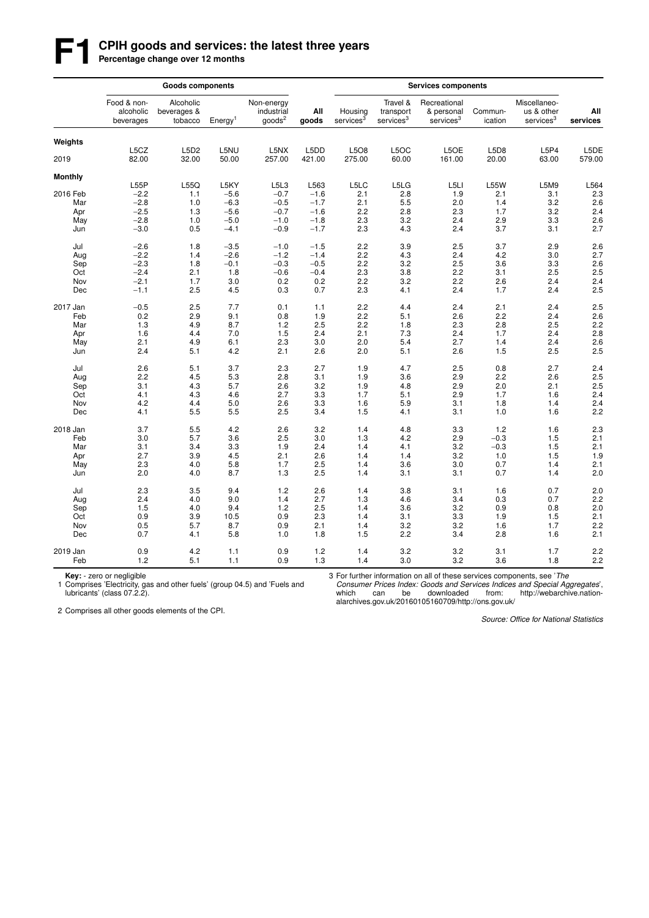# F1 CPIH goods and services: the latest three years

**Percentage change over 12 months**

| | **Goods components** | | | | | **Services components** | | | | | |
|---|---|---|---|---|---|---|---|---|---|---|---|
| | Food & non-alcoholic beverages | Alcoholic beverages & tobacco | Energy[1] | Non-energy industrial goods[2] | **All goods** | Housing services[3] | Travel & transport services[3] | Recreational & personal services[3] | Commun-ication | Miscellaneous & other services[3] | **All services** |
| **Weights** | | | | | | | | | | | |
| | L5CZ | L5D2 | L5NU | L5NX | L5DD | L5O8 | L5OC | L5OE | L5D8 | L5P4 | L5DE |
| 2019 | 82.00 | 32.00 | 50.00 | 257.00 | 421.00 | 275.00 | 60.00 | 161.00 | 20.00 | 63.00 | 579.00 |
| **Monthly** | | | | | | | | | | | |
| | L55P | L55Q | L5KY | L5L3 | L563 | L5LC | L5LG | L5LI | L55W | L5M9 | L564 |
| 2016 Feb | −2.2 | 1.1 | −5.6 | −0.7 | −1.6 | 2.1 | 2.8 | 1.9 | 2.1 | 3.1 | 2.3 |
| Mar | −2.8 | 1.0 | −6.3 | −0.5 | −1.7 | 2.1 | 5.5 | 2.0 | 1.4 | 3.2 | 2.6 |
| Apr | −2.5 | 1.3 | −5.6 | −0.7 | −1.6 | 2.2 | 2.8 | 2.3 | 1.7 | 3.2 | 2.4 |
| May | −2.8 | 1.0 | −5.0 | −1.0 | −1.8 | 2.3 | 3.2 | 2.4 | 2.9 | 3.3 | 2.6 |
| Jun | −3.0 | 0.5 | −4.1 | −0.9 | −1.7 | 2.3 | 4.3 | 2.4 | 3.7 | 3.1 | 2.7 |
| Jul | −2.6 | 1.8 | −3.5 | −1.0 | −1.5 | 2.2 | 3.9 | 2.5 | 3.7 | 2.9 | 2.6 |
| Aug | −2.2 | 1.4 | −2.6 | −1.2 | −1.4 | 2.2 | 4.3 | 2.4 | 4.2 | 3.0 | 2.7 |
| Sep | −2.3 | 1.8 | −0.1 | −0.3 | −0.5 | 2.2 | 3.2 | 2.5 | 3.6 | 3.3 | 2.6 |
| Oct | −2.4 | 2.1 | 1.8 | −0.6 | −0.4 | 2.3 | 3.8 | 2.2 | 3.1 | 2.5 | 2.5 |
| Nov | −2.1 | 1.7 | 3.0 | 0.2 | 0.2 | 2.2 | 3.2 | 2.2 | 2.6 | 2.4 | 2.4 |
| Dec | −1.1 | 2.5 | 4.5 | 0.3 | 0.7 | 2.3 | 4.1 | 2.4 | 1.7 | 2.4 | 2.5 |
| 2017 Jan | −0.5 | 2.5 | 7.7 | 0.1 | 1.1 | 2.2 | 4.4 | 2.4 | 2.1 | 2.4 | 2.5 |
| Feb | 0.2 | 2.9 | 9.1 | 0.8 | 1.9 | 2.2 | 5.1 | 2.6 | 2.2 | 2.4 | 2.6 |
| Mar | 1.3 | 4.9 | 8.7 | 1.2 | 2.5 | 2.2 | 1.8 | 2.3 | 2.8 | 2.5 | 2.2 |
| Apr | 1.6 | 4.4 | 7.0 | 1.5 | 2.4 | 2.1 | 7.3 | 2.4 | 1.7 | 2.4 | 2.8 |
| May | 2.1 | 4.9 | 6.1 | 2.3 | 3.0 | 2.0 | 5.4 | 2.7 | 1.4 | 2.4 | 2.6 |
| Jun | 2.4 | 5.1 | 4.2 | 2.1 | 2.6 | 2.0 | 5.1 | 2.6 | 1.5 | 2.5 | 2.5 |
| Jul | 2.6 | 5.1 | 3.7 | 2.3 | 2.7 | 1.9 | 4.7 | 2.5 | 0.8 | 2.7 | 2.4 |
| Aug | 2.2 | 4.5 | 5.3 | 2.8 | 3.1 | 1.9 | 3.6 | 2.9 | 2.2 | 2.6 | 2.5 |
| Sep | 3.1 | 4.3 | 5.7 | 2.6 | 3.2 | 1.9 | 4.8 | 2.9 | 2.0 | 2.1 | 2.5 |
| Oct | 4.1 | 4.3 | 4.6 | 2.7 | 3.3 | 1.7 | 5.1 | 2.9 | 1.7 | 1.6 | 2.4 |
| Nov | 4.2 | 4.4 | 5.0 | 2.6 | 3.3 | 1.6 | 5.9 | 3.1 | 1.8 | 1.4 | 2.4 |
| Dec | 4.1 | 5.5 | 5.5 | 2.5 | 3.4 | 1.5 | 4.1 | 3.1 | 1.0 | 1.6 | 2.2 |
| 2018 Jan | 3.7 | 5.5 | 4.2 | 2.6 | 3.2 | 1.4 | 4.8 | 3.3 | 1.2 | 1.6 | 2.3 |
| Feb | 3.0 | 5.7 | 3.6 | 2.5 | 3.0 | 1.3 | 4.2 | 2.9 | −0.3 | 1.5 | 2.1 |
| Mar | 3.1 | 3.4 | 3.3 | 1.9 | 2.4 | 1.4 | 4.1 | 3.2 | −0.3 | 1.5 | 2.1 |
| Apr | 2.7 | 3.9 | 4.5 | 2.1 | 2.6 | 1.4 | 1.4 | 3.2 | 1.0 | 1.5 | 1.9 |
| May | 2.3 | 4.0 | 5.8 | 1.7 | 2.5 | 1.4 | 3.6 | 3.0 | 0.7 | 1.4 | 2.1 |
| Jun | 2.0 | 4.0 | 8.7 | 1.3 | 2.5 | 1.4 | 3.1 | 3.1 | 0.7 | 1.4 | 2.0 |
| Jul | 2.3 | 3.5 | 9.4 | 1.2 | 2.6 | 1.4 | 3.8 | 3.1 | 1.6 | 0.7 | 2.0 |
| Aug | 2.4 | 4.0 | 9.0 | 1.4 | 2.7 | 1.3 | 4.6 | 3.4 | 0.3 | 0.7 | 2.2 |
| Sep | 1.5 | 4.0 | 9.4 | 1.2 | 2.5 | 1.4 | 3.6 | 3.2 | 0.9 | 0.8 | 2.0 |
| Oct | 0.9 | 3.9 | 10.5 | 0.9 | 2.3 | 1.4 | 3.1 | 3.3 | 1.9 | 1.5 | 2.1 |
| Nov | 0.5 | 5.7 | 8.7 | 0.9 | 2.1 | 1.4 | 3.2 | 3.2 | 1.6 | 1.7 | 2.2 |
| Dec | 0.7 | 4.1 | 5.8 | 1.0 | 1.8 | 1.5 | 2.2 | 3.4 | 2.8 | 1.6 | 2.1 |
| 2019 Jan | 0.9 | 4.2 | 1.1 | 0.9 | 1.2 | 1.4 | 3.2 | 3.2 | 3.1 | 1.7 | 2.2 |
| Feb | 1.2 | 5.1 | 1.1 | 0.9 | 1.3 | 1.4 | 3.0 | 3.2 | 3.6 | 1.8 | 2.2 |

**Key:** - zero or negligible

1 Comprises 'Electricity, gas and other fuels' (group 04.5) and 'Fuels and lubricants' (class 07.2.2).

2 Comprises all other goods elements of the CPI.

3 For further information on all of these services components, see '*The Consumer Prices Index: Goods and Services Indices and Special Aggregates*', which can be downloaded from: http://webarchive.nationalarchives.gov.uk/20160105160709/http://ons.gov.uk/

*Source: Office for National Statistics*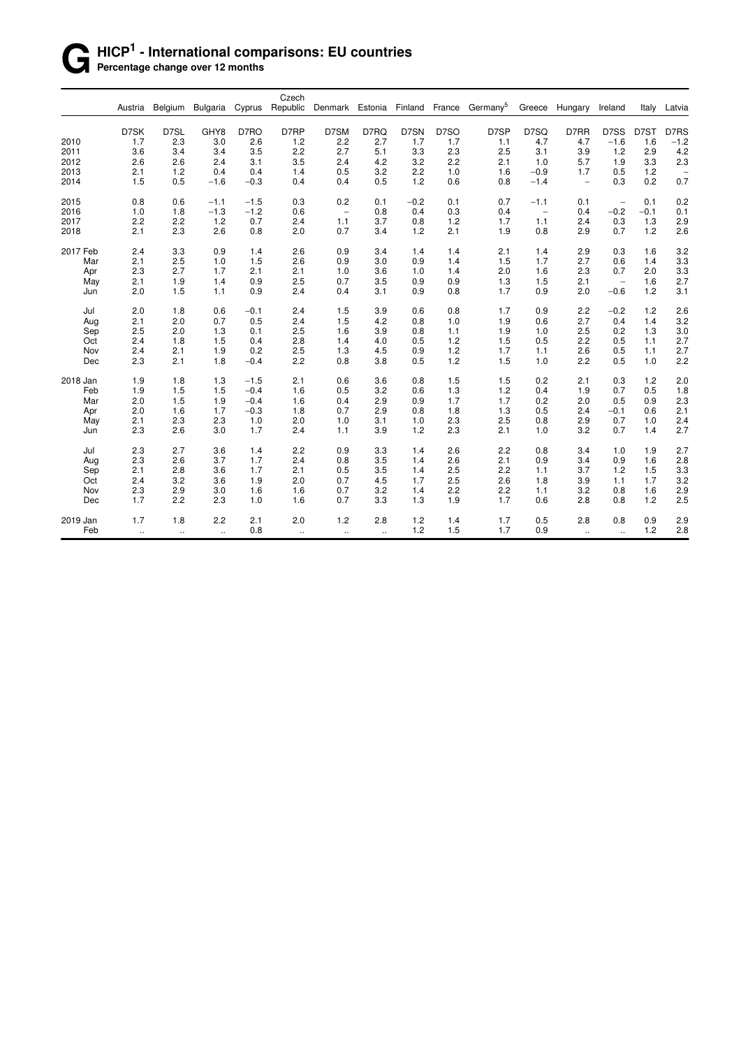# G HICP[1] - International comparisons: EU countries

**Percentage change over 12 months**

| | Austria | Belgium | Bulgaria | Cyprus | Czech Republic | Denmark | Estonia | Finland | France | Germany[5] | Greece | Hungary | Ireland | Italy | Latvia |
|---|---|---|---|---|---|---|---|---|---|---|---|---|---|---|---|
| | D7SK | D7SL | GHY8 | D7RO | D7RP | D7SM | D7RQ | D7SN | D7SO | D7SP | D7SQ | D7RR | D7SS | D7ST | D7RS |
| 2010 | 1.7 | 2.3 | 3.0 | 2.6 | 1.2 | 2.2 | 2.7 | 1.7 | 1.7 | 1.1 | 4.7 | 4.7 | −1.6 | 1.6 | −1.2 |
| 2011 | 3.6 | 3.4 | 3.4 | 3.5 | 2.2 | 2.7 | 5.1 | 3.3 | 2.3 | 2.5 | 3.1 | 3.9 | 1.2 | 2.9 | 4.2 |
| 2012 | 2.6 | 2.6 | 2.4 | 3.1 | 3.5 | 2.4 | 4.2 | 3.2 | 2.2 | 2.1 | 1.0 | 5.7 | 1.9 | 3.3 | 2.3 |
| 2013 | 2.1 | 1.2 | 0.4 | 0.4 | 1.4 | 0.5 | 3.2 | 2.2 | 1.0 | 1.6 | −0.9 | 1.7 | 0.5 | 1.2 | – |
| 2014 | 1.5 | 0.5 | −1.6 | −0.3 | 0.4 | 0.4 | 0.5 | 1.2 | 0.6 | 0.8 | −1.4 | – | 0.3 | 0.2 | 0.7 |
| 2015 | 0.8 | 0.6 | −1.1 | −1.5 | 0.3 | 0.2 | 0.1 | −0.2 | 0.1 | 0.7 | −1.1 | 0.1 | – | 0.1 | 0.2 |
| 2016 | 1.0 | 1.8 | −1.3 | −1.2 | 0.6 | – | 0.8 | 0.4 | 0.3 | 0.4 | – | 0.4 | −0.2 | −0.1 | 0.1 |
| 2017 | 2.2 | 2.2 | 1.2 | 0.7 | 2.4 | 1.1 | 3.7 | 0.8 | 1.2 | 1.7 | 1.1 | 2.4 | 0.3 | 1.3 | 2.9 |
| 2018 | 2.1 | 2.3 | 2.6 | 0.8 | 2.0 | 0.7 | 3.4 | 1.2 | 2.1 | 1.9 | 0.8 | 2.9 | 0.7 | 1.2 | 2.6 |
| 2017 Feb | 2.4 | 3.3 | 0.9 | 1.4 | 2.6 | 0.9 | 3.4 | 1.4 | 1.4 | 2.1 | 1.4 | 2.9 | 0.3 | 1.6 | 3.2 |
| Mar | 2.1 | 2.5 | 1.0 | 1.5 | 2.6 | 0.9 | 3.0 | 0.9 | 1.4 | 1.5 | 1.7 | 2.7 | 0.6 | 1.4 | 3.3 |
| Apr | 2.3 | 2.7 | 1.7 | 2.1 | 2.1 | 1.0 | 3.6 | 1.0 | 1.4 | 2.0 | 1.6 | 2.3 | 0.7 | 2.0 | 3.3 |
| May | 2.1 | 1.9 | 1.4 | 0.9 | 2.5 | 0.7 | 3.5 | 0.9 | 0.9 | 1.3 | 1.5 | 2.1 | – | 1.6 | 2.7 |
| Jun | 2.0 | 1.5 | 1.1 | 0.9 | 2.4 | 0.4 | 3.1 | 0.9 | 0.8 | 1.7 | 0.9 | 2.0 | −0.6 | 1.2 | 3.1 |
| Jul | 2.0 | 1.8 | 0.6 | −0.1 | 2.4 | 1.5 | 3.9 | 0.6 | 0.8 | 1.7 | 0.9 | 2.2 | −0.2 | 1.2 | 2.6 |
| Aug | 2.1 | 2.0 | 0.7 | 0.5 | 2.4 | 1.5 | 4.2 | 0.8 | 1.0 | 1.9 | 0.6 | 2.7 | 0.4 | 1.4 | 3.2 |
| Sep | 2.5 | 2.0 | 1.3 | 0.1 | 2.5 | 1.6 | 3.9 | 0.8 | 1.1 | 1.9 | 1.0 | 2.5 | 0.2 | 1.3 | 3.0 |
| Oct | 2.4 | 1.8 | 1.5 | 0.4 | 2.8 | 1.4 | 4.0 | 0.5 | 1.2 | 1.5 | 0.5 | 2.2 | 0.5 | 1.1 | 2.7 |
| Nov | 2.4 | 2.1 | 1.9 | 0.2 | 2.5 | 1.3 | 4.5 | 0.9 | 1.2 | 1.7 | 1.1 | 2.6 | 0.5 | 1.1 | 2.7 |
| Dec | 2.3 | 2.1 | 1.8 | −0.4 | 2.2 | 0.8 | 3.8 | 0.5 | 1.2 | 1.5 | 1.0 | 2.2 | 0.5 | 1.0 | 2.2 |
| 2018 Jan | 1.9 | 1.8 | 1.3 | −1.5 | 2.1 | 0.6 | 3.6 | 0.8 | 1.5 | 1.5 | 0.2 | 2.1 | 0.3 | 1.2 | 2.0 |
| Feb | 1.9 | 1.5 | 1.5 | −0.4 | 1.6 | 0.5 | 3.2 | 0.6 | 1.3 | 1.2 | 0.4 | 1.9 | 0.7 | 0.5 | 1.8 |
| Mar | 2.0 | 1.5 | 1.9 | −0.4 | 1.6 | 0.4 | 2.9 | 0.9 | 1.7 | 1.7 | 0.2 | 2.0 | 0.5 | 0.9 | 2.3 |
| Apr | 2.0 | 1.6 | 1.7 | −0.3 | 1.8 | 0.7 | 2.9 | 0.8 | 1.8 | 1.3 | 0.5 | 2.4 | −0.1 | 0.6 | 2.1 |
| May | 2.1 | 2.3 | 2.3 | 1.0 | 2.0 | 1.0 | 3.1 | 1.0 | 2.3 | 2.5 | 0.8 | 2.9 | 0.7 | 1.0 | 2.4 |
| Jun | 2.3 | 2.6 | 3.0 | 1.7 | 2.4 | 1.1 | 3.9 | 1.2 | 2.3 | 2.1 | 1.0 | 3.2 | 0.7 | 1.4 | 2.7 |
| Jul | 2.3 | 2.7 | 3.6 | 1.4 | 2.2 | 0.9 | 3.3 | 1.4 | 2.6 | 2.2 | 0.8 | 3.4 | 1.0 | 1.9 | 2.7 |
| Aug | 2.3 | 2.6 | 3.7 | 1.7 | 2.4 | 0.8 | 3.5 | 1.4 | 2.6 | 2.1 | 0.9 | 3.4 | 0.9 | 1.6 | 2.8 |
| Sep | 2.1 | 2.8 | 3.6 | 1.7 | 2.1 | 0.5 | 3.5 | 1.4 | 2.5 | 2.2 | 1.1 | 3.7 | 1.2 | 1.5 | 3.3 |
| Oct | 2.4 | 3.2 | 3.6 | 1.9 | 2.0 | 0.7 | 4.5 | 1.7 | 2.5 | 2.6 | 1.8 | 3.9 | 1.1 | 1.7 | 3.2 |
| Nov | 2.3 | 2.9 | 3.0 | 1.6 | 1.6 | 0.7 | 3.2 | 1.4 | 2.2 | 2.2 | 1.1 | 3.2 | 0.8 | 1.6 | 2.9 |
| Dec | 1.7 | 2.2 | 2.3 | 1.0 | 1.6 | 0.7 | 3.3 | 1.3 | 1.9 | 1.7 | 0.6 | 2.8 | 0.8 | 1.2 | 2.5 |
| 2019 Jan | 1.7 | 1.8 | 2.2 | 2.1 | 2.0 | 1.2 | 2.8 | 1.2 | 1.4 | 1.7 | 0.5 | 2.8 | 0.8 | 0.9 | 2.9 |
| Feb | .. | .. | .. | 0.8 | .. | .. | .. | 1.2 | 1.5 | 1.7 | 0.9 | .. | .. | 1.2 | 2.8 |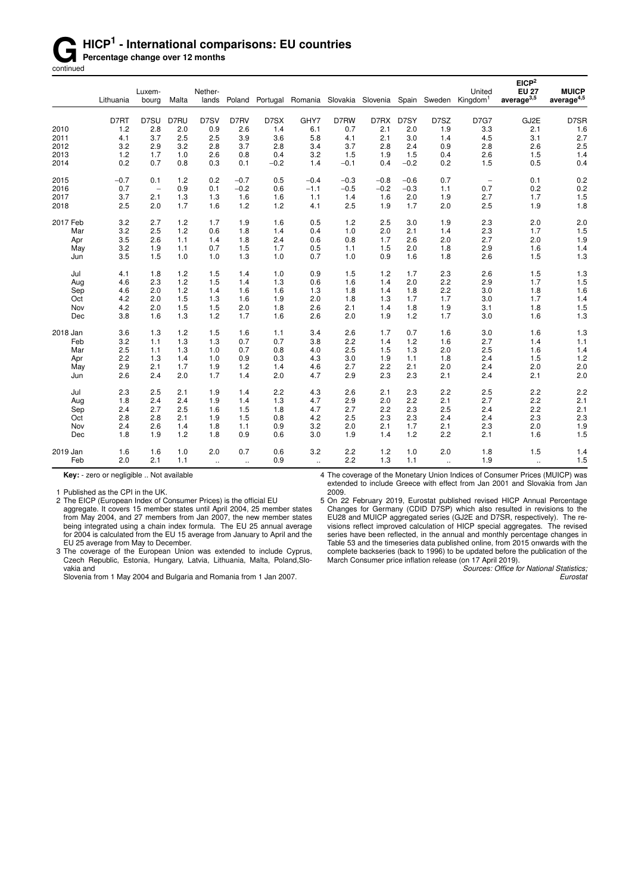# G HICP[1] - International comparisons: EU countries

**Percentage change over 12 months**

continued

| | Lithuania | Luxem-bourg | Malta | Nether-lands | Poland | Portugal | Romania | Slovakia | Slovenia | Spain | Sweden | United Kingdom[1] | EICP[2] EU 27 average[3,5] | MUICP average[4,5] |
|---|---|---|---|---|---|---|---|---|---|---|---|---|---|---|
| | D7RT | D7SU | D7RU | D7SV | D7RV | D7SX | GHY7 | D7RW | D7RX | D7SY | D7SZ | D7G7 | GJ2E | D7SR |
| 2010 | 1.2 | 2.8 | 2.0 | 0.9 | 2.6 | 1.4 | 6.1 | 0.7 | 2.1 | 2.0 | 1.9 | 3.3 | 2.1 | 1.6 |
| 2011 | 4.1 | 3.7 | 2.5 | 2.5 | 3.9 | 3.6 | 5.8 | 4.1 | 2.1 | 3.0 | 1.4 | 4.5 | 3.1 | 2.7 |
| 2012 | 3.2 | 2.9 | 3.2 | 2.8 | 3.7 | 2.8 | 3.4 | 3.7 | 2.8 | 2.4 | 0.9 | 2.8 | 2.6 | 2.5 |
| 2013 | 1.2 | 1.7 | 1.0 | 2.6 | 0.8 | 0.4 | 3.2 | 1.5 | 1.9 | 1.5 | 0.4 | 2.6 | 1.5 | 1.4 |
| 2014 | 0.2 | 0.7 | 0.8 | 0.3 | 0.1 | −0.2 | 1.4 | −0.1 | 0.4 | −0.2 | 0.2 | 1.5 | 0.5 | 0.4 |
| 2015 | −0.7 | 0.1 | 1.2 | 0.2 | −0.7 | 0.5 | −0.4 | −0.3 | −0.8 | −0.6 | 0.7 | – | 0.1 | 0.2 |
| 2016 | 0.7 | – | 0.9 | 0.1 | −0.2 | 0.6 | −1.1 | −0.5 | −0.2 | −0.3 | 1.1 | 0.7 | 0.2 | 0.2 |
| 2017 | 3.7 | 2.1 | 1.3 | 1.3 | 1.6 | 1.6 | 1.1 | 1.4 | 1.6 | 2.0 | 1.9 | 2.7 | 1.7 | 1.5 |
| 2018 | 2.5 | 2.0 | 1.7 | 1.6 | 1.2 | 1.2 | 4.1 | 2.5 | 1.9 | 1.7 | 2.0 | 2.5 | 1.9 | 1.8 |
| 2017 Feb | 3.2 | 2.7 | 1.2 | 1.7 | 1.9 | 1.6 | 0.5 | 1.2 | 2.5 | 3.0 | 1.9 | 2.3 | 2.0 | 2.0 |
| Mar | 3.2 | 2.5 | 1.2 | 0.6 | 1.8 | 1.4 | 0.4 | 1.0 | 2.0 | 2.1 | 1.4 | 2.3 | 1.7 | 1.5 |
| Apr | 3.5 | 2.6 | 1.1 | 1.4 | 1.8 | 2.4 | 0.6 | 0.8 | 1.7 | 2.6 | 2.0 | 2.7 | 2.0 | 1.9 |
| May | 3.2 | 1.9 | 1.1 | 0.7 | 1.5 | 1.7 | 0.5 | 1.1 | 1.5 | 2.0 | 1.8 | 2.9 | 1.6 | 1.4 |
| Jun | 3.5 | 1.5 | 1.0 | 1.0 | 1.3 | 1.0 | 0.7 | 1.0 | 0.9 | 1.6 | 1.8 | 2.6 | 1.5 | 1.3 |
| Jul | 4.1 | 1.8 | 1.2 | 1.5 | 1.4 | 1.0 | 0.9 | 1.5 | 1.2 | 1.7 | 2.3 | 2.6 | 1.5 | 1.3 |
| Aug | 4.6 | 2.3 | 1.2 | 1.5 | 1.4 | 1.3 | 0.6 | 1.6 | 1.4 | 2.0 | 2.2 | 2.9 | 1.7 | 1.5 |
| Sep | 4.6 | 2.0 | 1.2 | 1.4 | 1.6 | 1.6 | 1.3 | 1.8 | 1.4 | 1.8 | 2.2 | 3.0 | 1.8 | 1.6 |
| Oct | 4.2 | 2.0 | 1.5 | 1.3 | 1.6 | 1.9 | 2.0 | 1.8 | 1.3 | 1.7 | 1.7 | 3.0 | 1.7 | 1.4 |
| Nov | 4.2 | 2.0 | 1.5 | 1.5 | 2.0 | 1.8 | 2.6 | 2.1 | 1.4 | 1.8 | 1.9 | 3.1 | 1.8 | 1.5 |
| Dec | 3.8 | 1.6 | 1.3 | 1.2 | 1.7 | 1.6 | 2.6 | 2.0 | 1.9 | 1.2 | 1.7 | 3.0 | 1.6 | 1.3 |
| 2018 Jan | 3.6 | 1.3 | 1.2 | 1.5 | 1.6 | 1.1 | 3.4 | 2.6 | 1.7 | 0.7 | 1.6 | 3.0 | 1.6 | 1.3 |
| Feb | 3.2 | 1.1 | 1.3 | 1.3 | 0.7 | 0.7 | 3.8 | 2.2 | 1.4 | 1.2 | 1.6 | 2.7 | 1.4 | 1.1 |
| Mar | 2.5 | 1.1 | 1.3 | 1.0 | 0.7 | 0.8 | 4.0 | 2.5 | 1.5 | 1.3 | 2.0 | 2.5 | 1.6 | 1.4 |
| Apr | 2.2 | 1.3 | 1.4 | 1.0 | 0.9 | 0.3 | 4.3 | 3.0 | 1.9 | 1.1 | 1.8 | 2.4 | 1.5 | 1.2 |
| May | 2.9 | 2.1 | 1.7 | 1.9 | 1.2 | 1.4 | 4.6 | 2.7 | 2.2 | 2.1 | 2.0 | 2.4 | 2.0 | 2.0 |
| Jun | 2.6 | 2.4 | 2.0 | 1.7 | 1.4 | 2.0 | 4.7 | 2.9 | 2.3 | 2.3 | 2.1 | 2.4 | 2.1 | 2.0 |
| Jul | 2.3 | 2.5 | 2.1 | 1.9 | 1.4 | 2.2 | 4.3 | 2.6 | 2.1 | 2.3 | 2.2 | 2.5 | 2.2 | 2.2 |
| Aug | 1.8 | 2.4 | 2.4 | 1.9 | 1.4 | 1.3 | 4.7 | 2.9 | 2.0 | 2.2 | 2.1 | 2.7 | 2.2 | 2.1 |
| Sep | 2.4 | 2.7 | 2.5 | 1.6 | 1.5 | 1.8 | 4.7 | 2.7 | 2.2 | 2.3 | 2.5 | 2.4 | 2.2 | 2.1 |
| Oct | 2.8 | 2.8 | 2.1 | 1.9 | 1.5 | 0.8 | 4.2 | 2.5 | 2.3 | 2.3 | 2.4 | 2.4 | 2.3 | 2.3 |
| Nov | 2.4 | 2.6 | 1.4 | 1.8 | 1.1 | 0.9 | 3.2 | 2.0 | 2.1 | 1.7 | 2.1 | 2.3 | 2.0 | 1.9 |
| Dec | 1.8 | 1.9 | 1.2 | 1.8 | 0.9 | 0.6 | 3.0 | 1.9 | 1.4 | 1.2 | 2.2 | 2.1 | 1.6 | 1.5 |
| 2019 Jan | 1.6 | 1.6 | 1.0 | 2.0 | 0.7 | 0.6 | 3.2 | 2.2 | 1.2 | 1.0 | 2.0 | 1.8 | 1.5 | 1.4 |
| Feb | 2.0 | 2.1 | 1.1 | .. | .. | 0.9 | .. | 2.2 | 1.3 | 1.1 | .. | 1.9 | .. | 1.5 |

**Key:** - zero or negligible .. Not available

1 Published as the CPI in the UK.

2 The EICP (European Index of Consumer Prices) is the official EU aggregate. It covers 15 member states until April 2004, 25 member states from May 2004, and 27 members from Jan 2007, the new member states being integrated using a chain index formula. The EU 25 annual average for 2004 is calculated from the EU 15 average from January to April and the EU 25 average from May to December.

3 The coverage of the European Union was extended to include Cyprus, Czech Republic, Estonia, Hungary, Latvia, Lithuania, Malta, Poland,Slovakia and Slovenia from 1 May 2004 and Bulgaria and Romania from 1 Jan 2007.

4 The coverage of the Monetary Union Indices of Consumer Prices (MUICP) was extended to include Greece with effect from Jan 2001 and Slovakia from Jan 2009.

5 On 22 February 2019, Eurostat published revised HICP Annual Percentage Changes for Germany (CDID D7SP) which also resulted in revisions to the EU28 and MUICP aggregated series (GJ2E and D7SR, respectively). The revisions reflect improved calculation of HICP special aggregates. The revised series have been reflected, in the annual and monthly percentage changes in Table 53 and the timeseries data published online, from 2015 onwards with the complete backseries (back to 1996) to be updated before the publication of the March Consumer price inflation release (on 17 April 2019).

*Sources: Office for National Statistics; Eurostat*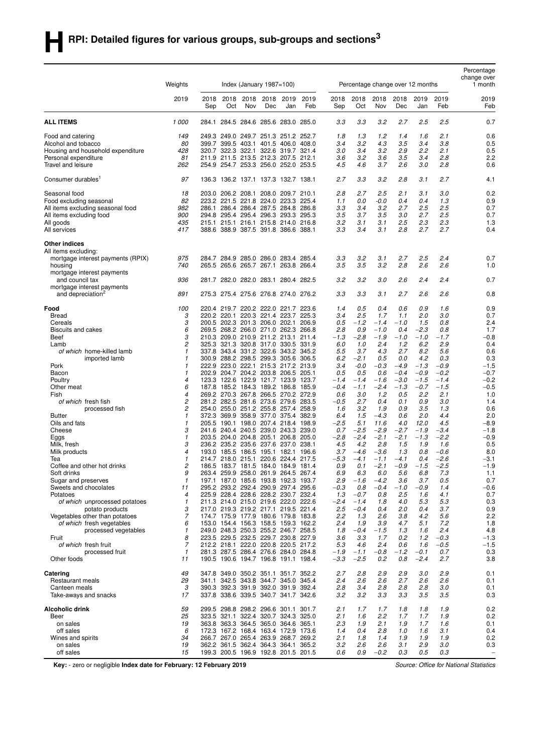# H RPI: Detailed figures for various groups, sub-groups and sections[3]

| | Weights | Index (January 1987=100) | | | | | | Percentage change over 12 months | | | | | | Percentage change over 1 month |
|---|---|---|---|---|---|---|---|---|---|---|---|---|---|---|
| | 2019 | 2018 Sep | 2018 Oct | 2018 Nov | 2018 Dec | 2019 Jan | 2019 Feb | 2018 Sep | 2018 Oct | 2018 Nov | 2018 Dec | 2019 Jan | 2019 Feb | 2019 Feb |
| **ALL ITEMS** | *1 000* | 284.1 | 284.5 | 284.6 | 285.6 | 283.0 | 285.0 | *3.3* | *3.3* | *3.2* | *2.7* | *2.5* | *2.5* | 0.7 |
| Food and catering | *149* | 249.3 | 249.0 | 249.7 | 251.3 | 251.2 | 252.7 | *1.8* | *1.3* | *1.2* | *1.4* | *1.6* | *2.1* | 0.6 |
| Alcohol and tobacco | *80* | 399.7 | 399.5 | 403.1 | 401.5 | 406.0 | 408.0 | *3.4* | *3.2* | *4.3* | *3.5* | *3.4* | *3.8* | 0.5 |
| Housing and household expenditure | *428* | 320.7 | 322.3 | 322.1 | 322.6 | 319.7 | 321.4 | *3.0* | *3.4* | *3.2* | *2.9* | *2.2* | *2.1* | 0.5 |
| Personal expenditure | *81* | 211.9 | 211.5 | 213.5 | 212.3 | 207.5 | 212.1 | *3.6* | *3.2* | *3.6* | *3.5* | *3.4* | *2.8* | 2.2 |
| Travel and leisure | *262* | 254.9 | 254.7 | 253.3 | 256.0 | 252.0 | 253.5 | *4.5* | *4.6* | *3.7* | *2.6* | *3.0* | *2.8* | 0.6 |
| Consumer durables[1] | *97* | 136.3 | 136.2 | 137.1 | 137.3 | 132.7 | 138.1 | *2.7* | *3.3* | *3.2* | *2.8* | *3.1* | *2.7* | 4.1 |
| Seasonal food | *18* | 203.0 | 206.2 | 208.1 | 208.0 | 209.7 | 210.1 | *2.8* | *2.7* | *2.5* | *2.1* | *3.1* | *3.0* | 0.2 |
| Food excluding seasonal | *82* | 223.2 | 221.5 | 221.8 | 224.0 | 223.3 | 225.4 | *1.1* | *0.0* | *-0.0* | *0.4* | *0.4* | *1.3* | 0.9 |
| All items excluding seasonal food | *982* | 286.1 | 286.4 | 286.4 | 287.5 | 284.8 | 286.8 | *3.3* | *3.4* | *3.2* | *2.7* | *2.5* | *2.5* | 0.7 |
| All items excluding food | *900* | 294.8 | 295.4 | 295.4 | 296.3 | 293.3 | 295.3 | *3.5* | *3.7* | *3.5* | *3.0* | *2.7* | *2.5* | 0.7 |
| All goods | *435* | 215.1 | 215.1 | 216.1 | 215.8 | 214.0 | 216.8 | *3.2* | *3.1* | *3.1* | *2.5* | *2.3* | *2.3* | 1.3 |
| All services | *417* | 388.6 | 388.9 | 387.5 | 391.8 | 386.6 | 388.1 | *3.3* | *3.4* | *3.1* | *2.8* | *2.7* | *2.7* | 0.4 |
| **Other indices** | | | | | | | | | | | | | | |
| All items excluding: | | | | | | | | | | | | | | |
| mortgage interest payments (RPIX) | *975* | 284.7 | 284.9 | 285.0 | 286.0 | 283.4 | 285.4 | *3.3* | *3.2* | *3.1* | *2.7* | *2.5* | *2.4* | 0.7 |
| housing | *740* | 265.5 | 265.6 | 265.7 | 267.1 | 263.8 | 266.4 | *3.5* | *3.5* | *3.2* | *2.8* | *2.6* | *2.6* | 1.0 |
| mortgage interest payments and council tax | *936* | 281.7 | 282.0 | 282.0 | 283.1 | 280.4 | 282.5 | *3.2* | *3.2* | *3.0* | *2.6* | *2.4* | *2.4* | 0.7 |
| mortgage interest payments and depreciation[2] | *891* | 275.3 | 275.4 | 275.6 | 276.8 | 274.0 | 276.2 | *3.3* | *3.3* | *3.1* | *2.7* | *2.6* | *2.6* | 0.8 |
| **Food** | *100* | 220.4 | 219.7 | 220.2 | 222.0 | 221.7 | 223.6 | *1.4* | *0.5* | *0.4* | *0.6* | *0.9* | *1.6* | 0.9 |
| Bread | *3* | 220.2 | 220.1 | 220.3 | 221.4 | 223.7 | 225.3 | *3.4* | *2.5* | *1.7* | *1.1* | *2.0* | *3.0* | 0.7 |
| Cereals | *3* | 200.5 | 202.3 | 201.3 | 206.0 | 202.1 | 206.9 | *0.5* | *−1.2* | *−1.4* | *−1.0* | *1.5* | *0.8* | 2.4 |
| Biscuits and cakes | *6* | 269.5 | 268.2 | 266.0 | 271.0 | 262.3 | 266.8 | *2.8* | *0.9* | *−1.0* | *0.4* | *−2.3* | *0.8* | 1.7 |
| Beef | *3* | 210.3 | 209.0 | 210.9 | 211.2 | 213.1 | 211.4 | *−1.3* | *−2.8* | *−1.9* | *−1.0* | *−1.0* | *−1.7* | −0.8 |
| Lamb | *2* | 325.3 | 321.3 | 320.8 | 317.0 | 330.5 | 331.9 | *6.0* | *1.0* | *2.4* | *1.2* | *6.2* | *2.9* | 0.4 |
| *of which* home-killed lamb | *1* | 337.8 | 343.4 | 331.2 | 322.6 | 343.2 | 345.2 | *5.5* | *3.7* | *4.3* | *2.7* | *8.2* | *5.6* | 0.6 |
| imported lamb | *1* | 300.9 | 288.2 | 298.5 | 299.3 | 305.6 | 306.5 | *6.2* | *−2.1* | *0.5* | *0.0* | *4.2* | *0.3* | 0.3 |
| Pork | *1* | 222.9 | 223.0 | 222.1 | 215.3 | 217.2 | 213.9 | *3.4* | *-0.0* | *−0.3* | *−4.9* | *−1.3* | *−0.9* | −1.5 |
| Bacon | *1* | 202.9 | 204.7 | 204.2 | 203.8 | 206.5 | 205.1 | *0.5* | *0.5* | *0.6* | *−0.4* | *−0.9* | *−0.2* | −0.7 |
| Poultry | *4* | 123.3 | 122.6 | 122.9 | 121.7 | 123.9 | 123.7 | *−1.4* | *−1.4* | *−1.6* | *−3.0* | *−1.5* | *−1.4* | −0.2 |
| Other meat | *6* | 187.8 | 185.2 | 184.3 | 189.2 | 186.8 | 185.9 | *−0.4* | *−1.1* | *−2.4* | *−1.3* | *−0.7* | *−1.5* | −0.5 |
| Fish | *4* | 269.2 | 270.3 | 267.8 | 266.5 | 270.2 | 272.9 | *0.6* | *3.0* | *1.2* | *0.5* | *2.2* | *2.1* | 1.0 |
| *of which* fresh fish | *2* | 281.2 | 282.5 | 281.6 | 273.6 | 279.6 | 283.5 | *−0.5* | *2.7* | *0.4* | *0.1* | *0.9* | *3.0* | 1.4 |
| processed fish | *2* | 254.0 | 255.0 | 251.2 | 255.8 | 257.4 | 258.9 | *1.6* | *3.2* | *1.9* | *0.9* | *3.5* | *1.3* | 0.6 |
| Butter | *1* | 372.3 | 369.9 | 358.9 | 377.0 | 375.4 | 382.9 | *6.4* | *1.5* | *−4.3* | *0.6* | *2.0* | *4.4* | 2.0 |
| Oils and fats | *1* | 205.5 | 190.1 | 198.0 | 207.4 | 218.4 | 198.9 | *−2.5* | *5.1* | *11.6* | *4.0* | *12.0* | *4.5* | −8.9 |
| Cheese | *3* | 241.6 | 240.4 | 240.5 | 239.0 | 243.3 | 239.0 | *0.7* | *−2.5* | *−2.9* | *−2.7* | *−1.9* | *−3.4* | −1.8 |
| Eggs | *1* | 203.5 | 204.0 | 204.8 | 205.1 | 206.8 | 205.0 | *−2.8* | *−2.4* | *−2.1* | *−2.1* | *−1.3* | *−2.2* | −0.9 |
| Milk, fresh | *3* | 236.2 | 235.2 | 235.6 | 237.6 | 237.0 | 238.1 | *4.5* | *4.2* | *2.8* | *1.5* | *1.9* | *1.6* | 0.5 |
| Milk products | *4* | 193.0 | 185.5 | 186.5 | 195.1 | 182.1 | 196.6 | *3.7* | *−4.6* | *−3.6* | *1.3* | *0.8* | *−0.6* | 8.0 |
| Tea | *1* | 214.7 | 218.0 | 215.1 | 220.6 | 224.4 | 217.5 | *−5.3* | *−4.1* | *−1.1* | *−4.1* | *0.4* | *−2.6* | −3.1 |
| Coffee and other hot drinks | *2* | 186.5 | 183.7 | 181.5 | 184.0 | 184.9 | 181.4 | *0.9* | *0.1* | *−2.1* | *−0.9* | *−1.5* | *−2.5* | −1.9 |
| Soft drinks | *9* | 263.4 | 259.9 | 258.0 | 261.9 | 264.5 | 267.4 | *6.9* | *6.3* | *6.0* | *5.6* | *6.8* | *7.3* | 1.1 |
| Sugar and preserves | *1* | 197.1 | 187.0 | 185.6 | 193.8 | 192.3 | 193.7 | *2.9* | *−1.6* | *−4.2* | *3.6* | *3.7* | *0.5* | 0.7 |
| Sweets and chocolates | *11* | 295.2 | 293.2 | 292.4 | 290.9 | 297.4 | 295.6 | *−0.3* | *0.8* | *−0.4* | *−1.0* | *−0.9* | *1.4* | −0.6 |
| Potatoes | *4* | 225.9 | 228.4 | 228.6 | 228.2 | 230.7 | 232.4 | *1.3* | *−0.7* | *0.8* | *2.5* | *1.6* | *4.1* | 0.7 |
| *of which* unprocessed potatoes | *1* | 211.3 | 214.0 | 215.0 | 219.6 | 222.0 | 222.6 | *−2.4* | *−1.4* | *1.8* | *4.0* | *5.3* | *5.3* | 0.3 |
| potato products | *3* | 217.0 | 219.3 | 219.2 | 217.1 | 219.5 | 221.4 | *2.5* | *−0.4* | *0.4* | *2.0* | *0.4* | *3.7* | 0.9 |
| Vegetables other than potatoes | *7* | 174.7 | 175.9 | 177.9 | 180.6 | 179.8 | 183.8 | *2.2* | *1.3* | *2.6* | *3.8* | *4.2* | *5.6* | 2.2 |
| *of which* fresh vegetables | *6* | 153.0 | 154.4 | 156.3 | 158.5 | 159.3 | 162.2 | *2.4* | *1.9* | *3.9* | *4.7* | *5.1* | *7.2* | 1.8 |
| processed vegetables | *1* | 249.0 | 248.3 | 250.3 | 255.2 | 246.7 | 258.5 | *1.8* | *−0.4* | *−1.5* | *1.3* | *1.6* | *2.4* | 4.8 |
| Fruit | *8* | 223.5 | 229.5 | 232.5 | 229.7 | 230.8 | 227.9 | *3.6* | *3.3* | *1.7* | *0.2* | *1.2* | *−0.3* | −1.3 |
| *of which* fresh fruit | *7* | 212.2 | 218.1 | 222.0 | 220.8 | 220.5 | 217.2 | *5.3* | *4.6* | *2.4* | *0.6* | *1.6* | *−0.5* | −1.5 |
| processed fruit | *1* | 281.3 | 287.5 | 286.4 | 276.6 | 284.0 | 284.8 | *−1.9* | *−1.1* | *−0.8* | *−1.2* | *−0.1* | *0.7* | 0.3 |
| Other foods | *11* | 190.5 | 190.6 | 194.7 | 196.8 | 191.1 | 198.4 | *−3.3* | *−2.5* | *0.2* | *0.8* | *−2.4* | *2.7* | 3.8 |
| **Catering** | *49* | 347.8 | 349.0 | 350.2 | 351.1 | 351.7 | 352.2 | *2.7* | *2.8* | *2.9* | *2.9* | *3.0* | *2.9* | 0.1 |
| Restaurant meals | *29* | 341.1 | 342.5 | 343.8 | 344.7 | 345.0 | 345.4 | *2.4* | *2.6* | *2.6* | *2.7* | *2.6* | *2.6* | 0.1 |
| Canteen meals | *3* | 390.3 | 392.3 | 391.9 | 392.0 | 391.9 | 392.4 | *2.8* | *3.4* | *2.8* | *2.8* | *2.8* | *3.0* | 0.1 |
| Take-aways and snacks | *17* | 337.8 | 338.6 | 339.5 | 340.7 | 341.7 | 342.6 | *3.2* | *3.2* | *3.3* | *3.3* | *3.5* | *3.5* | 0.3 |
| **Alcoholic drink** | *59* | 299.5 | 298.8 | 298.2 | 296.6 | 301.1 | 301.7 | *2.1* | *1.7* | *1.7* | *1.8* | *1.8* | *1.9* | 0.2 |
| Beer | *25* | 323.5 | 321.1 | 322.4 | 320.7 | 324.3 | 325.0 | *2.1* | *1.6* | *2.2* | *1.7* | *1.7* | *1.9* | 0.2 |
| on sales | *19* | 363.8 | 363.3 | 364.5 | 365.0 | 364.6 | 365.1 | *2.3* | *1.9* | *2.1* | *1.9* | *1.7* | *1.6* | 0.1 |
| off sales | *6* | 172.3 | 167.2 | 168.4 | 163.4 | 172.9 | 173.6 | *1.4* | *0.4* | *2.8* | *1.0* | *1.6* | *3.1* | 0.4 |
| Wines and spirits | *34* | 266.7 | 267.0 | 265.4 | 263.9 | 268.7 | 269.2 | *2.1* | *1.8* | *1.4* | *1.9* | *1.9* | *1.9* | 0.2 |
| on sales | *19* | 362.2 | 361.5 | 362.4 | 364.3 | 364.1 | 365.2 | *3.2* | *2.6* | *2.6* | *3.1* | *2.9* | *3.0* | 0.3 |
| off sales | *15* | 199.3 | 200.5 | 196.9 | 192.8 | 201.5 | 201.5 | *0.6* | *0.9* | *−0.2* | *0.3* | *0.5* | *0.3* | – |

**Key:** - zero or negligible **Index date for February: 12 February 2019**

*Source: Office for National Statistics*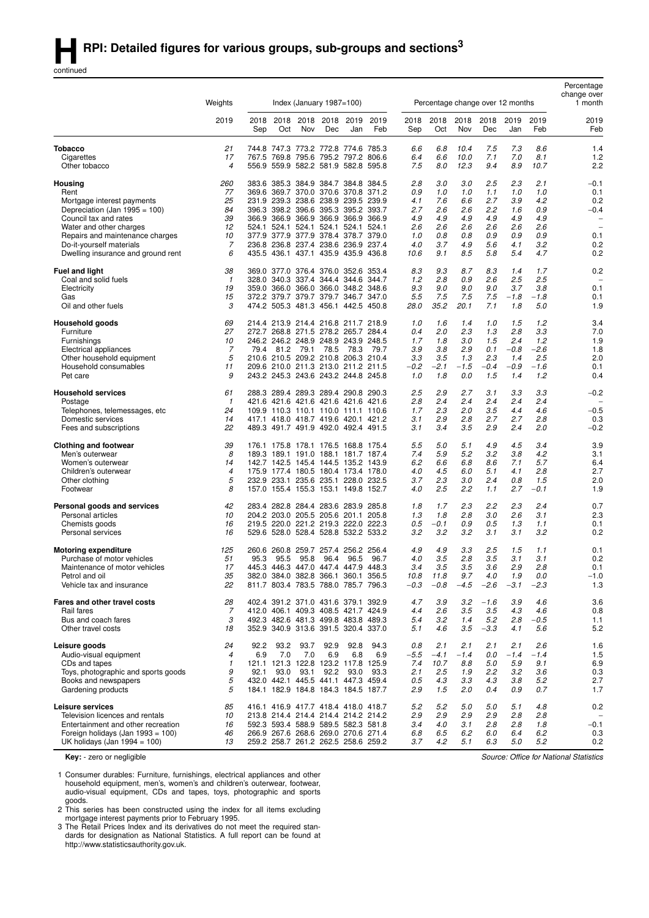# H RPI: Detailed figures for various groups, sub-groups and sections[3]

continued

| | Weights | Index (January 1987=100) | | | | | | Percentage change over 12 months | | | | | | Percentage change over 1 month |
|---|---|---|---|---|---|---|---|---|---|---|---|---|---|---|
| | 2019 | 2018 Sep | 2018 Oct | 2018 Nov | 2018 Dec | 2019 Jan | 2019 Feb | 2018 Sep | 2018 Oct | 2018 Nov | 2018 Dec | 2019 Jan | 2019 Feb | 2019 Feb |
| **Tobacco** | 21 | 744.8 | 747.3 | 773.2 | 772.8 | 774.6 | 785.3 | 6.6 | 6.8 | 10.4 | 7.5 | 7.3 | 8.6 | 1.4 |
| Cigarettes | 17 | 767.5 | 769.8 | 795.6 | 795.2 | 797.2 | 806.6 | 6.4 | 6.6 | 10.0 | 7.1 | 7.0 | 8.1 | 1.2 |
| Other tobacco | 4 | 556.9 | 559.9 | 582.2 | 581.9 | 582.8 | 595.8 | 7.5 | 8.0 | 12.3 | 9.4 | 8.9 | 10.7 | 2.2 |
| **Housing** | 260 | 383.6 | 385.3 | 384.9 | 384.7 | 384.8 | 384.5 | 2.8 | 3.0 | 3.0 | 2.5 | 2.3 | 2.1 | −0.1 |
| Rent | 77 | 369.6 | 369.7 | 370.0 | 370.6 | 370.8 | 371.2 | 0.9 | 1.0 | 1.0 | 1.1 | 1.0 | 1.0 | 0.1 |
| Mortgage interest payments | 25 | 231.9 | 239.3 | 238.6 | 238.9 | 239.5 | 239.9 | 4.1 | 7.6 | 6.6 | 2.7 | 3.9 | 4.2 | 0.2 |
| Depreciation (Jan 1995 = 100) | 84 | 396.3 | 398.2 | 396.6 | 395.3 | 395.2 | 393.7 | 2.7 | 2.6 | 2.6 | 2.2 | 1.6 | 0.9 | −0.4 |
| Council tax and rates | 39 | 366.9 | 366.9 | 366.9 | 366.9 | 366.9 | 366.9 | 4.9 | 4.9 | 4.9 | 4.9 | 4.9 | 4.9 | – |
| Water and other charges | 12 | 524.1 | 524.1 | 524.1 | 524.1 | 524.1 | 524.1 | 2.6 | 2.6 | 2.6 | 2.6 | 2.6 | 2.6 | – |
| Repairs and maintenance charges | 10 | 377.9 | 377.9 | 377.9 | 378.4 | 378.7 | 379.0 | 1.0 | 0.8 | 0.8 | 0.9 | 0.9 | 0.9 | 0.1 |
| Do-it-yourself materials | 7 | 236.8 | 236.8 | 237.4 | 238.6 | 236.9 | 237.4 | 4.0 | 3.7 | 4.9 | 5.6 | 4.1 | 3.2 | 0.2 |
| Dwelling insurance and ground rent | 6 | 435.5 | 436.1 | 437.1 | 435.9 | 435.9 | 436.8 | 10.6 | 9.1 | 8.5 | 5.8 | 5.4 | 4.7 | 0.2 |
| **Fuel and light** | 38 | 369.0 | 377.0 | 376.4 | 376.0 | 352.6 | 353.4 | 8.3 | 9.3 | 8.7 | 8.3 | 1.4 | 1.7 | 0.2 |
| Coal and solid fuels | 1 | 328.0 | 340.3 | 337.4 | 344.4 | 344.6 | 344.7 | 1.2 | 2.8 | 0.9 | 2.6 | 2.5 | 2.5 | – |
| Electricity | 19 | 359.0 | 366.0 | 366.0 | 366.0 | 348.2 | 348.6 | 9.3 | 9.0 | 9.0 | 9.0 | 3.7 | 3.8 | 0.1 |
| Gas | 15 | 372.2 | 379.7 | 379.7 | 379.7 | 346.7 | 347.0 | 5.5 | 7.5 | 7.5 | 7.5 | −1.8 | −1.8 | 0.1 |
| Oil and other fuels | 3 | 474.2 | 505.3 | 481.3 | 456.1 | 442.5 | 450.8 | 28.0 | 35.2 | 20.1 | 7.1 | 1.8 | 5.0 | 1.9 |
| **Household goods** | 69 | 214.4 | 213.9 | 214.4 | 216.8 | 211.7 | 218.9 | 1.0 | 1.6 | 1.4 | 1.0 | 1.5 | 1.2 | 3.4 |
| Furniture | 27 | 272.7 | 268.8 | 271.5 | 278.2 | 265.7 | 284.4 | 0.4 | 2.0 | 2.3 | 1.3 | 2.8 | 3.3 | 7.0 |
| Furnishings | 10 | 246.2 | 246.2 | 248.9 | 248.9 | 243.9 | 248.5 | 1.7 | 1.8 | 3.0 | 1.5 | 2.4 | 1.2 | 1.9 |
| Electrical appliances | 7 | 79.4 | 81.2 | 79.1 | 78.5 | 78.3 | 79.7 | 3.9 | 3.8 | 2.9 | 0.1 | −0.8 | −2.6 | 1.8 |
| Other household equipment | 5 | 210.6 | 210.5 | 209.2 | 210.8 | 206.3 | 210.4 | 3.3 | 3.5 | 1.3 | 2.3 | 1.4 | 2.5 | 2.0 |
| Household consumables | 11 | 209.6 | 210.0 | 211.3 | 213.0 | 211.2 | 211.5 | −0.2 | −2.1 | −1.5 | −0.4 | −0.9 | −1.6 | 0.1 |
| Pet care | 9 | 243.2 | 245.3 | 243.6 | 243.2 | 244.8 | 245.8 | 1.0 | 1.8 | 0.0 | 1.5 | 1.4 | 1.2 | 0.4 |
| **Household services** | 61 | 288.3 | 289.4 | 289.3 | 289.4 | 290.8 | 290.3 | 2.5 | 2.9 | 2.7 | 3.1 | 3.3 | 3.3 | −0.2 |
| Postage | 1 | 421.6 | 421.6 | 421.6 | 421.6 | 421.6 | 421.6 | 2.8 | 2.4 | 2.4 | 2.4 | 2.4 | 2.4 | – |
| Telephones, telemessages, etc | 24 | 109.9 | 110.3 | 110.1 | 110.0 | 111.1 | 110.6 | 1.7 | 2.3 | 2.0 | 3.5 | 4.4 | 4.6 | −0.5 |
| Domestic services | 14 | 417.1 | 418.0 | 418.7 | 419.6 | 420.1 | 421.2 | 3.1 | 2.9 | 2.8 | 2.7 | 2.7 | 2.8 | 0.3 |
| Fees and subscriptions | 22 | 489.3 | 491.7 | 491.9 | 492.0 | 492.4 | 491.5 | 3.1 | 3.4 | 3.5 | 2.9 | 2.4 | 2.0 | −0.2 |
| **Clothing and footwear** | 39 | 176.1 | 175.8 | 178.1 | 176.5 | 168.8 | 175.4 | 5.5 | 5.0 | 5.1 | 4.9 | 4.5 | 3.4 | 3.9 |
| Men's outerwear | 8 | 189.3 | 189.1 | 191.0 | 188.1 | 181.7 | 187.4 | 7.4 | 5.9 | 5.2 | 3.2 | 3.8 | 4.2 | 3.1 |
| Women's outerwear | 14 | 142.7 | 142.5 | 145.4 | 144.5 | 135.2 | 143.9 | 6.2 | 6.6 | 6.8 | 8.6 | 7.1 | 5.7 | 6.4 |
| Children's outerwear | 4 | 175.9 | 177.4 | 180.5 | 180.4 | 173.4 | 178.0 | 4.0 | 4.5 | 6.0 | 5.1 | 4.1 | 2.8 | 2.7 |
| Other clothing | 5 | 232.9 | 233.1 | 235.6 | 235.1 | 228.0 | 232.5 | 3.7 | 2.3 | 3.0 | 2.4 | 0.8 | 1.5 | 2.0 |
| Footwear | 8 | 157.0 | 155.4 | 155.3 | 153.1 | 149.8 | 152.7 | 4.0 | 2.5 | 2.2 | 1.1 | 2.7 | −0.1 | 1.9 |
| **Personal goods and services** | 42 | 283.4 | 282.8 | 284.4 | 283.6 | 283.9 | 285.8 | 1.8 | 1.7 | 2.3 | 2.2 | 2.3 | 2.4 | 0.7 |
| Personal articles | 10 | 204.2 | 203.0 | 205.5 | 205.6 | 201.1 | 205.8 | 1.3 | 1.8 | 2.8 | 3.0 | 2.6 | 3.1 | 2.3 |
| Chemists goods | 16 | 219.5 | 220.0 | 221.2 | 219.3 | 222.0 | 222.3 | 0.5 | −0.1 | 0.9 | 0.5 | 1.3 | 1.1 | 0.1 |
| Personal services | 16 | 529.6 | 528.0 | 528.4 | 528.8 | 532.2 | 533.2 | 3.2 | 3.2 | 3.2 | 3.1 | 3.1 | 3.2 | 0.2 |
| **Motoring expenditure** | 125 | 260.6 | 260.8 | 259.7 | 257.4 | 256.2 | 256.4 | 4.9 | 4.9 | 3.3 | 2.5 | 1.5 | 1.1 | 0.1 |
| Purchase of motor vehicles | 51 | 95.3 | 95.5 | 95.8 | 96.4 | 96.5 | 96.7 | 4.0 | 3.5 | 2.8 | 3.5 | 3.1 | 3.1 | 0.2 |
| Maintenance of motor vehicles | 17 | 445.3 | 446.3 | 447.0 | 447.4 | 447.9 | 448.3 | 3.4 | 3.5 | 3.5 | 3.6 | 2.9 | 2.8 | 0.1 |
| Petrol and oil | 35 | 382.0 | 384.0 | 382.8 | 366.1 | 360.1 | 356.5 | 10.8 | 11.8 | 9.7 | 4.0 | 1.9 | 0.0 | −1.0 |
| Vehicle tax and insurance | 22 | 811.7 | 803.4 | 783.5 | 788.0 | 785.7 | 796.3 | −0.3 | −0.8 | −4.5 | −2.6 | −3.1 | −2.3 | 1.3 |
| **Fares and other travel costs** | 28 | 402.4 | 391.2 | 371.0 | 431.6 | 379.1 | 392.9 | 4.7 | 3.9 | 3.2 | −1.6 | 3.9 | 4.6 | 3.6 |
| Rail fares | 7 | 412.0 | 406.1 | 409.3 | 408.5 | 421.7 | 424.9 | 4.4 | 2.6 | 3.5 | 3.5 | 4.3 | 4.6 | 0.8 |
| Bus and coach fares | 3 | 492.3 | 482.6 | 481.3 | 499.8 | 483.8 | 489.3 | 5.4 | 3.2 | 1.4 | 5.2 | 2.8 | −0.5 | 1.1 |
| Other travel costs | 18 | 352.9 | 340.9 | 313.6 | 391.5 | 320.4 | 337.0 | 5.1 | 4.6 | 3.5 | −3.3 | 4.1 | 5.6 | 5.2 |
| **Leisure goods** | 24 | 92.2 | 93.2 | 93.7 | 92.9 | 92.8 | 94.3 | 0.8 | 2.1 | 2.1 | 2.1 | 2.1 | 2.6 | 1.6 |
| Audio-visual equipment | 4 | 6.9 | 7.0 | 7.0 | 6.9 | 6.8 | 6.9 | −5.5 | −4.1 | −1.4 | 0.0 | −1.4 | −1.4 | 1.5 |
| CDs and tapes | 1 | 121.1 | 121.3 | 122.8 | 123.2 | 117.8 | 125.9 | 7.4 | 10.7 | 8.8 | 5.0 | 5.9 | 9.1 | 6.9 |
| Toys, photographic and sports goods | 9 | 92.1 | 93.0 | 93.1 | 92.2 | 93.0 | 93.3 | 2.1 | 2.5 | 1.9 | 2.2 | 3.2 | 3.6 | 0.3 |
| Books and newspapers | 5 | 432.0 | 442.1 | 445.5 | 441.1 | 447.3 | 459.4 | 0.5 | 4.3 | 3.3 | 4.3 | 3.8 | 5.2 | 2.7 |
| Gardening products | 5 | 184.1 | 182.9 | 184.8 | 184.3 | 184.5 | 187.7 | 2.9 | 1.5 | 2.0 | 0.4 | 0.9 | 0.7 | 1.7 |
| **Leisure services** | 85 | 416.1 | 416.9 | 417.7 | 418.4 | 418.0 | 418.7 | 5.2 | 5.2 | 5.0 | 5.0 | 5.1 | 4.8 | 0.2 |
| Television licences and rentals | 10 | 213.8 | 214.4 | 214.4 | 214.4 | 214.2 | 214.2 | 2.9 | 2.9 | 2.9 | 2.9 | 2.8 | 2.8 | – |
| Entertainment and other recreation | 16 | 592.3 | 593.4 | 588.9 | 589.5 | 582.3 | 581.8 | 3.4 | 4.0 | 3.1 | 2.8 | 2.8 | 1.8 | −0.1 |
| Foreign holidays (Jan 1993 = 100) | 46 | 266.9 | 267.6 | 268.6 | 269.0 | 270.6 | 271.4 | 6.8 | 6.5 | 6.2 | 6.0 | 6.4 | 6.2 | 0.3 |
| UK holidays (Jan 1994 = 100) | 13 | 259.2 | 258.7 | 261.2 | 262.5 | 258.6 | 259.2 | 3.7 | 4.2 | 5.1 | 6.3 | 5.0 | 5.2 | 0.2 |

**Key:** - zero or negligible

*Source: Office for National Statistics*

1 Consumer durables: Furniture, furnishings, electrical appliances and other household equipment, men's, women's and children's outerwear, footwear, audio-visual equipment, CDs and tapes, toys, photographic and sports goods.

2 This series has been constructed using the index for all items excluding mortgage interest payments prior to February 1995.

3 The Retail Prices Index and its derivatives do not meet the required standards for designation as National Statistics. A full report can be found at http://www.statisticsauthority.gov.uk.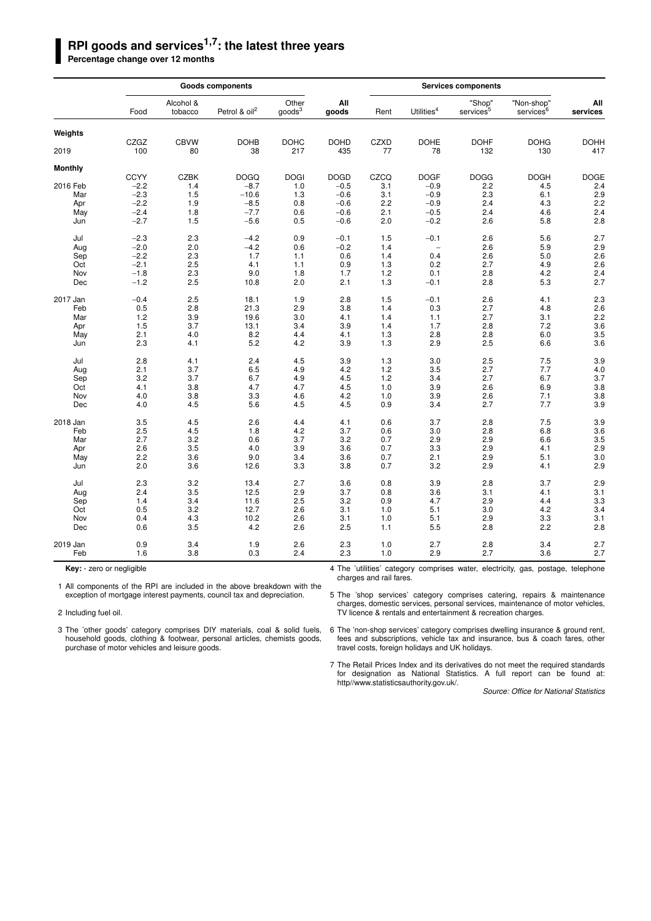## RPI goods and services[1,7]: the latest three years

**Percentage change over 12 months**

| | Goods components | | | | | Services components | | | | |
|---|---|---|---|---|---|---|---|---|---|---|
| | Food | Alcohol & tobacco | Petrol & oil[2] | Other goods[3] | **All goods** | Rent | Utilities[4] | "Shop" services[5] | "Non-shop" services[6] | **All services** |
| **Weights** | CZGZ | CBVW | DOHB | DOHC | DOHD | CZXD | DOHE | DOHF | DOHG | DOHH |
| 2019 | 100 | 80 | 38 | 217 | 435 | 77 | 78 | 132 | 130 | 417 |
| **Monthly** | CCYY | CZBK | DOGQ | DOGI | DOGD | CZCQ | DOGF | DOGG | DOGH | DOGE |
| 2016 Feb | −2.2 | 1.4 | −8.7 | 1.0 | −0.5 | 3.1 | −0.9 | 2.2 | 4.5 | 2.4 |
| Mar | −2.3 | 1.5 | −10.6 | 1.3 | −0.6 | 3.1 | −0.9 | 2.3 | 6.1 | 2.9 |
| Apr | −2.2 | 1.9 | −8.5 | 0.8 | −0.6 | 2.2 | −0.9 | 2.4 | 4.3 | 2.2 |
| May | −2.4 | 1.8 | −7.7 | 0.6 | −0.6 | 2.1 | −0.5 | 2.4 | 4.6 | 2.4 |
| Jun | −2.7 | 1.5 | −5.6 | 0.5 | −0.6 | 2.0 | −0.2 | 2.6 | 5.8 | 2.8 |
| Jul | −2.3 | 2.3 | −4.2 | 0.9 | −0.1 | 1.5 | −0.1 | 2.6 | 5.6 | 2.7 |
| Aug | −2.0 | 2.0 | −4.2 | 0.6 | −0.2 | 1.4 | − | 2.6 | 5.9 | 2.9 |
| Sep | −2.2 | 2.3 | 1.7 | 1.1 | 0.6 | 1.4 | 0.4 | 2.6 | 5.0 | 2.6 |
| Oct | −2.1 | 2.5 | 4.1 | 1.1 | 0.9 | 1.3 | 0.2 | 2.7 | 4.9 | 2.6 |
| Nov | −1.8 | 2.3 | 9.0 | 1.8 | 1.7 | 1.2 | 0.1 | 2.8 | 4.2 | 2.4 |
| Dec | −1.2 | 2.5 | 10.8 | 2.0 | 2.1 | 1.3 | −0.1 | 2.8 | 5.3 | 2.7 |
| 2017 Jan | −0.4 | 2.5 | 18.1 | 1.9 | 2.8 | 1.5 | −0.1 | 2.6 | 4.1 | 2.3 |
| Feb | 0.5 | 2.8 | 21.3 | 2.9 | 3.8 | 1.4 | 0.3 | 2.7 | 4.8 | 2.6 |
| Mar | 1.2 | 3.9 | 19.6 | 3.0 | 4.1 | 1.4 | 1.1 | 2.7 | 3.1 | 2.2 |
| Apr | 1.5 | 3.7 | 13.1 | 3.4 | 3.9 | 1.4 | 1.7 | 2.8 | 7.2 | 3.6 |
| May | 2.1 | 4.0 | 8.2 | 4.4 | 4.1 | 1.3 | 2.8 | 2.8 | 6.0 | 3.5 |
| Jun | 2.3 | 4.1 | 5.2 | 4.2 | 3.9 | 1.3 | 2.9 | 2.5 | 6.6 | 3.6 |
| Jul | 2.8 | 4.1 | 2.4 | 4.5 | 3.9 | 1.3 | 3.0 | 2.5 | 7.5 | 3.9 |
| Aug | 2.1 | 3.7 | 6.5 | 4.9 | 4.2 | 1.2 | 3.5 | 2.7 | 7.7 | 4.0 |
| Sep | 3.2 | 3.7 | 6.7 | 4.9 | 4.5 | 1.2 | 3.4 | 2.7 | 6.7 | 3.7 |
| Oct | 4.1 | 3.8 | 4.7 | 4.7 | 4.5 | 1.0 | 3.9 | 2.6 | 6.9 | 3.8 |
| Nov | 4.0 | 3.8 | 3.3 | 4.6 | 4.2 | 1.0 | 3.9 | 2.6 | 7.1 | 3.8 |
| Dec | 4.0 | 4.5 | 5.6 | 4.5 | 4.5 | 0.9 | 3.4 | 2.7 | 7.7 | 3.9 |
| 2018 Jan | 3.5 | 4.5 | 2.6 | 4.4 | 4.1 | 0.6 | 3.7 | 2.8 | 7.5 | 3.9 |
| Feb | 2.5 | 4.5 | 1.8 | 4.2 | 3.7 | 0.6 | 3.0 | 2.8 | 6.8 | 3.6 |
| Mar | 2.7 | 3.2 | 0.6 | 3.7 | 3.2 | 0.7 | 2.9 | 2.9 | 6.6 | 3.5 |
| Apr | 2.6 | 3.5 | 4.0 | 3.9 | 3.6 | 0.7 | 3.3 | 2.9 | 4.1 | 2.9 |
| May | 2.2 | 3.6 | 9.0 | 3.4 | 3.6 | 0.7 | 2.1 | 2.9 | 5.1 | 3.0 |
| Jun | 2.0 | 3.6 | 12.6 | 3.3 | 3.8 | 0.7 | 3.2 | 2.9 | 4.1 | 2.9 |
| Jul | 2.3 | 3.2 | 13.4 | 2.7 | 3.6 | 0.8 | 3.9 | 2.8 | 3.7 | 2.9 |
| Aug | 2.4 | 3.5 | 12.5 | 2.9 | 3.7 | 0.8 | 3.6 | 3.1 | 4.1 | 3.1 |
| Sep | 1.4 | 3.4 | 11.6 | 2.5 | 3.2 | 0.9 | 4.7 | 2.9 | 4.4 | 3.3 |
| Oct | 0.5 | 3.2 | 12.7 | 2.6 | 3.1 | 1.0 | 5.1 | 3.0 | 4.2 | 3.4 |
| Nov | 0.4 | 4.3 | 10.2 | 2.6 | 3.1 | 1.0 | 5.1 | 2.9 | 3.3 | 3.1 |
| Dec | 0.6 | 3.5 | 4.2 | 2.6 | 2.5 | 1.1 | 5.5 | 2.8 | 2.2 | 2.8 |
| 2019 Jan | 0.9 | 3.4 | 1.9 | 2.6 | 2.3 | 1.0 | 2.7 | 2.8 | 3.4 | 2.7 |
| Feb | 1.6 | 3.8 | 0.3 | 2.4 | 2.3 | 1.0 | 2.9 | 2.7 | 3.6 | 2.7 |

**Key:** - zero or negligible

1 All components of the RPI are included in the above breakdown with the exception of mortgage interest payments, council tax and depreciation.

2 Including fuel oil.

3 The 'other goods' category comprises DIY materials, coal & solid fuels, household goods, clothing & footwear, personal articles, chemists goods, purchase of motor vehicles and leisure goods.

4 The 'utilities' category comprises water, electricity, gas, postage, telephone charges and rail fares.

5 The 'shop services' category comprises catering, repairs & maintenance charges, domestic services, personal services, maintenance of motor vehicles, TV licence & rentals and entertainment & recreation charges.

6 The 'non-shop services' category comprises dwelling insurance & ground rent, fees and subscriptions, vehicle tax and insurance, bus & coach fares, other travel costs, foreign holidays and UK holidays.

7 The Retail Prices Index and its derivatives do not meet the required standards for designation as National Statistics. A full report can be found at: http//www.statisticsauthority.gov.uk/.

*Source: Office for National Statistics*